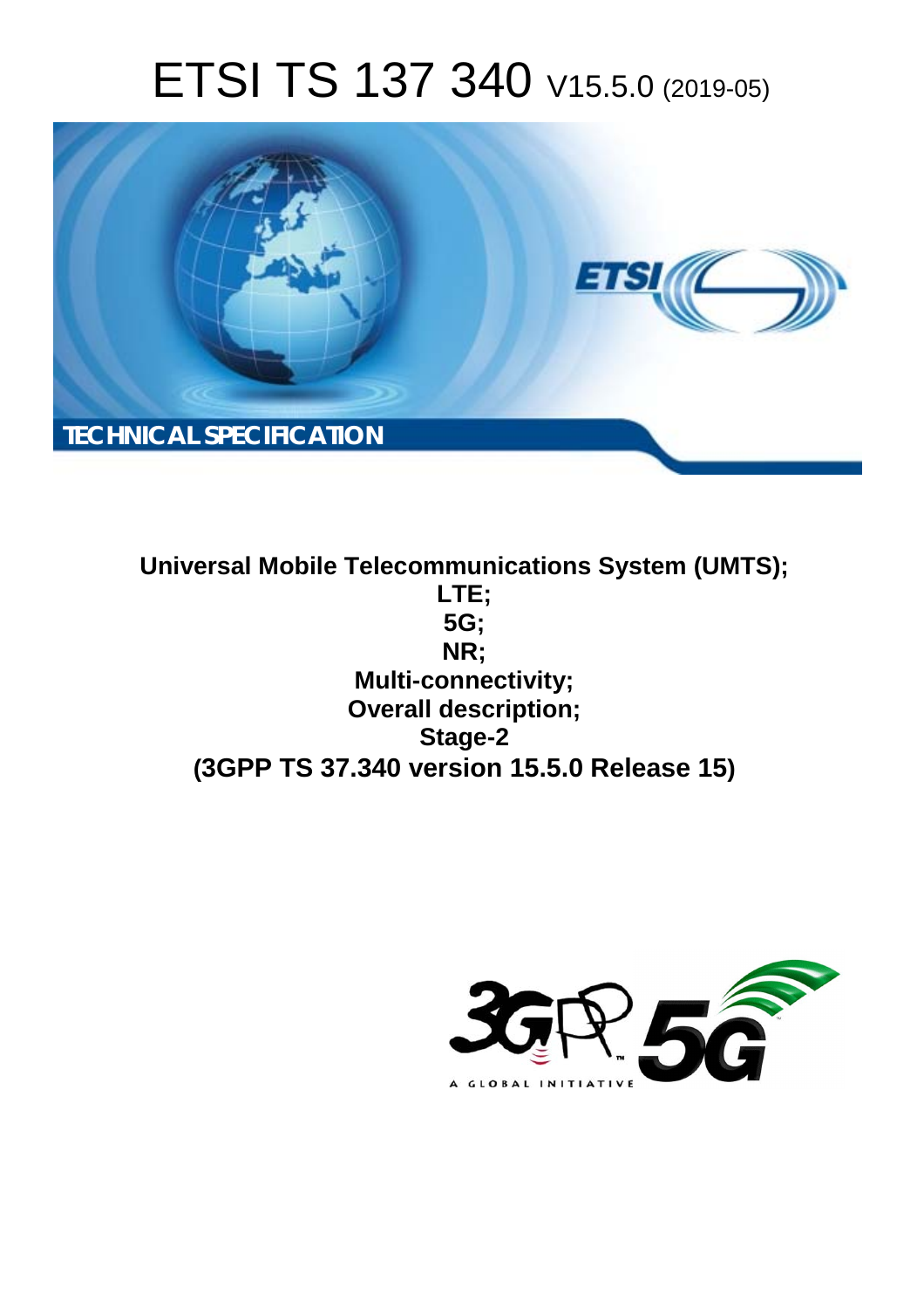# ETSI TS 137 340 V15.5.0 (2019-05)

TECHNICAL SPECIFICATION

**Universal Mobile Telecommunications System (UMTS);**
**LTE;**
**5G;**
**NR;**
**Multi-connectivity;**
**Overall description;**
**Stage-2**
**(3GPP TS 37.340 version 15.5.0 Release 15)**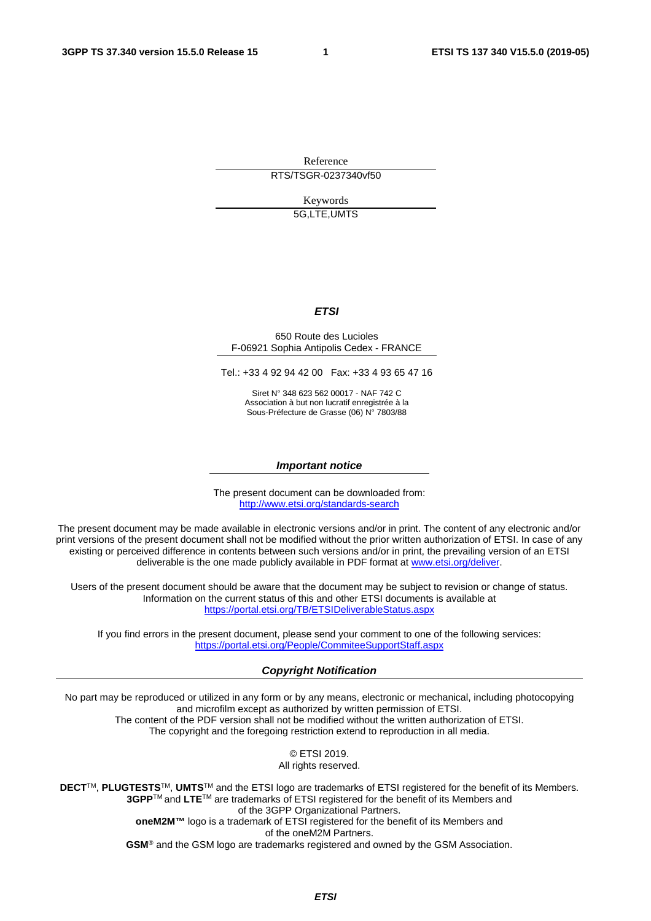Reference

RTS/TSGR-0237340vf50

Keywords

5G,LTE,UMTS

***ETSI***

650 Route des Lucioles
F-06921 Sophia Antipolis Cedex - FRANCE

Tel.: +33 4 92 94 42 00   Fax: +33 4 93 65 47 16

Siret N° 348 623 562 00017 - NAF 742 C
Association à but non lucratif enregistrée à la
Sous-Préfecture de Grasse (06) N° 7803/88

***Important notice***

The present document can be downloaded from:
http://www.etsi.org/standards-search

The present document may be made available in electronic versions and/or in print. The content of any electronic and/or print versions of the present document shall not be modified without the prior written authorization of ETSI. In case of any existing or perceived difference in contents between such versions and/or in print, the prevailing version of an ETSI deliverable is the one made publicly available in PDF format at www.etsi.org/deliver.

Users of the present document should be aware that the document may be subject to revision or change of status. Information on the current status of this and other ETSI documents is available at https://portal.etsi.org/TB/ETSIDeliverableStatus.aspx

If you find errors in the present document, please send your comment to one of the following services:
https://portal.etsi.org/People/CommiteeSupportStaff.aspx

***Copyright Notification***

No part may be reproduced or utilized in any form or by any means, electronic or mechanical, including photocopying and microfilm except as authorized by written permission of ETSI.
The content of the PDF version shall not be modified without the written authorization of ETSI.
The copyright and the foregoing restriction extend to reproduction in all media.

© ETSI 2019.
All rights reserved.

**DECT**™, **PLUGTESTS**™, **UMTS**™ and the ETSI logo are trademarks of ETSI registered for the benefit of its Members.
**3GPP**™ and **LTE**™ are trademarks of ETSI registered for the benefit of its Members and of the 3GPP Organizational Partners.
**oneM2M™** logo is a trademark of ETSI registered for the benefit of its Members and of the oneM2M Partners.
**GSM**® and the GSM logo are trademarks registered and owned by the GSM Association.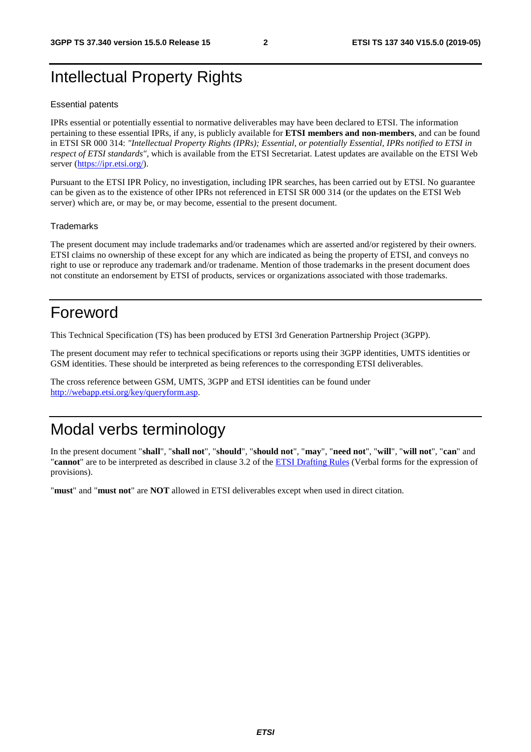# Intellectual Property Rights

## Essential patents

IPRs essential or potentially essential to normative deliverables may have been declared to ETSI. The information pertaining to these essential IPRs, if any, is publicly available for **ETSI members and non-members**, and can be found in ETSI SR 000 314: *"Intellectual Property Rights (IPRs); Essential, or potentially Essential, IPRs notified to ETSI in respect of ETSI standards"*, which is available from the ETSI Secretariat. Latest updates are available on the ETSI Web server (https://ipr.etsi.org/).

Pursuant to the ETSI IPR Policy, no investigation, including IPR searches, has been carried out by ETSI. No guarantee can be given as to the existence of other IPRs not referenced in ETSI SR 000 314 (or the updates on the ETSI Web server) which are, or may be, or may become, essential to the present document.

## Trademarks

The present document may include trademarks and/or tradenames which are asserted and/or registered by their owners. ETSI claims no ownership of these except for any which are indicated as being the property of ETSI, and conveys no right to use or reproduce any trademark and/or tradename. Mention of those trademarks in the present document does not constitute an endorsement by ETSI of products, services or organizations associated with those trademarks.

# Foreword

This Technical Specification (TS) has been produced by ETSI 3rd Generation Partnership Project (3GPP).

The present document may refer to technical specifications or reports using their 3GPP identities, UMTS identities or GSM identities. These should be interpreted as being references to the corresponding ETSI deliverables.

The cross reference between GSM, UMTS, 3GPP and ETSI identities can be found under http://webapp.etsi.org/key/queryform.asp.

# Modal verbs terminology

In the present document "**shall**", "**shall not**", "**should**", "**should not**", "**may**", "**need not**", "**will**", "**will not**", "**can**" and "**cannot**" are to be interpreted as described in clause 3.2 of the ETSI Drafting Rules (Verbal forms for the expression of provisions).

"**must**" and "**must not**" are **NOT** allowed in ETSI deliverables except when used in direct citation.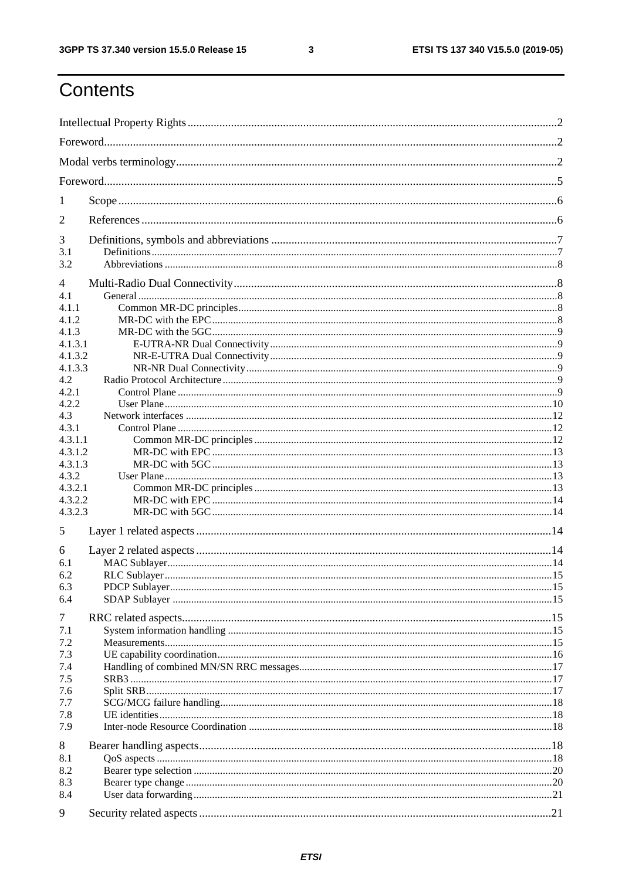# Contents

Intellectual Property Rights .......... 2

Foreword .......... 2

Modal verbs terminology .......... 2

Foreword .......... 5

1 Scope .......... 6

2 References .......... 6

3 Definitions, symbols and abbreviations .......... 7
- 3.1 Definitions .......... 7
- 3.2 Abbreviations .......... 8

4 Multi-Radio Dual Connectivity .......... 8
- 4.1 General .......... 8
- 4.1.1 Common MR-DC principles .......... 8
- 4.1.2 MR-DC with the EPC .......... 8
- 4.1.3 MR-DC with the 5GC .......... 9
- 4.1.3.1 E-UTRA-NR Dual Connectivity .......... 9
- 4.1.3.2 NR-E-UTRA Dual Connectivity .......... 9
- 4.1.3.3 NR-NR Dual Connectivity .......... 9
- 4.2 Radio Protocol Architecture .......... 9
- 4.2.1 Control Plane .......... 9
- 4.2.2 User Plane .......... 10
- 4.3 Network interfaces .......... 12
- 4.3.1 Control Plane .......... 12
- 4.3.1.1 Common MR-DC principles .......... 12
- 4.3.1.2 MR-DC with EPC .......... 13
- 4.3.1.3 MR-DC with 5GC .......... 13
- 4.3.2 User Plane .......... 13
- 4.3.2.1 Common MR-DC principles .......... 13
- 4.3.2.2 MR-DC with EPC .......... 14
- 4.3.2.3 MR-DC with 5GC .......... 14

5 Layer 1 related aspects .......... 14

6 Layer 2 related aspects .......... 14
- 6.1 MAC Sublayer .......... 14
- 6.2 RLC Sublayer .......... 15
- 6.3 PDCP Sublayer .......... 15
- 6.4 SDAP Sublayer .......... 15

7 RRC related aspects .......... 15
- 7.1 System information handling .......... 15
- 7.2 Measurements .......... 15
- 7.3 UE capability coordination .......... 16
- 7.4 Handling of combined MN/SN RRC messages .......... 17
- 7.5 SRB3 .......... 17
- 7.6 Split SRB .......... 17
- 7.7 SCG/MCG failure handling .......... 18
- 7.8 UE identities .......... 18
- 7.9 Inter-node Resource Coordination .......... 18

8 Bearer handling aspects .......... 18
- 8.1 QoS aspects .......... 18
- 8.2 Bearer type selection .......... 20
- 8.3 Bearer type change .......... 20
- 8.4 User data forwarding .......... 21

9 Security related aspects .......... 21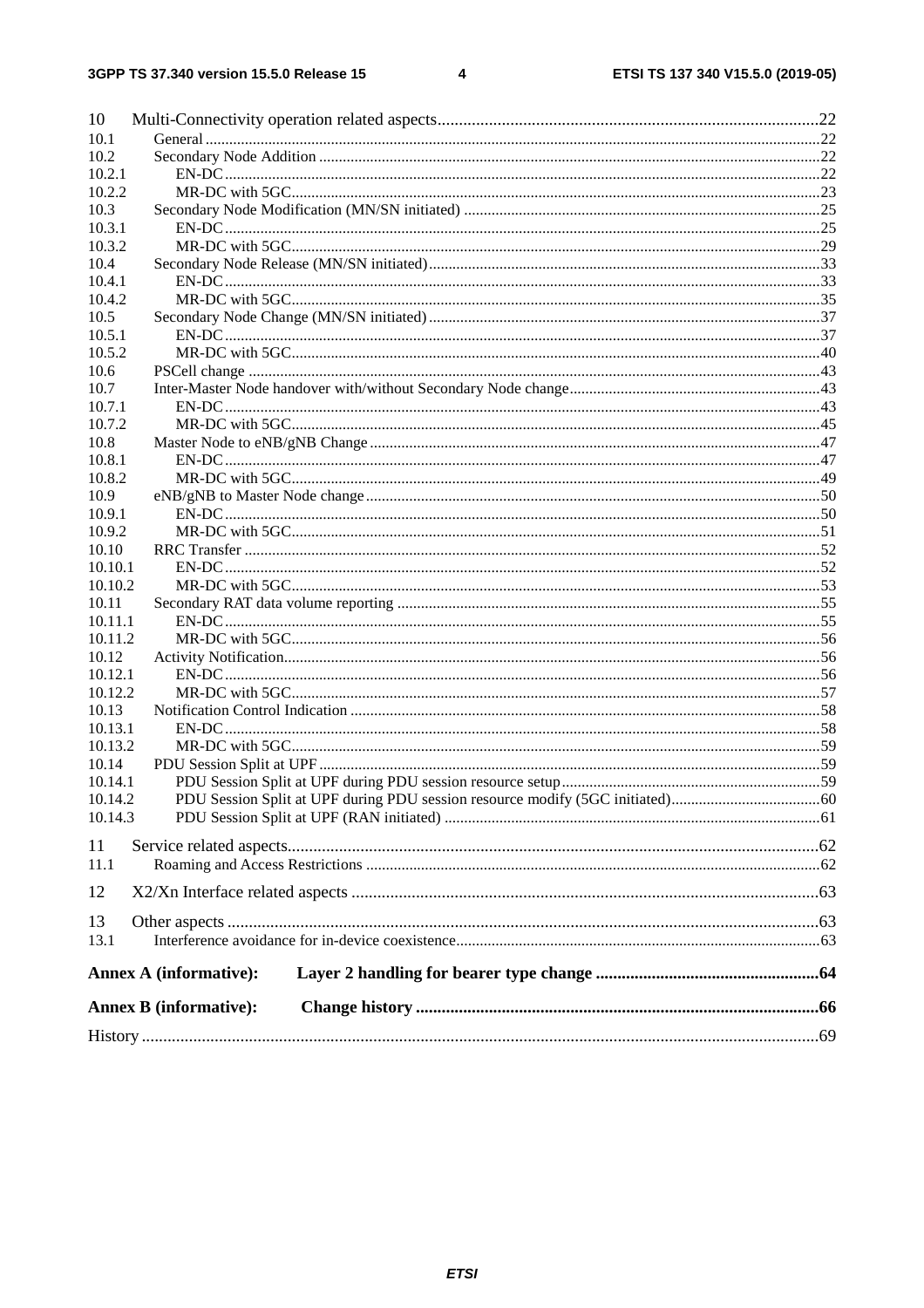10 Multi-Connectivity operation related aspects........................................................................................22
10.1 General ..........................................................................................................................................22
10.2 Secondary Node Addition ..............................................................................................................22
10.2.1 EN-DC.......................................................................................................................................22
10.2.2 MR-DC with 5GC......................................................................................................................23
10.3 Secondary Node Modification (MN/SN initiated) ..........................................................................25
10.3.1 EN-DC.......................................................................................................................................25
10.3.2 MR-DC with 5GC......................................................................................................................29
10.4 Secondary Node Release (MN/SN initiated)...................................................................................33
10.4.1 EN-DC.......................................................................................................................................33
10.4.2 MR-DC with 5GC......................................................................................................................35
10.5 Secondary Node Change (MN/SN initiated)...................................................................................37
10.5.1 EN-DC.......................................................................................................................................37
10.5.2 MR-DC with 5GC......................................................................................................................40
10.6 PSCell change .................................................................................................................................43
10.7 Inter-Master Node handover with/without Secondary Node change...............................................43
10.7.1 EN-DC.......................................................................................................................................43
10.7.2 MR-DC with 5GC......................................................................................................................45
10.8 Master Node to eNB/gNB Change..................................................................................................47
10.8.1 EN-DC.......................................................................................................................................47
10.8.2 MR-DC with 5GC......................................................................................................................49
10.9 eNB/gNB to Master Node change...................................................................................................50
10.9.1 EN-DC.......................................................................................................................................50
10.9.2 MR-DC with 5GC......................................................................................................................51
10.10 RRC Transfer .................................................................................................................................52
10.10.1 EN-DC.......................................................................................................................................52
10.10.2 MR-DC with 5GC......................................................................................................................53
10.11 Secondary RAT data volume reporting ...........................................................................................55
10.11.1 EN-DC.......................................................................................................................................55
10.11.2 MR-DC with 5GC......................................................................................................................56
10.12 Activity Notification.......................................................................................................................56
10.12.1 EN-DC.......................................................................................................................................56
10.12.2 MR-DC with 5GC......................................................................................................................57
10.13 Notification Control Indication ......................................................................................................58
10.13.1 EN-DC.......................................................................................................................................58
10.13.2 MR-DC with 5GC......................................................................................................................59
10.14 PDU Session Split at UPF ...............................................................................................................59
10.14.1 PDU Session Split at UPF during PDU session resource setup.................................................59
10.14.2 PDU Session Split at UPF during PDU session resource modify (5GC initiated)......................60
10.14.3 PDU Session Split at UPF (RAN initiated) ...............................................................................61

11 Service related aspects...........................................................................................................................62
11.1 Roaming and Access Restrictions ...................................................................................................62

12 X2/Xn Interface related aspects ............................................................................................................63

13 Other aspects .........................................................................................................................................63
13.1 Interference avoidance for in-device coexistence............................................................................63

**Annex A (informative): Layer 2 handling for bearer type change ...................................................64**

**Annex B (informative): Change history ............................................................................................66**

History ............................................................................................................................................................69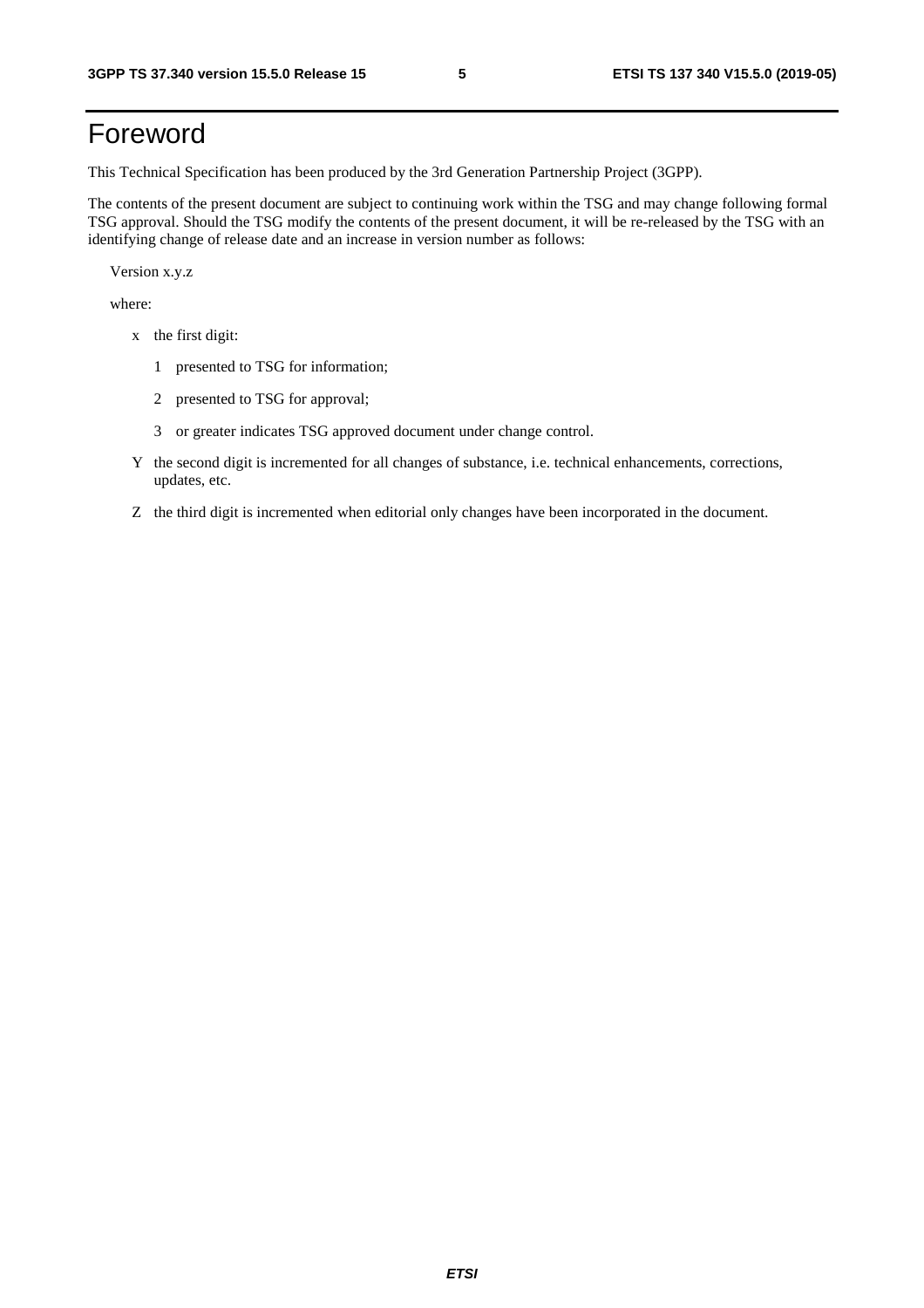# Foreword

This Technical Specification has been produced by the 3rd Generation Partnership Project (3GPP).

The contents of the present document are subject to continuing work within the TSG and may change following formal TSG approval. Should the TSG modify the contents of the present document, it will be re-released by the TSG with an identifying change of release date and an increase in version number as follows:

Version x.y.z

where:

- x the first digit:
  - 1 presented to TSG for information;
  - 2 presented to TSG for approval;
  - 3 or greater indicates TSG approved document under change control.
- Y the second digit is incremented for all changes of substance, i.e. technical enhancements, corrections, updates, etc.
- Z the third digit is incremented when editorial only changes have been incorporated in the document.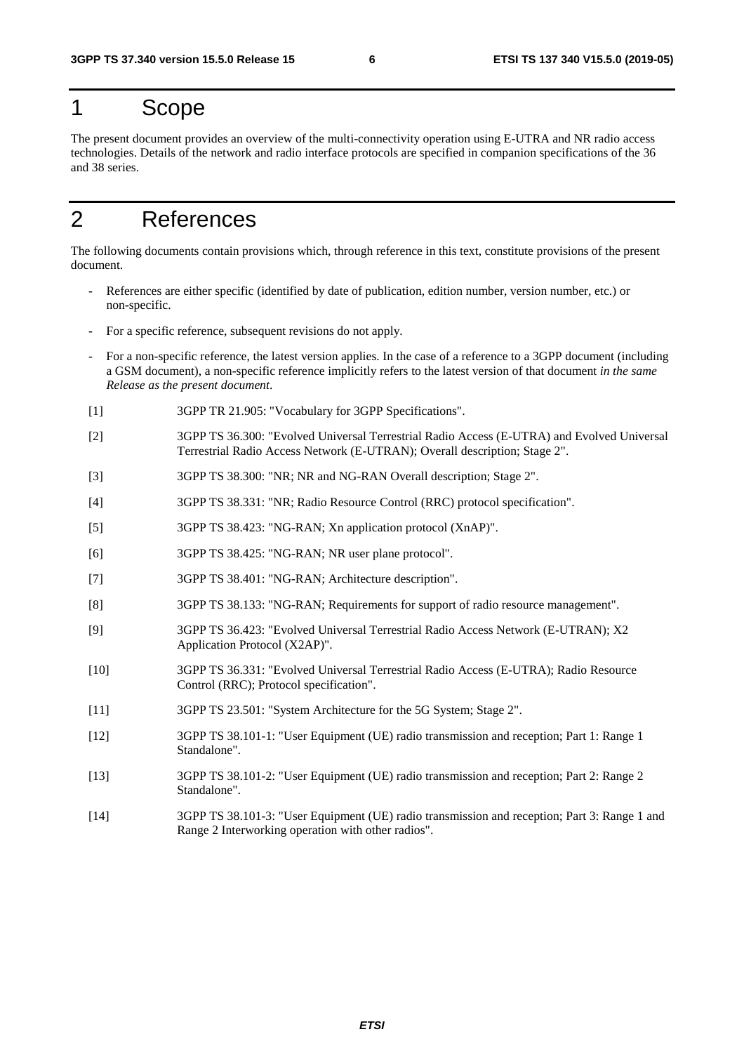# 1 Scope

The present document provides an overview of the multi-connectivity operation using E-UTRA and NR radio access technologies. Details of the network and radio interface protocols are specified in companion specifications of the 36 and 38 series.

# 2 References

The following documents contain provisions which, through reference in this text, constitute provisions of the present document.

- References are either specific (identified by date of publication, edition number, version number, etc.) or non-specific.
- For a specific reference, subsequent revisions do not apply.
- For a non-specific reference, the latest version applies. In the case of a reference to a 3GPP document (including a GSM document), a non-specific reference implicitly refers to the latest version of that document *in the same Release as the present document*.

[1] 3GPP TR 21.905: "Vocabulary for 3GPP Specifications".

[2] 3GPP TS 36.300: "Evolved Universal Terrestrial Radio Access (E-UTRA) and Evolved Universal Terrestrial Radio Access Network (E-UTRAN); Overall description; Stage 2".

[3] 3GPP TS 38.300: "NR; NR and NG-RAN Overall description; Stage 2".

[4] 3GPP TS 38.331: "NR; Radio Resource Control (RRC) protocol specification".

[5] 3GPP TS 38.423: "NG-RAN; Xn application protocol (XnAP)".

[6] 3GPP TS 38.425: "NG-RAN; NR user plane protocol".

[7] 3GPP TS 38.401: "NG-RAN; Architecture description".

[8] 3GPP TS 38.133: "NG-RAN; Requirements for support of radio resource management".

[9] 3GPP TS 36.423: "Evolved Universal Terrestrial Radio Access Network (E-UTRAN); X2 Application Protocol (X2AP)".

[10] 3GPP TS 36.331: "Evolved Universal Terrestrial Radio Access (E-UTRA); Radio Resource Control (RRC); Protocol specification".

[11] 3GPP TS 23.501: "System Architecture for the 5G System; Stage 2".

[12] 3GPP TS 38.101-1: "User Equipment (UE) radio transmission and reception; Part 1: Range 1 Standalone".

[13] 3GPP TS 38.101-2: "User Equipment (UE) radio transmission and reception; Part 2: Range 2 Standalone".

[14] 3GPP TS 38.101-3: "User Equipment (UE) radio transmission and reception; Part 3: Range 1 and Range 2 Interworking operation with other radios".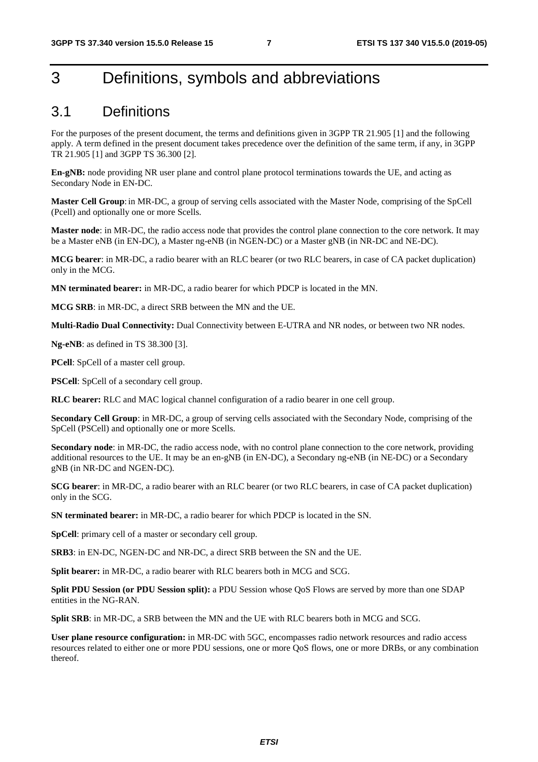# 3 Definitions, symbols and abbreviations

## 3.1 Definitions

For the purposes of the present document, the terms and definitions given in 3GPP TR 21.905 [1] and the following apply. A term defined in the present document takes precedence over the definition of the same term, if any, in 3GPP TR 21.905 [1] and 3GPP TS 36.300 [2].

**En-gNB:** node providing NR user plane and control plane protocol terminations towards the UE, and acting as Secondary Node in EN-DC.

**Master Cell Group**: in MR-DC, a group of serving cells associated with the Master Node, comprising of the SpCell (Pcell) and optionally one or more Scells.

**Master node**: in MR-DC, the radio access node that provides the control plane connection to the core network. It may be a Master eNB (in EN-DC), a Master ng-eNB (in NGEN-DC) or a Master gNB (in NR-DC and NE-DC).

**MCG bearer**: in MR-DC, a radio bearer with an RLC bearer (or two RLC bearers, in case of CA packet duplication) only in the MCG.

**MN terminated bearer:** in MR-DC, a radio bearer for which PDCP is located in the MN.

**MCG SRB**: in MR-DC, a direct SRB between the MN and the UE.

**Multi-Radio Dual Connectivity:** Dual Connectivity between E-UTRA and NR nodes, or between two NR nodes.

**Ng-eNB**: as defined in TS 38.300 [3].

**PCell**: SpCell of a master cell group.

**PSCell**: SpCell of a secondary cell group.

**RLC bearer:** RLC and MAC logical channel configuration of a radio bearer in one cell group.

**Secondary Cell Group**: in MR-DC, a group of serving cells associated with the Secondary Node, comprising of the SpCell (PSCell) and optionally one or more Scells.

**Secondary node**: in MR-DC, the radio access node, with no control plane connection to the core network, providing additional resources to the UE. It may be an en-gNB (in EN-DC), a Secondary ng-eNB (in NE-DC) or a Secondary gNB (in NR-DC and NGEN-DC).

**SCG bearer**: in MR-DC, a radio bearer with an RLC bearer (or two RLC bearers, in case of CA packet duplication) only in the SCG.

**SN terminated bearer:** in MR-DC, a radio bearer for which PDCP is located in the SN.

**SpCell**: primary cell of a master or secondary cell group.

**SRB3**: in EN-DC, NGEN-DC and NR-DC, a direct SRB between the SN and the UE.

**Split bearer:** in MR-DC, a radio bearer with RLC bearers both in MCG and SCG.

**Split PDU Session (or PDU Session split):** a PDU Session whose QoS Flows are served by more than one SDAP entities in the NG-RAN.

**Split SRB**: in MR-DC, a SRB between the MN and the UE with RLC bearers both in MCG and SCG.

**User plane resource configuration:** in MR-DC with 5GC, encompasses radio network resources and radio access resources related to either one or more PDU sessions, one or more QoS flows, one or more DRBs, or any combination thereof.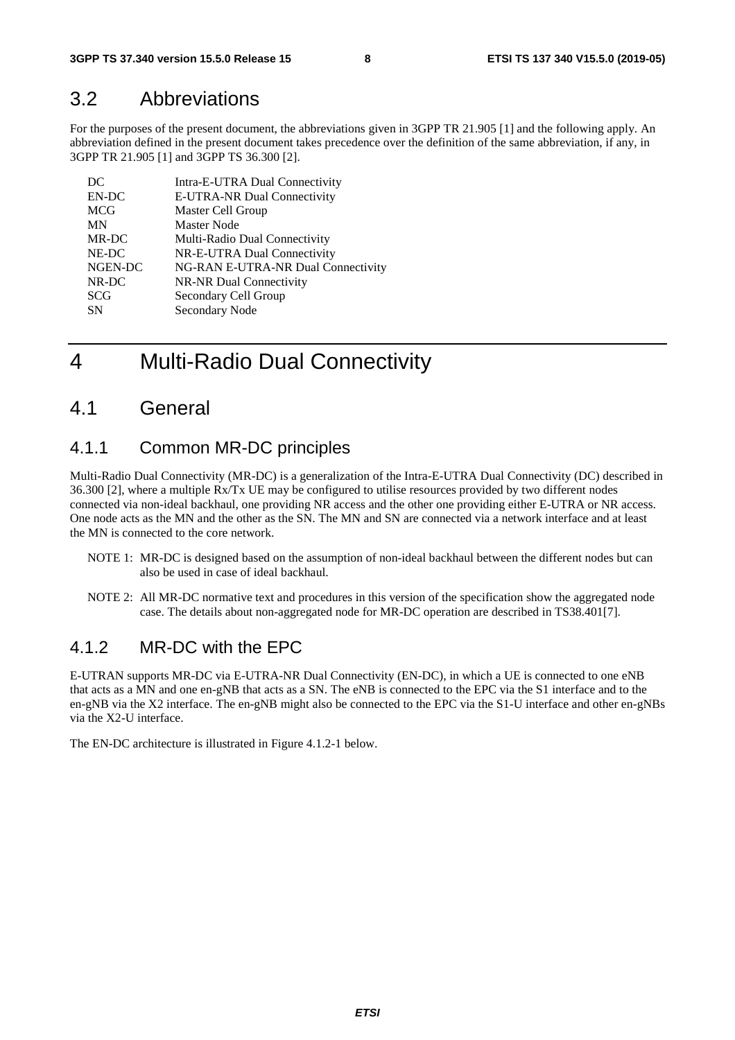## 3.2 Abbreviations

For the purposes of the present document, the abbreviations given in 3GPP TR 21.905 [1] and the following apply. An abbreviation defined in the present document takes precedence over the definition of the same abbreviation, if any, in 3GPP TR 21.905 [1] and 3GPP TS 36.300 [2].

| | |
|---|---|
| DC | Intra-E-UTRA Dual Connectivity |
| EN-DC | E-UTRA-NR Dual Connectivity |
| MCG | Master Cell Group |
| MN | Master Node |
| MR-DC | Multi-Radio Dual Connectivity |
| NE-DC | NR-E-UTRA Dual Connectivity |
| NGEN-DC | NG-RAN E-UTRA-NR Dual Connectivity |
| NR-DC | NR-NR Dual Connectivity |
| SCG | Secondary Cell Group |
| SN | Secondary Node |

# 4 Multi-Radio Dual Connectivity

## 4.1 General

### 4.1.1 Common MR-DC principles

Multi-Radio Dual Connectivity (MR-DC) is a generalization of the Intra-E-UTRA Dual Connectivity (DC) described in 36.300 [2], where a multiple Rx/Tx UE may be configured to utilise resources provided by two different nodes connected via non-ideal backhaul, one providing NR access and the other one providing either E-UTRA or NR access. One node acts as the MN and the other as the SN. The MN and SN are connected via a network interface and at least the MN is connected to the core network.

NOTE 1: MR-DC is designed based on the assumption of non-ideal backhaul between the different nodes but can also be used in case of ideal backhaul.

NOTE 2: All MR-DC normative text and procedures in this version of the specification show the aggregated node case. The details about non-aggregated node for MR-DC operation are described in TS38.401[7].

### 4.1.2 MR-DC with the EPC

E-UTRAN supports MR-DC via E-UTRA-NR Dual Connectivity (EN-DC), in which a UE is connected to one eNB that acts as a MN and one en-gNB that acts as a SN. The eNB is connected to the EPC via the S1 interface and to the en-gNB via the X2 interface. The en-gNB might also be connected to the EPC via the S1-U interface and other en-gNBs via the X2-U interface.

The EN-DC architecture is illustrated in Figure 4.1.2-1 below.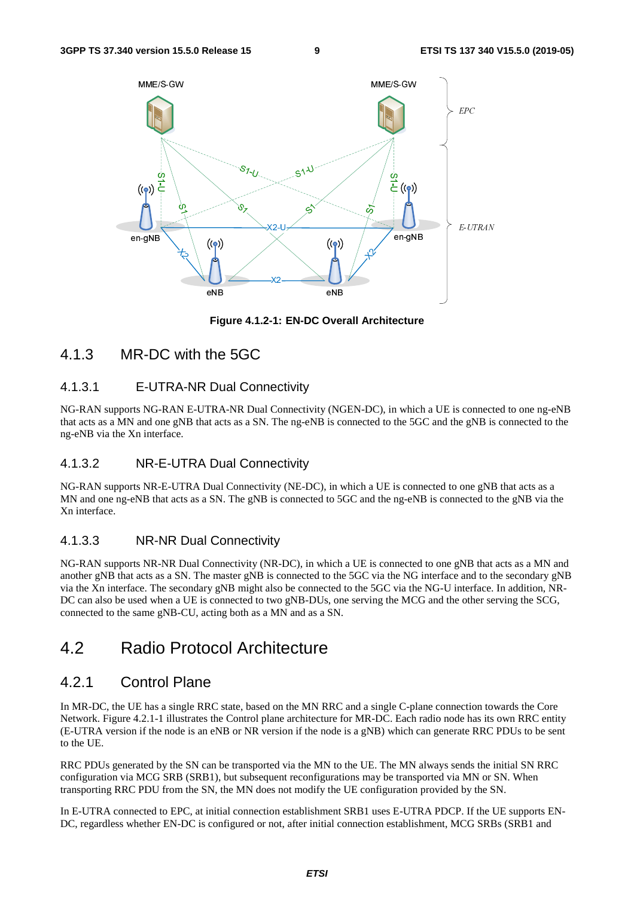Figure 4.1.2-1: EN-DC Overall Architecture

### 4.1.3 MR-DC with the 5GC

#### 4.1.3.1 E-UTRA-NR Dual Connectivity

NG-RAN supports NG-RAN E-UTRA-NR Dual Connectivity (NGEN-DC), in which a UE is connected to one ng-eNB that acts as a MN and one gNB that acts as a SN. The ng-eNB is connected to the 5GC and the gNB is connected to the ng-eNB via the Xn interface.

#### 4.1.3.2 NR-E-UTRA Dual Connectivity

NG-RAN supports NR-E-UTRA Dual Connectivity (NE-DC), in which a UE is connected to one gNB that acts as a MN and one ng-eNB that acts as a SN. The gNB is connected to 5GC and the ng-eNB is connected to the gNB via the Xn interface.

#### 4.1.3.3 NR-NR Dual Connectivity

NG-RAN supports NR-NR Dual Connectivity (NR-DC), in which a UE is connected to one gNB that acts as a MN and another gNB that acts as a SN. The master gNB is connected to the 5GC via the NG interface and to the secondary gNB via the Xn interface. The secondary gNB might also be connected to the 5GC via the NG-U interface. In addition, NR-DC can also be used when a UE is connected to two gNB-DUs, one serving the MCG and the other serving the SCG, connected to the same gNB-CU, acting both as a MN and as a SN.

## 4.2 Radio Protocol Architecture

### 4.2.1 Control Plane

In MR-DC, the UE has a single RRC state, based on the MN RRC and a single C-plane connection towards the Core Network. Figure 4.2.1-1 illustrates the Control plane architecture for MR-DC. Each radio node has its own RRC entity (E-UTRA version if the node is an eNB or NR version if the node is a gNB) which can generate RRC PDUs to be sent to the UE.

RRC PDUs generated by the SN can be transported via the MN to the UE. The MN always sends the initial SN RRC configuration via MCG SRB (SRB1), but subsequent reconfigurations may be transported via MN or SN. When transporting RRC PDU from the SN, the MN does not modify the UE configuration provided by the SN.

In E-UTRA connected to EPC, at initial connection establishment SRB1 uses E-UTRA PDCP. If the UE supports EN-DC, regardless whether EN-DC is configured or not, after initial connection establishment, MCG SRBs (SRB1 and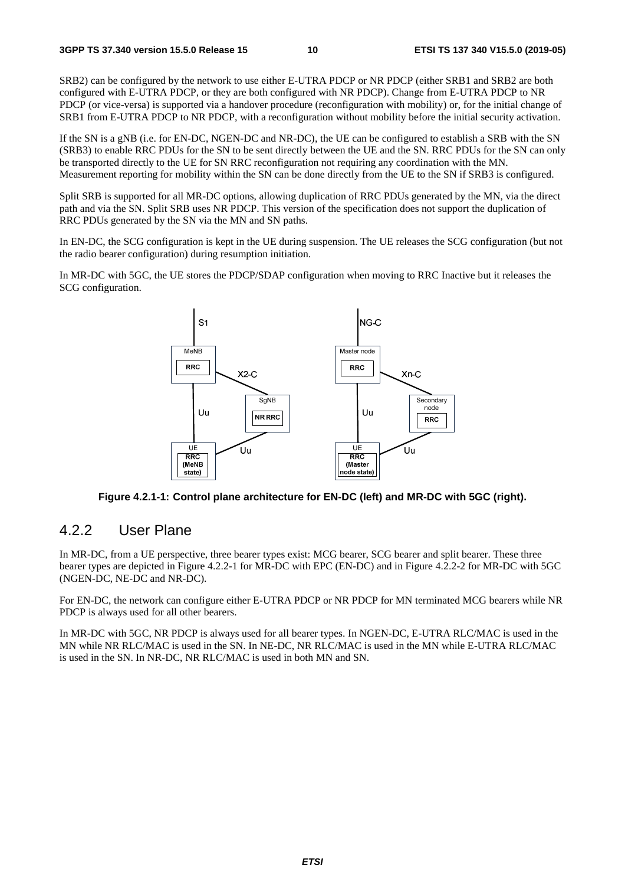SRB2) can be configured by the network to use either E-UTRA PDCP or NR PDCP (either SRB1 and SRB2 are both configured with E-UTRA PDCP, or they are both configured with NR PDCP). Change from E-UTRA PDCP to NR PDCP (or vice-versa) is supported via a handover procedure (reconfiguration with mobility) or, for the initial change of SRB1 from E-UTRA PDCP to NR PDCP, with a reconfiguration without mobility before the initial security activation.

If the SN is a gNB (i.e. for EN-DC, NGEN-DC and NR-DC), the UE can be configured to establish a SRB with the SN (SRB3) to enable RRC PDUs for the SN to be sent directly between the UE and the SN. RRC PDUs for the SN can only be transported directly to the UE for SN RRC reconfiguration not requiring any coordination with the MN. Measurement reporting for mobility within the SN can be done directly from the UE to the SN if SRB3 is configured.

Split SRB is supported for all MR-DC options, allowing duplication of RRC PDUs generated by the MN, via the direct path and via the SN. Split SRB uses NR PDCP. This version of the specification does not support the duplication of RRC PDUs generated by the SN via the MN and SN paths.

In EN-DC, the SCG configuration is kept in the UE during suspension. The UE releases the SCG configuration (but not the radio bearer configuration) during resumption initiation.

In MR-DC with 5GC, the UE stores the PDCP/SDAP configuration when moving to RRC Inactive but it releases the SCG configuration.

**Figure 4.2.1-1: Control plane architecture for EN-DC (left) and MR-DC with 5GC (right).**

### 4.2.2 User Plane

In MR-DC, from a UE perspective, three bearer types exist: MCG bearer, SCG bearer and split bearer. These three bearer types are depicted in Figure 4.2.2-1 for MR-DC with EPC (EN-DC) and in Figure 4.2.2-2 for MR-DC with 5GC (NGEN-DC, NE-DC and NR-DC).

For EN-DC, the network can configure either E-UTRA PDCP or NR PDCP for MN terminated MCG bearers while NR PDCP is always used for all other bearers.

In MR-DC with 5GC, NR PDCP is always used for all bearer types. In NGEN-DC, E-UTRA RLC/MAC is used in the MN while NR RLC/MAC is used in the SN. In NE-DC, NR RLC/MAC is used in the MN while E-UTRA RLC/MAC is used in the SN. In NR-DC, NR RLC/MAC is used in both MN and SN.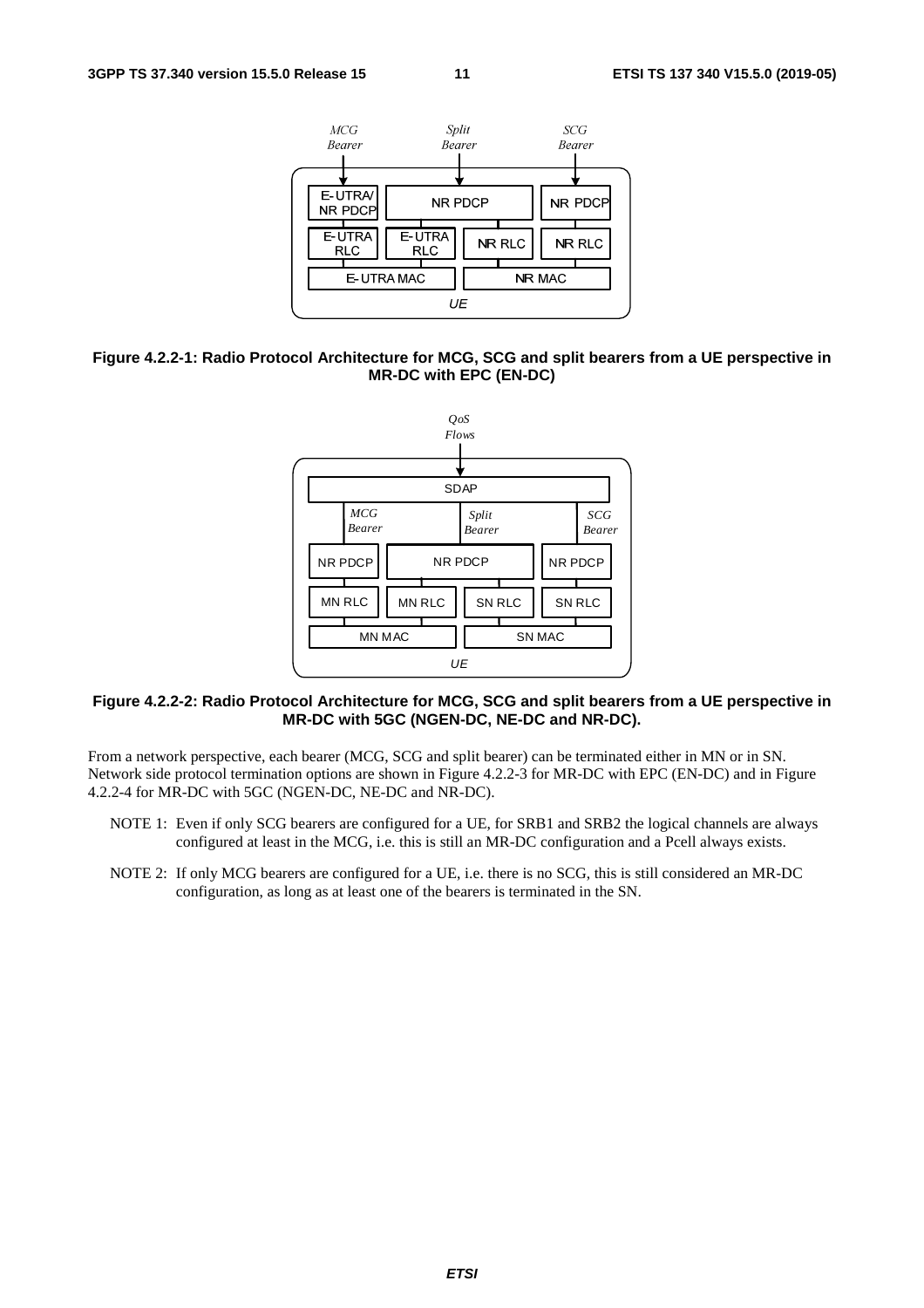Figure 4.2.2-1: Radio Protocol Architecture for MCG, SCG and split bearers from a UE perspective in MR-DC with EPC (EN-DC)

Figure 4.2.2-2: Radio Protocol Architecture for MCG, SCG and split bearers from a UE perspective in MR-DC with 5GC (NGEN-DC, NE-DC and NR-DC).

From a network perspective, each bearer (MCG, SCG and split bearer) can be terminated either in MN or in SN. Network side protocol termination options are shown in Figure 4.2.2-3 for MR-DC with EPC (EN-DC) and in Figure 4.2.2-4 for MR-DC with 5GC (NGEN-DC, NE-DC and NR-DC).

NOTE 1: Even if only SCG bearers are configured for a UE, for SRB1 and SRB2 the logical channels are always configured at least in the MCG, i.e. this is still an MR-DC configuration and a Pcell always exists.

NOTE 2: If only MCG bearers are configured for a UE, i.e. there is no SCG, this is still considered an MR-DC configuration, as long as at least one of the bearers is terminated in the SN.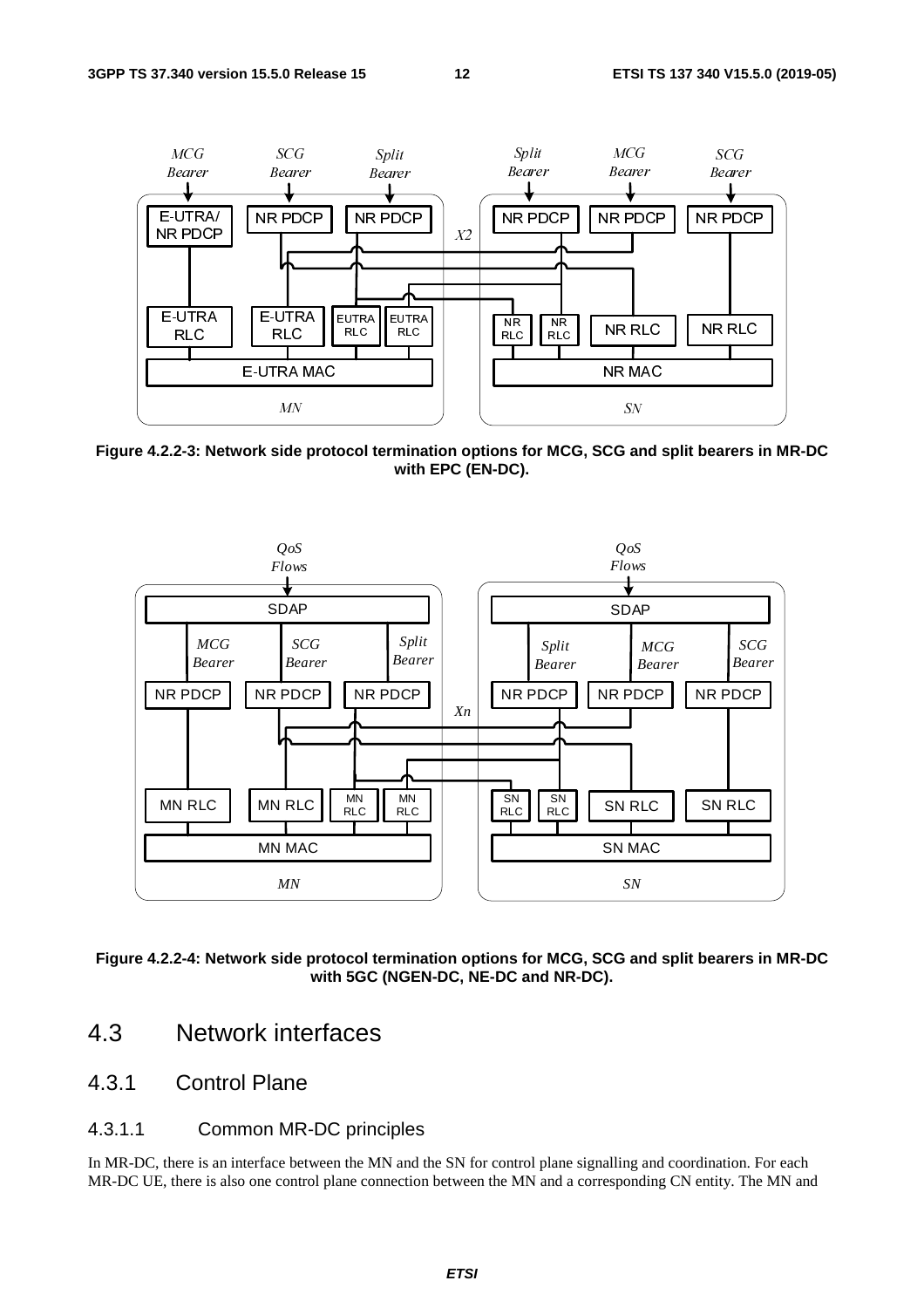Figure 4.2.2-3: Network side protocol termination options for MCG, SCG and split bearers in MR-DC with EPC (EN-DC).

Figure 4.2.2-4: Network side protocol termination options for MCG, SCG and split bearers in MR-DC with 5GC (NGEN-DC, NE-DC and NR-DC).

## 4.3 Network interfaces

### 4.3.1 Control Plane

#### 4.3.1.1 Common MR-DC principles

In MR-DC, there is an interface between the MN and the SN for control plane signalling and coordination. For each MR-DC UE, there is also one control plane connection between the MN and a corresponding CN entity. The MN and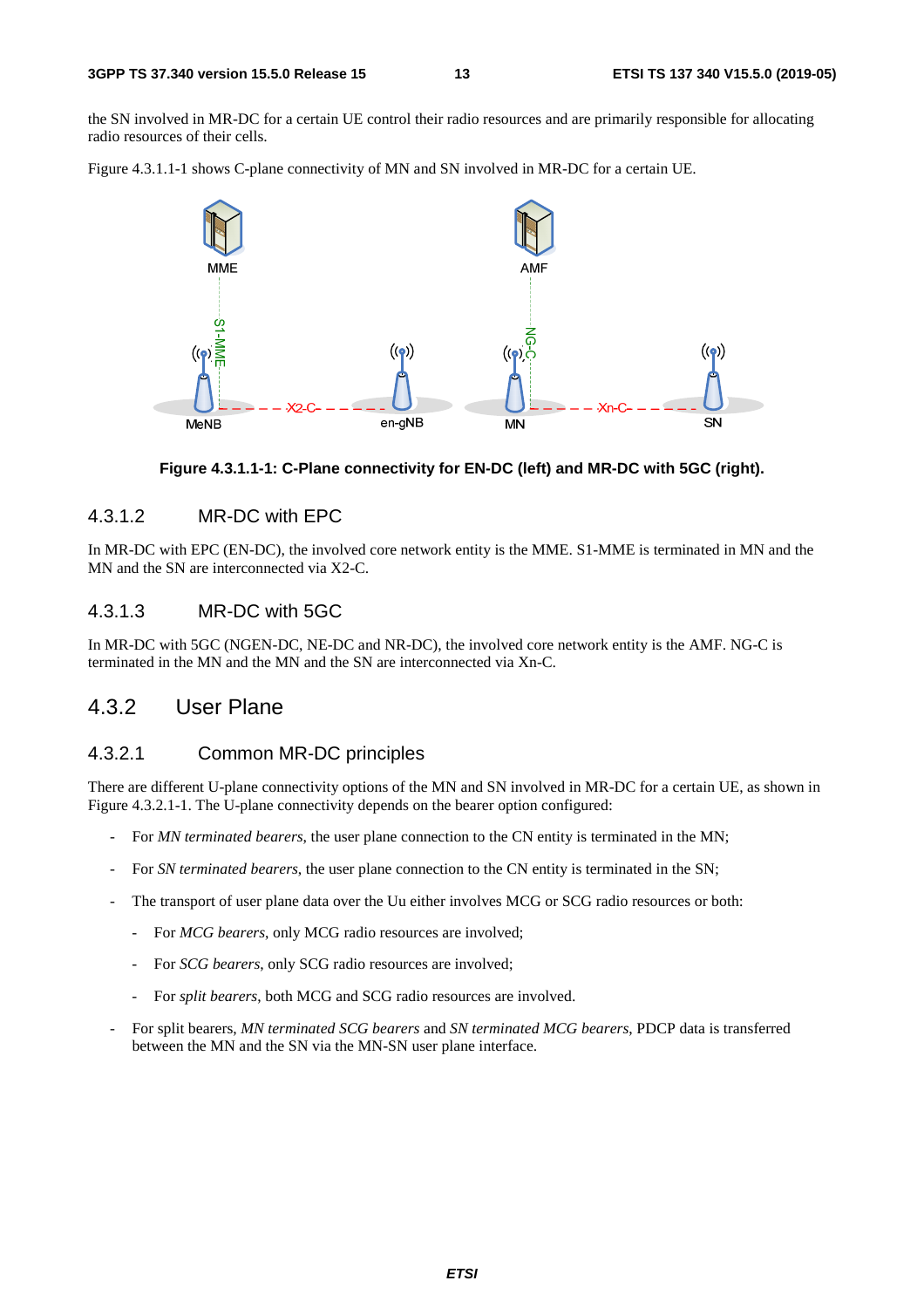the SN involved in MR-DC for a certain UE control their radio resources and are primarily responsible for allocating radio resources of their cells.

Figure 4.3.1.1-1 shows C-plane connectivity of MN and SN involved in MR-DC for a certain UE.

**Figure 4.3.1.1-1: C-Plane connectivity for EN-DC (left) and MR-DC with 5GC (right).**

#### 4.3.1.2 MR-DC with EPC

In MR-DC with EPC (EN-DC), the involved core network entity is the MME. S1-MME is terminated in MN and the MN and the SN are interconnected via X2-C.

#### 4.3.1.3 MR-DC with 5GC

In MR-DC with 5GC (NGEN-DC, NE-DC and NR-DC), the involved core network entity is the AMF. NG-C is terminated in the MN and the MN and the SN are interconnected via Xn-C.

### 4.3.2 User Plane

#### 4.3.2.1 Common MR-DC principles

There are different U-plane connectivity options of the MN and SN involved in MR-DC for a certain UE, as shown in Figure 4.3.2.1-1. The U-plane connectivity depends on the bearer option configured:

- For *MN terminated bearers*, the user plane connection to the CN entity is terminated in the MN;
- For *SN terminated bearers*, the user plane connection to the CN entity is terminated in the SN;
- The transport of user plane data over the Uu either involves MCG or SCG radio resources or both:
  - For *MCG bearers*, only MCG radio resources are involved;
  - For *SCG bearers*, only SCG radio resources are involved;
  - For *split bearers*, both MCG and SCG radio resources are involved.
- For split bearers, *MN terminated SCG bearers* and *SN terminated MCG bearers*, PDCP data is transferred between the MN and the SN via the MN-SN user plane interface.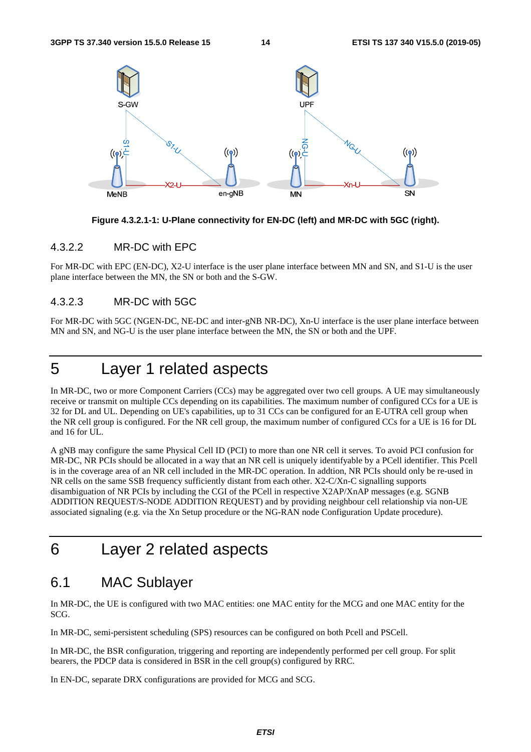**Figure 4.3.2.1-1: U-Plane connectivity for EN-DC (left) and MR-DC with 5GC (right).**

### 4.3.2.2 MR-DC with EPC

For MR-DC with EPC (EN-DC), X2-U interface is the user plane interface between MN and SN, and S1-U is the user plane interface between the MN, the SN or both and the S-GW.

### 4.3.2.3 MR-DC with 5GC

For MR-DC with 5GC (NGEN-DC, NE-DC and inter-gNB NR-DC), Xn-U interface is the user plane interface between MN and SN, and NG-U is the user plane interface between the MN, the SN or both and the UPF.

# 5 Layer 1 related aspects

In MR-DC, two or more Component Carriers (CCs) may be aggregated over two cell groups. A UE may simultaneously receive or transmit on multiple CCs depending on its capabilities. The maximum number of configured CCs for a UE is 32 for DL and UL. Depending on UE's capabilities, up to 31 CCs can be configured for an E-UTRA cell group when the NR cell group is configured. For the NR cell group, the maximum number of configured CCs for a UE is 16 for DL and 16 for UL.

A gNB may configure the same Physical Cell ID (PCI) to more than one NR cell it serves. To avoid PCI confusion for MR-DC, NR PCIs should be allocated in a way that an NR cell is uniquely identifyable by a PCell identifier. This Pcell is in the coverage area of an NR cell included in the MR-DC operation. In addtion, NR PCIs should only be re-used in NR cells on the same SSB frequency sufficiently distant from each other. X2-C/Xn-C signalling supports disambiguation of NR PCIs by including the CGI of the PCell in respective X2AP/XnAP messages (e.g. SGNB ADDITION REQUEST/S-NODE ADDITION REQUEST) and by providing neighbour cell relationship via non-UE associated signaling (e.g. via the Xn Setup procedure or the NG-RAN node Configuration Update procedure).

# 6 Layer 2 related aspects

## 6.1 MAC Sublayer

In MR-DC, the UE is configured with two MAC entities: one MAC entity for the MCG and one MAC entity for the SCG.

In MR-DC, semi-persistent scheduling (SPS) resources can be configured on both Pcell and PSCell.

In MR-DC, the BSR configuration, triggering and reporting are independently performed per cell group. For split bearers, the PDCP data is considered in BSR in the cell group(s) configured by RRC.

In EN-DC, separate DRX configurations are provided for MCG and SCG.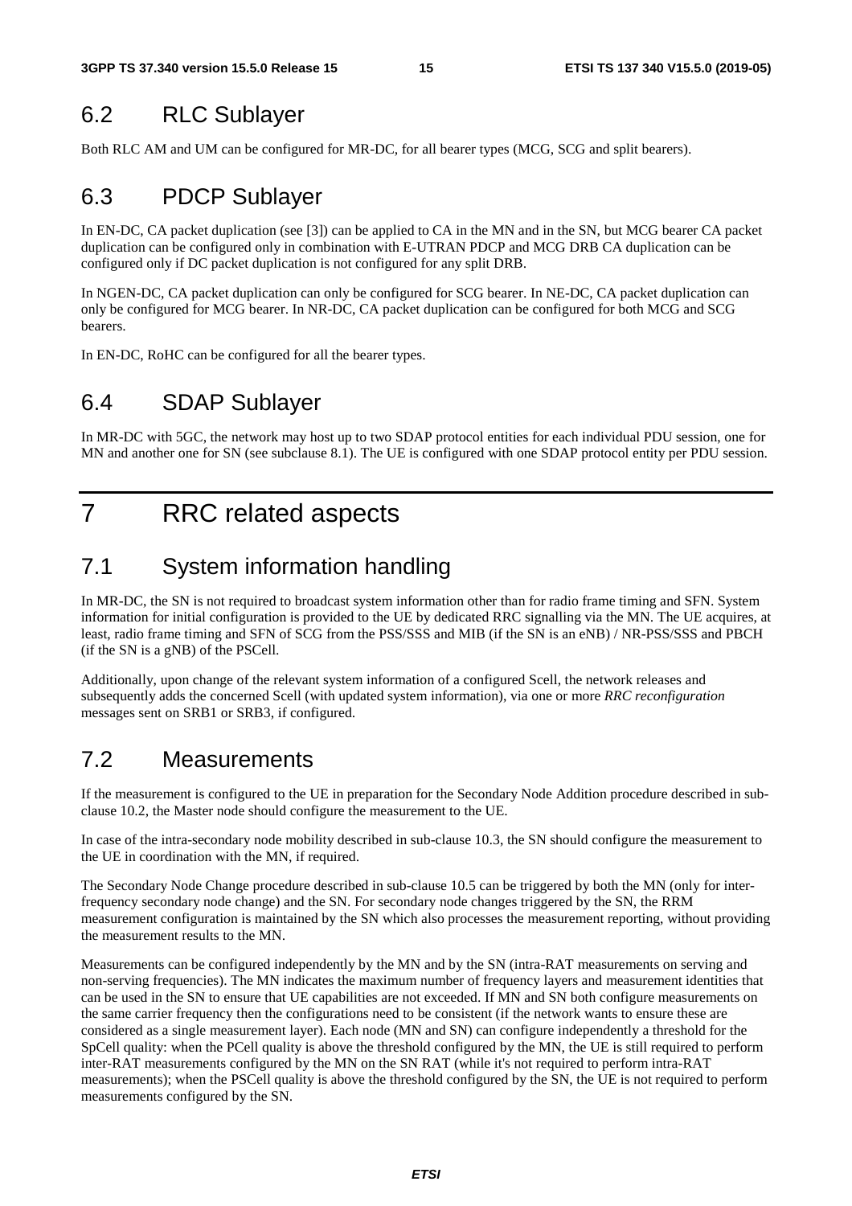## 6.2 RLC Sublayer

Both RLC AM and UM can be configured for MR-DC, for all bearer types (MCG, SCG and split bearers).

## 6.3 PDCP Sublayer

In EN-DC, CA packet duplication (see [3]) can be applied to CA in the MN and in the SN, but MCG bearer CA packet duplication can be configured only in combination with E-UTRAN PDCP and MCG DRB CA duplication can be configured only if DC packet duplication is not configured for any split DRB.

In NGEN-DC, CA packet duplication can only be configured for SCG bearer. In NE-DC, CA packet duplication can only be configured for MCG bearer. In NR-DC, CA packet duplication can be configured for both MCG and SCG bearers.

In EN-DC, RoHC can be configured for all the bearer types.

## 6.4 SDAP Sublayer

In MR-DC with 5GC, the network may host up to two SDAP protocol entities for each individual PDU session, one for MN and another one for SN (see subclause 8.1). The UE is configured with one SDAP protocol entity per PDU session.

# 7 RRC related aspects

## 7.1 System information handling

In MR-DC, the SN is not required to broadcast system information other than for radio frame timing and SFN. System information for initial configuration is provided to the UE by dedicated RRC signalling via the MN. The UE acquires, at least, radio frame timing and SFN of SCG from the PSS/SSS and MIB (if the SN is an eNB) / NR-PSS/SSS and PBCH (if the SN is a gNB) of the PSCell.

Additionally, upon change of the relevant system information of a configured Scell, the network releases and subsequently adds the concerned Scell (with updated system information), via one or more *RRC reconfiguration* messages sent on SRB1 or SRB3, if configured.

## 7.2 Measurements

If the measurement is configured to the UE in preparation for the Secondary Node Addition procedure described in sub-clause 10.2, the Master node should configure the measurement to the UE.

In case of the intra-secondary node mobility described in sub-clause 10.3, the SN should configure the measurement to the UE in coordination with the MN, if required.

The Secondary Node Change procedure described in sub-clause 10.5 can be triggered by both the MN (only for inter-frequency secondary node change) and the SN. For secondary node changes triggered by the SN, the RRM measurement configuration is maintained by the SN which also processes the measurement reporting, without providing the measurement results to the MN.

Measurements can be configured independently by the MN and by the SN (intra-RAT measurements on serving and non-serving frequencies). The MN indicates the maximum number of frequency layers and measurement identities that can be used in the SN to ensure that UE capabilities are not exceeded. If MN and SN both configure measurements on the same carrier frequency then the configurations need to be consistent (if the network wants to ensure these are considered as a single measurement layer). Each node (MN and SN) can configure independently a threshold for the SpCell quality: when the PCell quality is above the threshold configured by the MN, the UE is still required to perform inter-RAT measurements configured by the MN on the SN RAT (while it's not required to perform intra-RAT measurements); when the PSCell quality is above the threshold configured by the SN, the UE is not required to perform measurements configured by the SN.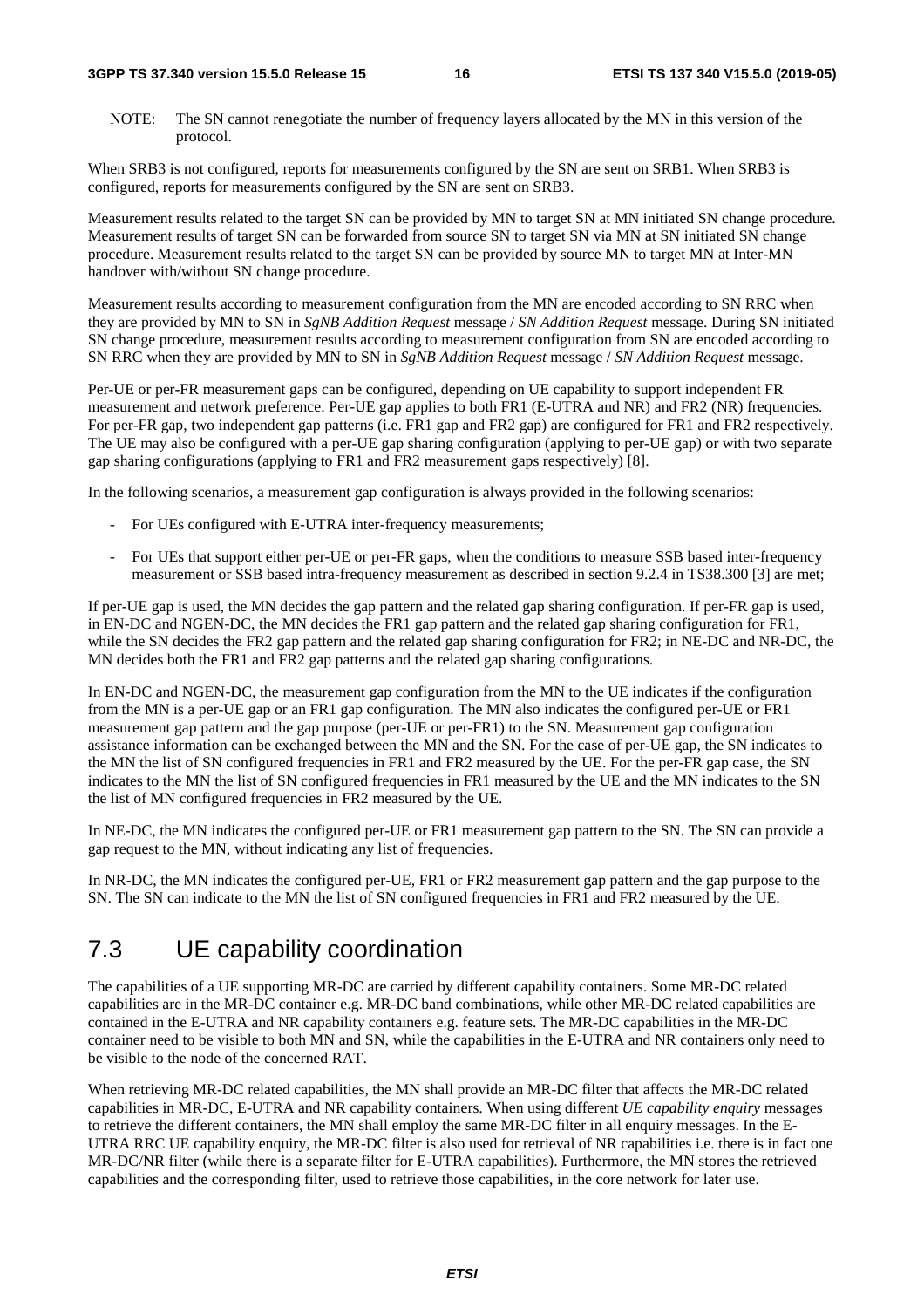NOTE: The SN cannot renegotiate the number of frequency layers allocated by the MN in this version of the protocol.

When SRB3 is not configured, reports for measurements configured by the SN are sent on SRB1. When SRB3 is configured, reports for measurements configured by the SN are sent on SRB3.

Measurement results related to the target SN can be provided by MN to target SN at MN initiated SN change procedure. Measurement results of target SN can be forwarded from source SN to target SN via MN at SN initiated SN change procedure. Measurement results related to the target SN can be provided by source MN to target MN at Inter-MN handover with/without SN change procedure.

Measurement results according to measurement configuration from the MN are encoded according to SN RRC when they are provided by MN to SN in *SgNB Addition Request* message / *SN Addition Request* message. During SN initiated SN change procedure, measurement results according to measurement configuration from SN are encoded according to SN RRC when they are provided by MN to SN in *SgNB Addition Request* message / *SN Addition Request* message.

Per-UE or per-FR measurement gaps can be configured, depending on UE capability to support independent FR measurement and network preference. Per-UE gap applies to both FR1 (E-UTRA and NR) and FR2 (NR) frequencies. For per-FR gap, two independent gap patterns (i.e. FR1 gap and FR2 gap) are configured for FR1 and FR2 respectively. The UE may also be configured with a per-UE gap sharing configuration (applying to per-UE gap) or with two separate gap sharing configurations (applying to FR1 and FR2 measurement gaps respectively) [8].

In the following scenarios, a measurement gap configuration is always provided in the following scenarios:

- For UEs configured with E-UTRA inter-frequency measurements;
- For UEs that support either per-UE or per-FR gaps, when the conditions to measure SSB based inter-frequency measurement or SSB based intra-frequency measurement as described in section 9.2.4 in TS38.300 [3] are met;

If per-UE gap is used, the MN decides the gap pattern and the related gap sharing configuration. If per-FR gap is used, in EN-DC and NGEN-DC, the MN decides the FR1 gap pattern and the related gap sharing configuration for FR1, while the SN decides the FR2 gap pattern and the related gap sharing configuration for FR2; in NE-DC and NR-DC, the MN decides both the FR1 and FR2 gap patterns and the related gap sharing configurations.

In EN-DC and NGEN-DC, the measurement gap configuration from the MN to the UE indicates if the configuration from the MN is a per-UE gap or an FR1 gap configuration. The MN also indicates the configured per-UE or FR1 measurement gap pattern and the gap purpose (per-UE or per-FR1) to the SN. Measurement gap configuration assistance information can be exchanged between the MN and the SN. For the case of per-UE gap, the SN indicates to the MN the list of SN configured frequencies in FR1 and FR2 measured by the UE. For the per-FR gap case, the SN indicates to the MN the list of SN configured frequencies in FR1 measured by the UE and the MN indicates to the SN the list of MN configured frequencies in FR2 measured by the UE.

In NE-DC, the MN indicates the configured per-UE or FR1 measurement gap pattern to the SN. The SN can provide a gap request to the MN, without indicating any list of frequencies.

In NR-DC, the MN indicates the configured per-UE, FR1 or FR2 measurement gap pattern and the gap purpose to the SN. The SN can indicate to the MN the list of SN configured frequencies in FR1 and FR2 measured by the UE.

## 7.3 UE capability coordination

The capabilities of a UE supporting MR-DC are carried by different capability containers. Some MR-DC related capabilities are in the MR-DC container e.g. MR-DC band combinations, while other MR-DC related capabilities are contained in the E-UTRA and NR capability containers e.g. feature sets. The MR-DC capabilities in the MR-DC container need to be visible to both MN and SN, while the capabilities in the E-UTRA and NR containers only need to be visible to the node of the concerned RAT.

When retrieving MR-DC related capabilities, the MN shall provide an MR-DC filter that affects the MR-DC related capabilities in MR-DC, E-UTRA and NR capability containers. When using different *UE capability enquiry* messages to retrieve the different containers, the MN shall employ the same MR-DC filter in all enquiry messages. In the E-UTRA RRC UE capability enquiry, the MR-DC filter is also used for retrieval of NR capabilities i.e. there is in fact one MR-DC/NR filter (while there is a separate filter for E-UTRA capabilities). Furthermore, the MN stores the retrieved capabilities and the corresponding filter, used to retrieve those capabilities, in the core network for later use.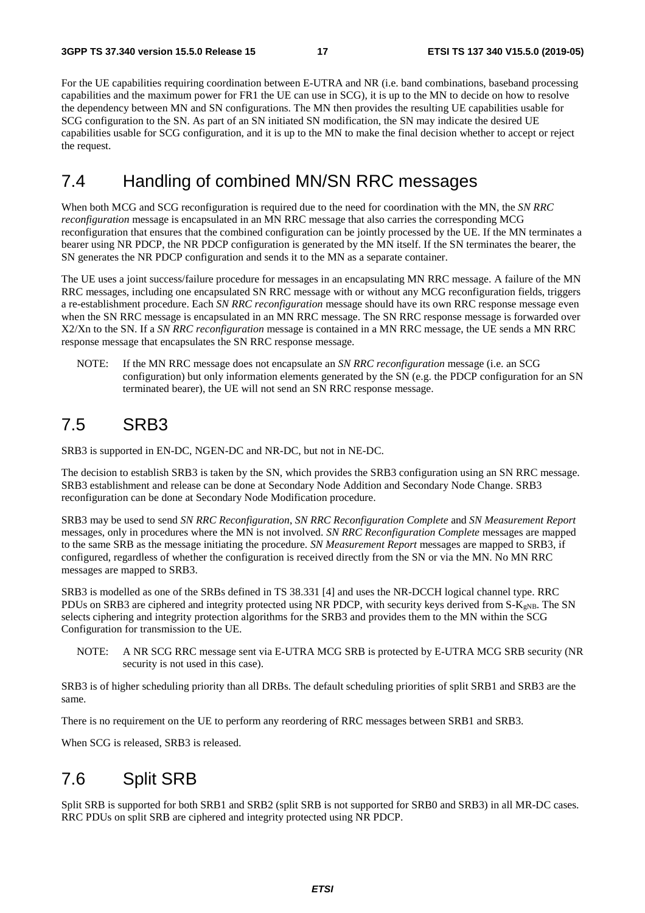For the UE capabilities requiring coordination between E-UTRA and NR (i.e. band combinations, baseband processing capabilities and the maximum power for FR1 the UE can use in SCG), it is up to the MN to decide on how to resolve the dependency between MN and SN configurations. The MN then provides the resulting UE capabilities usable for SCG configuration to the SN. As part of an SN initiated SN modification, the SN may indicate the desired UE capabilities usable for SCG configuration, and it is up to the MN to make the final decision whether to accept or reject the request.

## 7.4 Handling of combined MN/SN RRC messages

When both MCG and SCG reconfiguration is required due to the need for coordination with the MN, the *SN RRC reconfiguration* message is encapsulated in an MN RRC message that also carries the corresponding MCG reconfiguration that ensures that the combined configuration can be jointly processed by the UE. If the MN terminates a bearer using NR PDCP, the NR PDCP configuration is generated by the MN itself. If the SN terminates the bearer, the SN generates the NR PDCP configuration and sends it to the MN as a separate container.

The UE uses a joint success/failure procedure for messages in an encapsulating MN RRC message. A failure of the MN RRC messages, including one encapsulated SN RRC message with or without any MCG reconfiguration fields, triggers a re-establishment procedure. Each *SN RRC reconfiguration* message should have its own RRC response message even when the SN RRC message is encapsulated in an MN RRC message. The SN RRC response message is forwarded over X2/Xn to the SN. If a *SN RRC reconfiguration* message is contained in a MN RRC message, the UE sends a MN RRC response message that encapsulates the SN RRC response message.

NOTE: If the MN RRC message does not encapsulate an *SN RRC reconfiguration* message (i.e. an SCG configuration) but only information elements generated by the SN (e.g. the PDCP configuration for an SN terminated bearer), the UE will not send an SN RRC response message.

## 7.5 SRB3

SRB3 is supported in EN-DC, NGEN-DC and NR-DC, but not in NE-DC.

The decision to establish SRB3 is taken by the SN, which provides the SRB3 configuration using an SN RRC message. SRB3 establishment and release can be done at Secondary Node Addition and Secondary Node Change. SRB3 reconfiguration can be done at Secondary Node Modification procedure.

SRB3 may be used to send *SN RRC Reconfiguration*, *SN RRC Reconfiguration Complete* and *SN Measurement Report* messages, only in procedures where the MN is not involved. *SN RRC Reconfiguration Complete* messages are mapped to the same SRB as the message initiating the procedure. *SN Measurement Report* messages are mapped to SRB3, if configured, regardless of whether the configuration is received directly from the SN or via the MN. No MN RRC messages are mapped to SRB3.

SRB3 is modelled as one of the SRBs defined in TS 38.331 [4] and uses the NR-DCCH logical channel type. RRC PDUs on SRB3 are ciphered and integrity protected using NR PDCP, with security keys derived from $S\text{-}K_{gNB}$. The SN selects ciphering and integrity protection algorithms for the SRB3 and provides them to the MN within the SCG Configuration for transmission to the UE.

NOTE: A NR SCG RRC message sent via E-UTRA MCG SRB is protected by E-UTRA MCG SRB security (NR security is not used in this case).

SRB3 is of higher scheduling priority than all DRBs. The default scheduling priorities of split SRB1 and SRB3 are the same.

There is no requirement on the UE to perform any reordering of RRC messages between SRB1 and SRB3.

When SCG is released, SRB3 is released.

## 7.6 Split SRB

Split SRB is supported for both SRB1 and SRB2 (split SRB is not supported for SRB0 and SRB3) in all MR-DC cases. RRC PDUs on split SRB are ciphered and integrity protected using NR PDCP.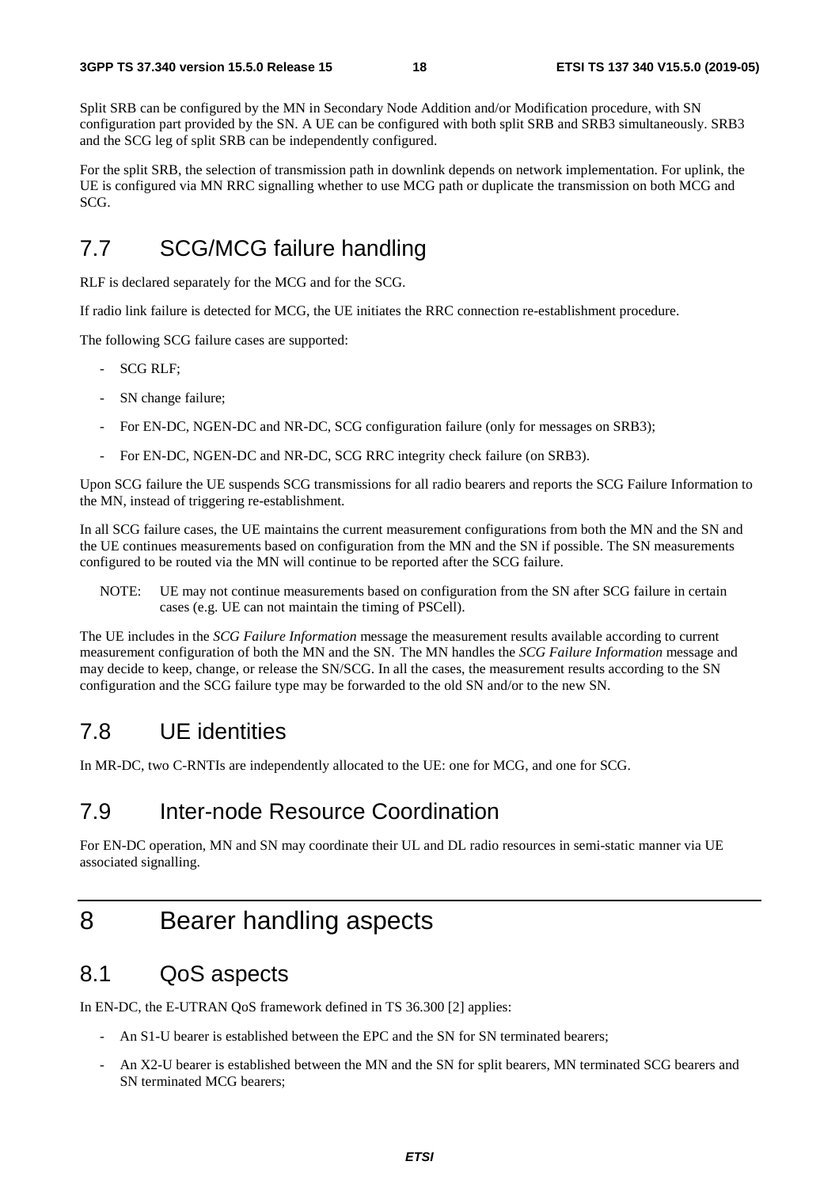Split SRB can be configured by the MN in Secondary Node Addition and/or Modification procedure, with SN configuration part provided by the SN. A UE can be configured with both split SRB and SRB3 simultaneously. SRB3 and the SCG leg of split SRB can be independently configured.

For the split SRB, the selection of transmission path in downlink depends on network implementation. For uplink, the UE is configured via MN RRC signalling whether to use MCG path or duplicate the transmission on both MCG and SCG.

## 7.7 SCG/MCG failure handling

RLF is declared separately for the MCG and for the SCG.

If radio link failure is detected for MCG, the UE initiates the RRC connection re-establishment procedure.

The following SCG failure cases are supported:

- SCG RLF;
- SN change failure;
- For EN-DC, NGEN-DC and NR-DC, SCG configuration failure (only for messages on SRB3);
- For EN-DC, NGEN-DC and NR-DC, SCG RRC integrity check failure (on SRB3).

Upon SCG failure the UE suspends SCG transmissions for all radio bearers and reports the SCG Failure Information to the MN, instead of triggering re-establishment.

In all SCG failure cases, the UE maintains the current measurement configurations from both the MN and the SN and the UE continues measurements based on configuration from the MN and the SN if possible. The SN measurements configured to be routed via the MN will continue to be reported after the SCG failure.

NOTE: UE may not continue measurements based on configuration from the SN after SCG failure in certain cases (e.g. UE can not maintain the timing of PSCell).

The UE includes in the *SCG Failure Information* message the measurement results available according to current measurement configuration of both the MN and the SN. The MN handles the *SCG Failure Information* message and may decide to keep, change, or release the SN/SCG. In all the cases, the measurement results according to the SN configuration and the SCG failure type may be forwarded to the old SN and/or to the new SN.

## 7.8 UE identities

In MR-DC, two C-RNTIs are independently allocated to the UE: one for MCG, and one for SCG.

## 7.9 Inter-node Resource Coordination

For EN-DC operation, MN and SN may coordinate their UL and DL radio resources in semi-static manner via UE associated signalling.

# 8 Bearer handling aspects

## 8.1 QoS aspects

In EN-DC, the E-UTRAN QoS framework defined in TS 36.300 [2] applies:

- An S1-U bearer is established between the EPC and the SN for SN terminated bearers;
- An X2-U bearer is established between the MN and the SN for split bearers, MN terminated SCG bearers and SN terminated MCG bearers;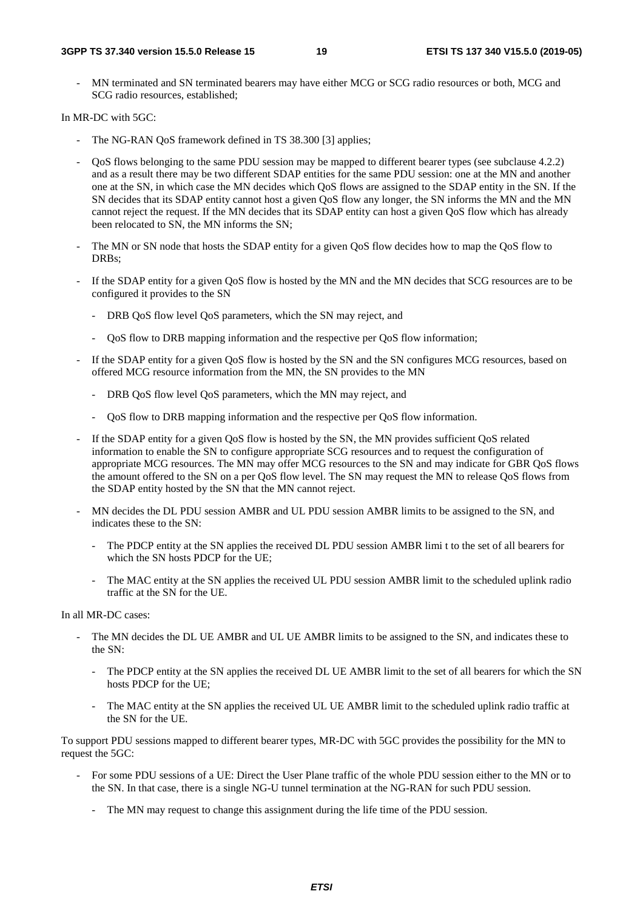- MN terminated and SN terminated bearers may have either MCG or SCG radio resources or both, MCG and SCG radio resources, established;

In MR-DC with 5GC:

- The NG-RAN QoS framework defined in TS 38.300 [3] applies;
- QoS flows belonging to the same PDU session may be mapped to different bearer types (see subclause 4.2.2) and as a result there may be two different SDAP entities for the same PDU session: one at the MN and another one at the SN, in which case the MN decides which QoS flows are assigned to the SDAP entity in the SN. If the SN decides that its SDAP entity cannot host a given QoS flow any longer, the SN informs the MN and the MN cannot reject the request. If the MN decides that its SDAP entity can host a given QoS flow which has already been relocated to SN, the MN informs the SN;
- The MN or SN node that hosts the SDAP entity for a given QoS flow decides how to map the QoS flow to DRBs;
- If the SDAP entity for a given QoS flow is hosted by the MN and the MN decides that SCG resources are to be configured it provides to the SN
  - DRB QoS flow level QoS parameters, which the SN may reject, and
  - QoS flow to DRB mapping information and the respective per QoS flow information;
- If the SDAP entity for a given QoS flow is hosted by the SN and the SN configures MCG resources, based on offered MCG resource information from the MN, the SN provides to the MN
  - DRB QoS flow level QoS parameters, which the MN may reject, and
  - QoS flow to DRB mapping information and the respective per QoS flow information.
- If the SDAP entity for a given QoS flow is hosted by the SN, the MN provides sufficient QoS related information to enable the SN to configure appropriate SCG resources and to request the configuration of appropriate MCG resources. The MN may offer MCG resources to the SN and may indicate for GBR QoS flows the amount offered to the SN on a per QoS flow level. The SN may request the MN to release QoS flows from the SDAP entity hosted by the SN that the MN cannot reject.
- MN decides the DL PDU session AMBR and UL PDU session AMBR limits to be assigned to the SN, and indicates these to the SN:
  - The PDCP entity at the SN applies the received DL PDU session AMBR limi t to the set of all bearers for which the SN hosts PDCP for the UE;
  - The MAC entity at the SN applies the received UL PDU session AMBR limit to the scheduled uplink radio traffic at the SN for the UE.

In all MR-DC cases:

- The MN decides the DL UE AMBR and UL UE AMBR limits to be assigned to the SN, and indicates these to the SN:
  - The PDCP entity at the SN applies the received DL UE AMBR limit to the set of all bearers for which the SN hosts PDCP for the UE;
  - The MAC entity at the SN applies the received UL UE AMBR limit to the scheduled uplink radio traffic at the SN for the UE.

To support PDU sessions mapped to different bearer types, MR-DC with 5GC provides the possibility for the MN to request the 5GC:

- For some PDU sessions of a UE: Direct the User Plane traffic of the whole PDU session either to the MN or to the SN. In that case, there is a single NG-U tunnel termination at the NG-RAN for such PDU session.
  - The MN may request to change this assignment during the life time of the PDU session.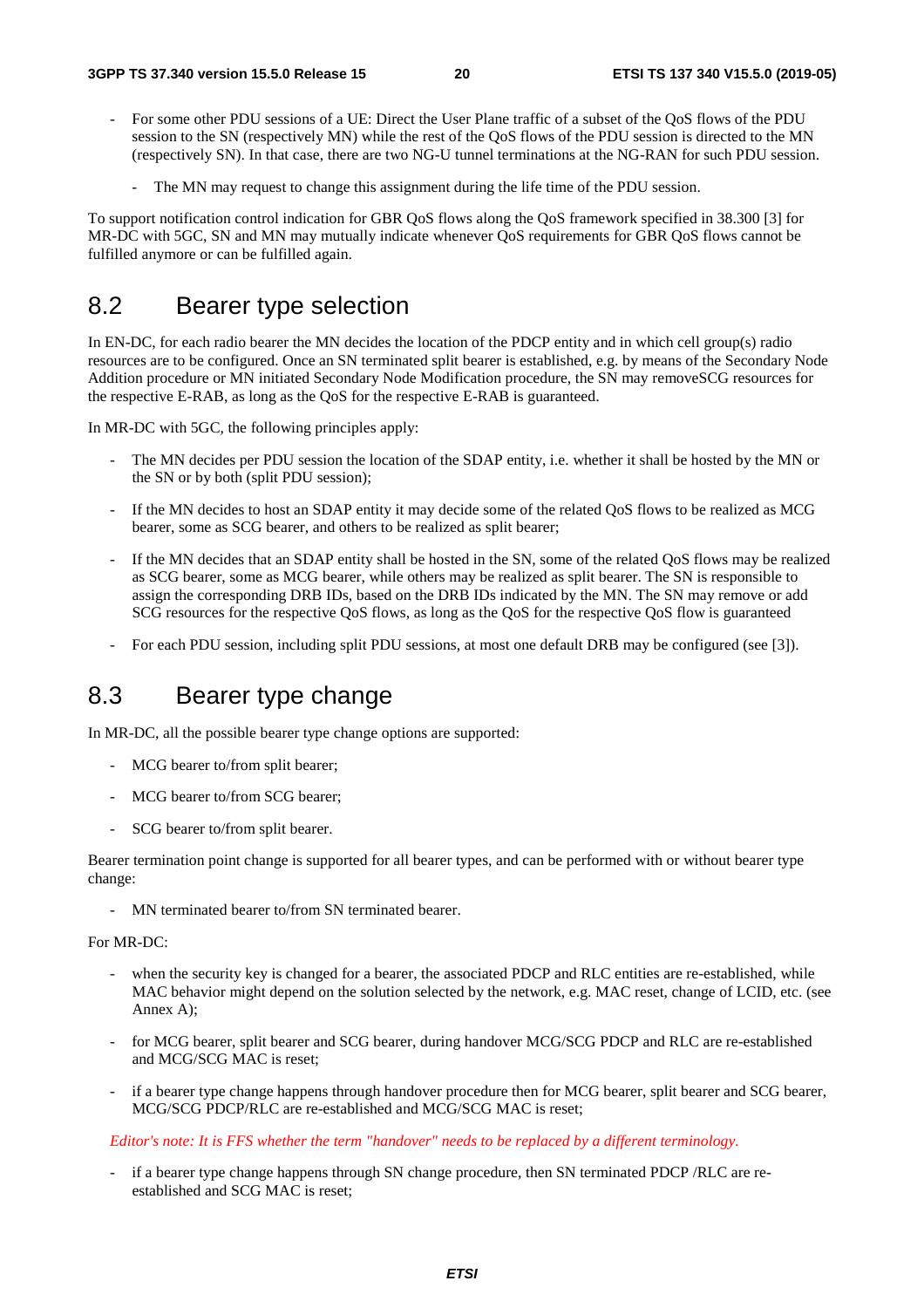- For some other PDU sessions of a UE: Direct the User Plane traffic of a subset of the QoS flows of the PDU session to the SN (respectively MN) while the rest of the QoS flows of the PDU session is directed to the MN (respectively SN). In that case, there are two NG-U tunnel terminations at the NG-RAN for such PDU session.
  - The MN may request to change this assignment during the life time of the PDU session.

To support notification control indication for GBR QoS flows along the QoS framework specified in 38.300 [3] for MR-DC with 5GC, SN and MN may mutually indicate whenever QoS requirements for GBR QoS flows cannot be fulfilled anymore or can be fulfilled again.

## 8.2 Bearer type selection

In EN-DC, for each radio bearer the MN decides the location of the PDCP entity and in which cell group(s) radio resources are to be configured. Once an SN terminated split bearer is established, e.g. by means of the Secondary Node Addition procedure or MN initiated Secondary Node Modification procedure, the SN may removeSCG resources for the respective E-RAB, as long as the QoS for the respective E-RAB is guaranteed.

In MR-DC with 5GC, the following principles apply:

- The MN decides per PDU session the location of the SDAP entity, i.e. whether it shall be hosted by the MN or the SN or by both (split PDU session);
- If the MN decides to host an SDAP entity it may decide some of the related QoS flows to be realized as MCG bearer, some as SCG bearer, and others to be realized as split bearer;
- If the MN decides that an SDAP entity shall be hosted in the SN, some of the related QoS flows may be realized as SCG bearer, some as MCG bearer, while others may be realized as split bearer. The SN is responsible to assign the corresponding DRB IDs, based on the DRB IDs indicated by the MN. The SN may remove or add SCG resources for the respective QoS flows, as long as the QoS for the respective QoS flow is guaranteed
- For each PDU session, including split PDU sessions, at most one default DRB may be configured (see [3]).

## 8.3 Bearer type change

In MR-DC, all the possible bearer type change options are supported:

- MCG bearer to/from split bearer;
- MCG bearer to/from SCG bearer;
- SCG bearer to/from split bearer.

Bearer termination point change is supported for all bearer types, and can be performed with or without bearer type change:

- MN terminated bearer to/from SN terminated bearer.

For MR-DC:

- when the security key is changed for a bearer, the associated PDCP and RLC entities are re-established, while MAC behavior might depend on the solution selected by the network, e.g. MAC reset, change of LCID, etc. (see Annex A);
- for MCG bearer, split bearer and SCG bearer, during handover MCG/SCG PDCP and RLC are re-established and MCG/SCG MAC is reset;
- if a bearer type change happens through handover procedure then for MCG bearer, split bearer and SCG bearer, MCG/SCG PDCP/RLC are re-established and MCG/SCG MAC is reset;

*Editor's note: It is FFS whether the term "handover" needs to be replaced by a different terminology.*

- if a bearer type change happens through SN change procedure, then SN terminated PDCP /RLC are re-established and SCG MAC is reset;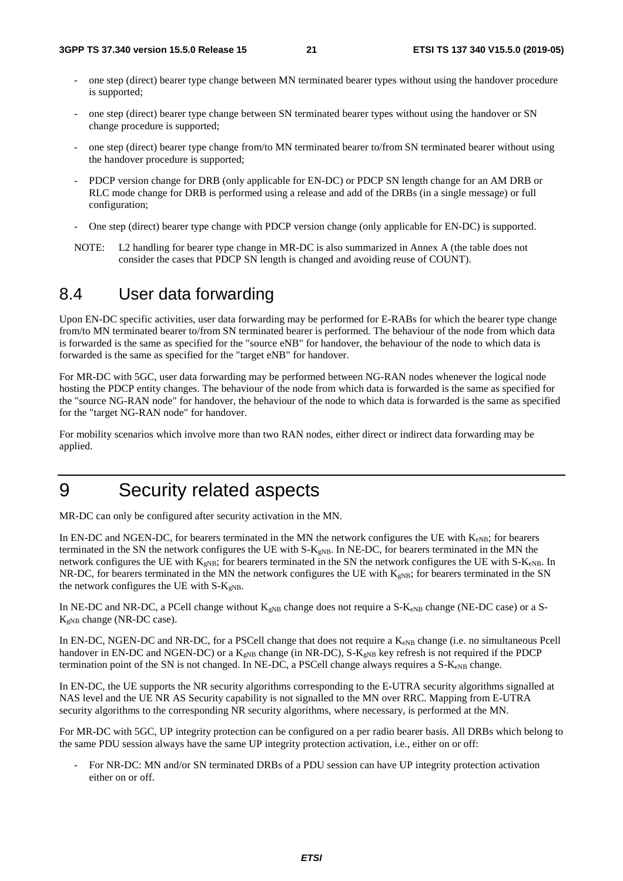- one step (direct) bearer type change between MN terminated bearer types without using the handover procedure is supported;

- one step (direct) bearer type change between SN terminated bearer types without using the handover or SN change procedure is supported;

- one step (direct) bearer type change from/to MN terminated bearer to/from SN terminated bearer without using the handover procedure is supported;

- PDCP version change for DRB (only applicable for EN-DC) or PDCP SN length change for an AM DRB or RLC mode change for DRB is performed using a release and add of the DRBs (in a single message) or full configuration;

- One step (direct) bearer type change with PDCP version change (only applicable for EN-DC) is supported.

NOTE: L2 handling for bearer type change in MR-DC is also summarized in Annex A (the table does not consider the cases that PDCP SN length is changed and avoiding reuse of COUNT).

## 8.4 User data forwarding

Upon EN-DC specific activities, user data forwarding may be performed for E-RABs for which the bearer type change from/to MN terminated bearer to/from SN terminated bearer is performed. The behaviour of the node from which data is forwarded is the same as specified for the "source eNB" for handover, the behaviour of the node to which data is forwarded is the same as specified for the "target eNB" for handover.

For MR-DC with 5GC, user data forwarding may be performed between NG-RAN nodes whenever the logical node hosting the PDCP entity changes. The behaviour of the node from which data is forwarded is the same as specified for the "source NG-RAN node" for handover, the behaviour of the node to which data is forwarded is the same as specified for the "target NG-RAN node" for handover.

For mobility scenarios which involve more than two RAN nodes, either direct or indirect data forwarding may be applied.

# 9 Security related aspects

MR-DC can only be configured after security activation in the MN.

In EN-DC and NGEN-DC, for bearers terminated in the MN the network configures the UE with $K_{eNB}$; for bearers terminated in the SN the network configures the UE with S-$K_{gNB}$. In NE-DC, for bearers terminated in the MN the network configures the UE with $K_{gNB}$; for bearers terminated in the SN the network configures the UE with S-$K_{eNB}$. In NR-DC, for bearers terminated in the MN the network configures the UE with $K_{gNB}$; for bearers terminated in the SN the network configures the UE with S-$K_{gNB}$.

In NE-DC and NR-DC, a PCell change without $K_{gNB}$ change does not require a S-$K_{eNB}$ change (NE-DC case) or a S-$K_{gNB}$ change (NR-DC case).

In EN-DC, NGEN-DC and NR-DC, for a PSCell change that does not require a $K_{eNB}$ change (i.e. no simultaneous Pcell handover in EN-DC and NGEN-DC) or a $K_{gNB}$ change (in NR-DC), S-$K_{gNB}$ key refresh is not required if the PDCP termination point of the SN is not changed. In NE-DC, a PSCell change always requires a S-$K_{eNB}$ change.

In EN-DC, the UE supports the NR security algorithms corresponding to the E-UTRA security algorithms signalled at NAS level and the UE NR AS Security capability is not signalled to the MN over RRC. Mapping from E-UTRA security algorithms to the corresponding NR security algorithms, where necessary, is performed at the MN.

For MR-DC with 5GC, UP integrity protection can be configured on a per radio bearer basis. All DRBs which belong to the same PDU session always have the same UP integrity protection activation, i.e., either on or off:

- For NR-DC: MN and/or SN terminated DRBs of a PDU session can have UP integrity protection activation either on or off.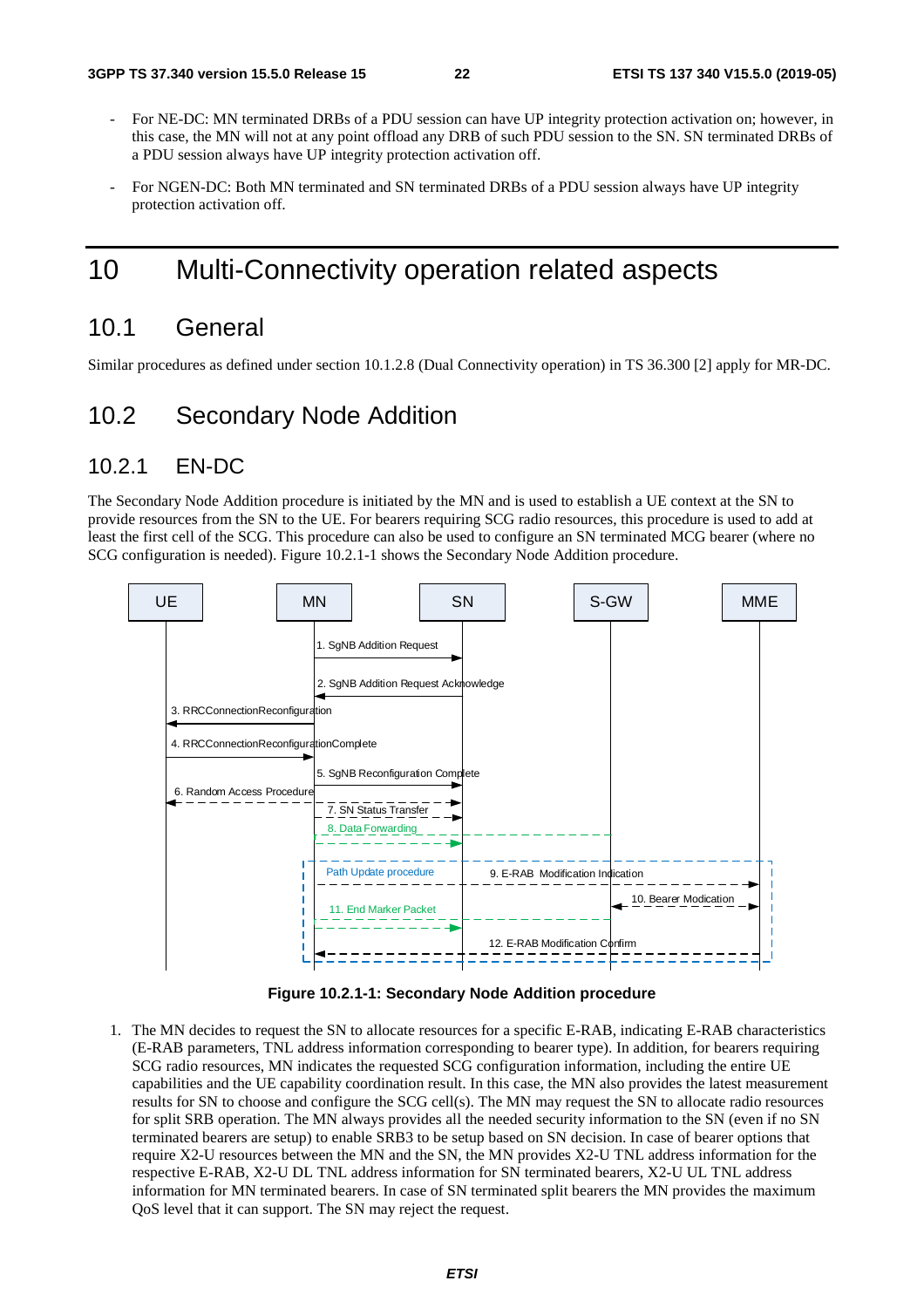- For NE-DC: MN terminated DRBs of a PDU session can have UP integrity protection activation on; however, in this case, the MN will not at any point offload any DRB of such PDU session to the SN. SN terminated DRBs of a PDU session always have UP integrity protection activation off.
- For NGEN-DC: Both MN terminated and SN terminated DRBs of a PDU session always have UP integrity protection activation off.

# 10 Multi-Connectivity operation related aspects

## 10.1 General

Similar procedures as defined under section 10.1.2.8 (Dual Connectivity operation) in TS 36.300 [2] apply for MR-DC.

## 10.2 Secondary Node Addition

### 10.2.1 EN-DC

The Secondary Node Addition procedure is initiated by the MN and is used to establish a UE context at the SN to provide resources from the SN to the UE. For bearers requiring SCG radio resources, this procedure is used to add at least the first cell of the SCG. This procedure can also be used to configure an SN terminated MCG bearer (where no SCG configuration is needed). Figure 10.2.1-1 shows the Secondary Node Addition procedure.

**Figure 10.2.1-1: Secondary Node Addition procedure**

1. The MN decides to request the SN to allocate resources for a specific E-RAB, indicating E-RAB characteristics (E-RAB parameters, TNL address information corresponding to bearer type). In addition, for bearers requiring SCG radio resources, MN indicates the requested SCG configuration information, including the entire UE capabilities and the UE capability coordination result. In this case, the MN also provides the latest measurement results for SN to choose and configure the SCG cell(s). The MN may request the SN to allocate radio resources for split SRB operation. The MN always provides all the needed security information to the SN (even if no SN terminated bearers are setup) to enable SRB3 to be setup based on SN decision. In case of bearer options that require X2-U resources between the MN and the SN, the MN provides X2-U TNL address information for the respective E-RAB, X2-U DL TNL address information for SN terminated bearers, X2-U UL TNL address information for MN terminated bearers. In case of SN terminated split bearers the MN provides the maximum QoS level that it can support. The SN may reject the request.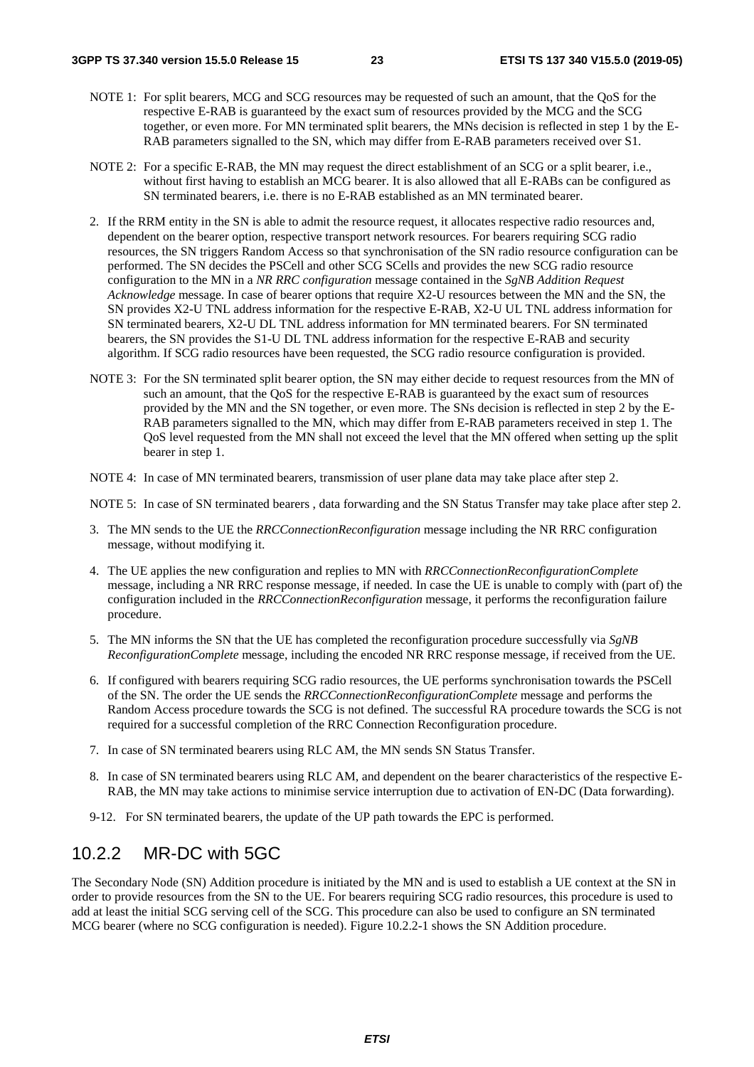NOTE 1: For split bearers, MCG and SCG resources may be requested of such an amount, that the QoS for the respective E-RAB is guaranteed by the exact sum of resources provided by the MCG and the SCG together, or even more. For MN terminated split bearers, the MNs decision is reflected in step 1 by the E-RAB parameters signalled to the SN, which may differ from E-RAB parameters received over S1.

NOTE 2: For a specific E-RAB, the MN may request the direct establishment of an SCG or a split bearer, i.e., without first having to establish an MCG bearer. It is also allowed that all E-RABs can be configured as SN terminated bearers, i.e. there is no E-RAB established as an MN terminated bearer.

2. If the RRM entity in the SN is able to admit the resource request, it allocates respective radio resources and, dependent on the bearer option, respective transport network resources. For bearers requiring SCG radio resources, the SN triggers Random Access so that synchronisation of the SN radio resource configuration can be performed. The SN decides the PSCell and other SCG SCells and provides the new SCG radio resource configuration to the MN in a *NR RRC configuration* message contained in the *SgNB Addition Request Acknowledge* message. In case of bearer options that require X2-U resources between the MN and the SN, the SN provides X2-U TNL address information for the respective E-RAB, X2-U UL TNL address information for SN terminated bearers, X2-U DL TNL address information for MN terminated bearers. For SN terminated bearers, the SN provides the S1-U DL TNL address information for the respective E-RAB and security algorithm. If SCG radio resources have been requested, the SCG radio resource configuration is provided.

NOTE 3: For the SN terminated split bearer option, the SN may either decide to request resources from the MN of such an amount, that the QoS for the respective E-RAB is guaranteed by the exact sum of resources provided by the MN and the SN together, or even more. The SNs decision is reflected in step 2 by the E-RAB parameters signalled to the MN, which may differ from E-RAB parameters received in step 1. The QoS level requested from the MN shall not exceed the level that the MN offered when setting up the split bearer in step 1.

NOTE 4: In case of MN terminated bearers, transmission of user plane data may take place after step 2.

NOTE 5: In case of SN terminated bearers , data forwarding and the SN Status Transfer may take place after step 2.

3. The MN sends to the UE the *RRCConnectionReconfiguration* message including the NR RRC configuration message, without modifying it.

4. The UE applies the new configuration and replies to MN with *RRCConnectionReconfigurationComplete* message, including a NR RRC response message, if needed. In case the UE is unable to comply with (part of) the configuration included in the *RRCConnectionReconfiguration* message, it performs the reconfiguration failure procedure.

5. The MN informs the SN that the UE has completed the reconfiguration procedure successfully via *SgNB ReconfigurationComplete* message, including the encoded NR RRC response message, if received from the UE.

6. If configured with bearers requiring SCG radio resources, the UE performs synchronisation towards the PSCell of the SN. The order the UE sends the *RRCConnectionReconfigurationComplete* message and performs the Random Access procedure towards the SCG is not defined. The successful RA procedure towards the SCG is not required for a successful completion of the RRC Connection Reconfiguration procedure.

7. In case of SN terminated bearers using RLC AM, the MN sends SN Status Transfer.

8. In case of SN terminated bearers using RLC AM, and dependent on the bearer characteristics of the respective E-RAB, the MN may take actions to minimise service interruption due to activation of EN-DC (Data forwarding).

9-12. For SN terminated bearers, the update of the UP path towards the EPC is performed.

## 10.2.2 MR-DC with 5GC

The Secondary Node (SN) Addition procedure is initiated by the MN and is used to establish a UE context at the SN in order to provide resources from the SN to the UE. For bearers requiring SCG radio resources, this procedure is used to add at least the initial SCG serving cell of the SCG. This procedure can also be used to configure an SN terminated MCG bearer (where no SCG configuration is needed). Figure 10.2.2-1 shows the SN Addition procedure.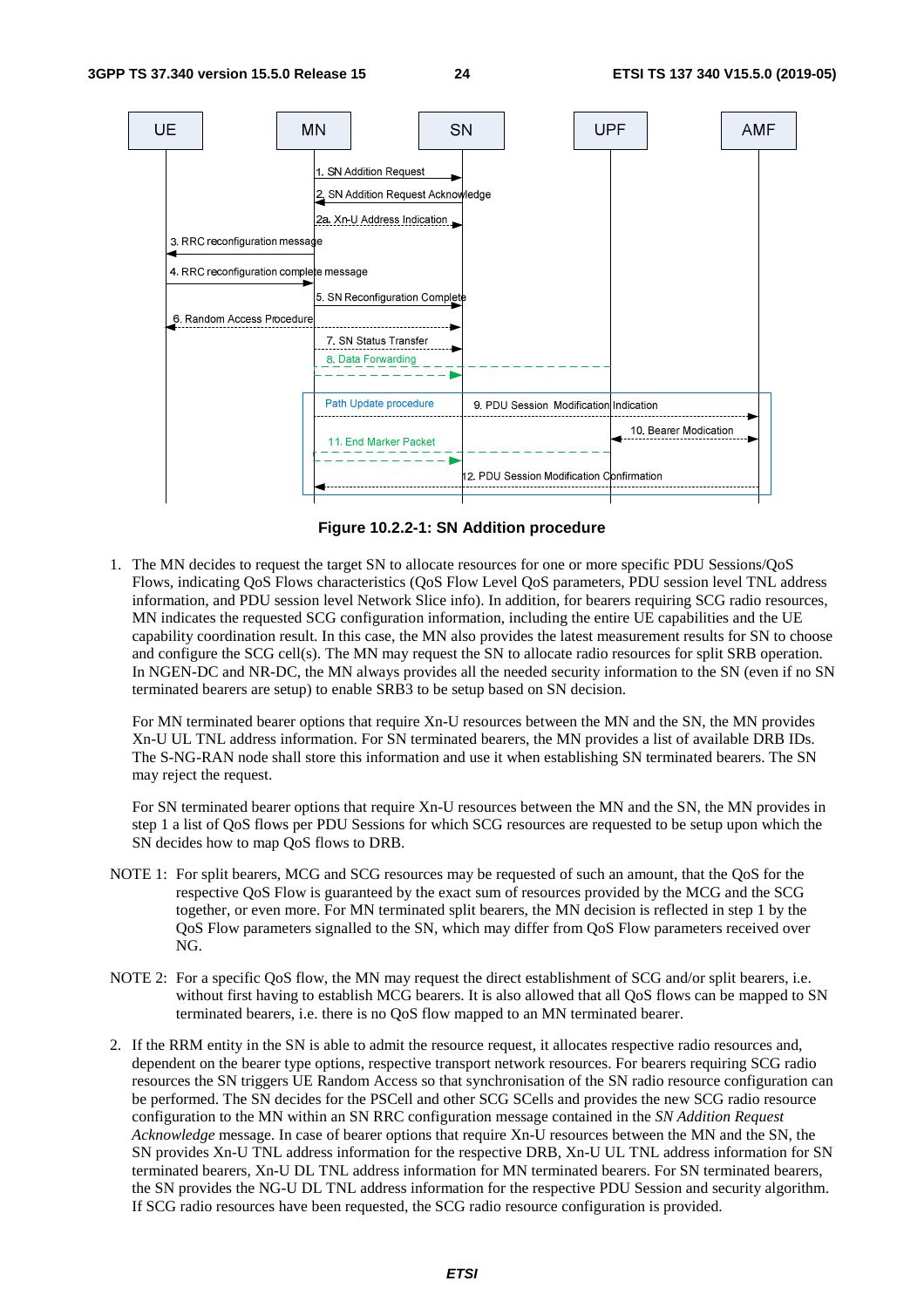**Figure 10.2.2-1: SN Addition procedure**

1. The MN decides to request the target SN to allocate resources for one or more specific PDU Sessions/QoS Flows, indicating QoS Flows characteristics (QoS Flow Level QoS parameters, PDU session level TNL address information, and PDU session level Network Slice info). In addition, for bearers requiring SCG radio resources, MN indicates the requested SCG configuration information, including the entire UE capabilities and the UE capability coordination result. In this case, the MN also provides the latest measurement results for SN to choose and configure the SCG cell(s). The MN may request the SN to allocate radio resources for split SRB operation. In NGEN-DC and NR-DC, the MN always provides all the needed security information to the SN (even if no SN terminated bearers are setup) to enable SRB3 to be setup based on SN decision.

   For MN terminated bearer options that require Xn-U resources between the MN and the SN, the MN provides Xn-U UL TNL address information. For SN terminated bearers, the MN provides a list of available DRB IDs. The S-NG-RAN node shall store this information and use it when establishing SN terminated bearers. The SN may reject the request.

   For SN terminated bearer options that require Xn-U resources between the MN and the SN, the MN provides in step 1 a list of QoS flows per PDU Sessions for which SCG resources are requested to be setup upon which the SN decides how to map QoS flows to DRB.

NOTE 1: For split bearers, MCG and SCG resources may be requested of such an amount, that the QoS for the respective QoS Flow is guaranteed by the exact sum of resources provided by the MCG and the SCG together, or even more. For MN terminated split bearers, the MN decision is reflected in step 1 by the QoS Flow parameters signalled to the SN, which may differ from QoS Flow parameters received over NG.

NOTE 2: For a specific QoS flow, the MN may request the direct establishment of SCG and/or split bearers, i.e. without first having to establish MCG bearers. It is also allowed that all QoS flows can be mapped to SN terminated bearers, i.e. there is no QoS flow mapped to an MN terminated bearer.

2. If the RRM entity in the SN is able to admit the resource request, it allocates respective radio resources and, dependent on the bearer type options, respective transport network resources. For bearers requiring SCG radio resources the SN triggers UE Random Access so that synchronisation of the SN radio resource configuration can be performed. The SN decides for the PSCell and other SCG SCells and provides the new SCG radio resource configuration to the MN within an SN RRC configuration message contained in the *SN Addition Request Acknowledge* message. In case of bearer options that require Xn-U resources between the MN and the SN, the SN provides Xn-U TNL address information for the respective DRB, Xn-U UL TNL address information for SN terminated bearers, Xn-U DL TNL address information for MN terminated bearers. For SN terminated bearers, the SN provides the NG-U DL TNL address information for the respective PDU Session and security algorithm. If SCG radio resources have been requested, the SCG radio resource configuration is provided.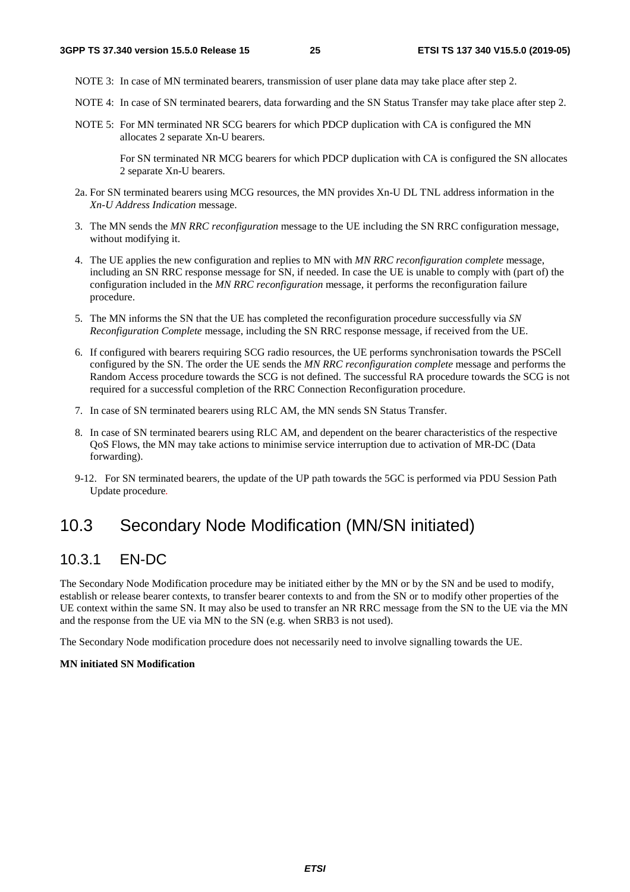NOTE 3: In case of MN terminated bearers, transmission of user plane data may take place after step 2.

NOTE 4: In case of SN terminated bearers, data forwarding and the SN Status Transfer may take place after step 2.

NOTE 5: For MN terminated NR SCG bearers for which PDCP duplication with CA is configured the MN allocates 2 separate Xn-U bearers.

For SN terminated NR MCG bearers for which PDCP duplication with CA is configured the SN allocates 2 separate Xn-U bearers.

2a. For SN terminated bearers using MCG resources, the MN provides Xn-U DL TNL address information in the *Xn-U Address Indication* message.

3. The MN sends the *MN RRC reconfiguration* message to the UE including the SN RRC configuration message, without modifying it.

4. The UE applies the new configuration and replies to MN with *MN RRC reconfiguration complete* message, including an SN RRC response message for SN, if needed. In case the UE is unable to comply with (part of) the configuration included in the *MN RRC reconfiguration* message, it performs the reconfiguration failure procedure.

5. The MN informs the SN that the UE has completed the reconfiguration procedure successfully via *SN Reconfiguration Complete* message, including the SN RRC response message, if received from the UE.

6. If configured with bearers requiring SCG radio resources, the UE performs synchronisation towards the PSCell configured by the SN. The order the UE sends the *MN RRC reconfiguration complete* message and performs the Random Access procedure towards the SCG is not defined. The successful RA procedure towards the SCG is not required for a successful completion of the RRC Connection Reconfiguration procedure.

7. In case of SN terminated bearers using RLC AM, the MN sends SN Status Transfer.

8. In case of SN terminated bearers using RLC AM, and dependent on the bearer characteristics of the respective QoS Flows, the MN may take actions to minimise service interruption due to activation of MR-DC (Data forwarding).

9-12. For SN terminated bearers, the update of the UP path towards the 5GC is performed via PDU Session Path Update procedure.

## 10.3 Secondary Node Modification (MN/SN initiated)

### 10.3.1 EN-DC

The Secondary Node Modification procedure may be initiated either by the MN or by the SN and be used to modify, establish or release bearer contexts, to transfer bearer contexts to and from the SN or to modify other properties of the UE context within the same SN. It may also be used to transfer an NR RRC message from the SN to the UE via the MN and the response from the UE via MN to the SN (e.g. when SRB3 is not used).

The Secondary Node modification procedure does not necessarily need to involve signalling towards the UE.

**MN initiated SN Modification**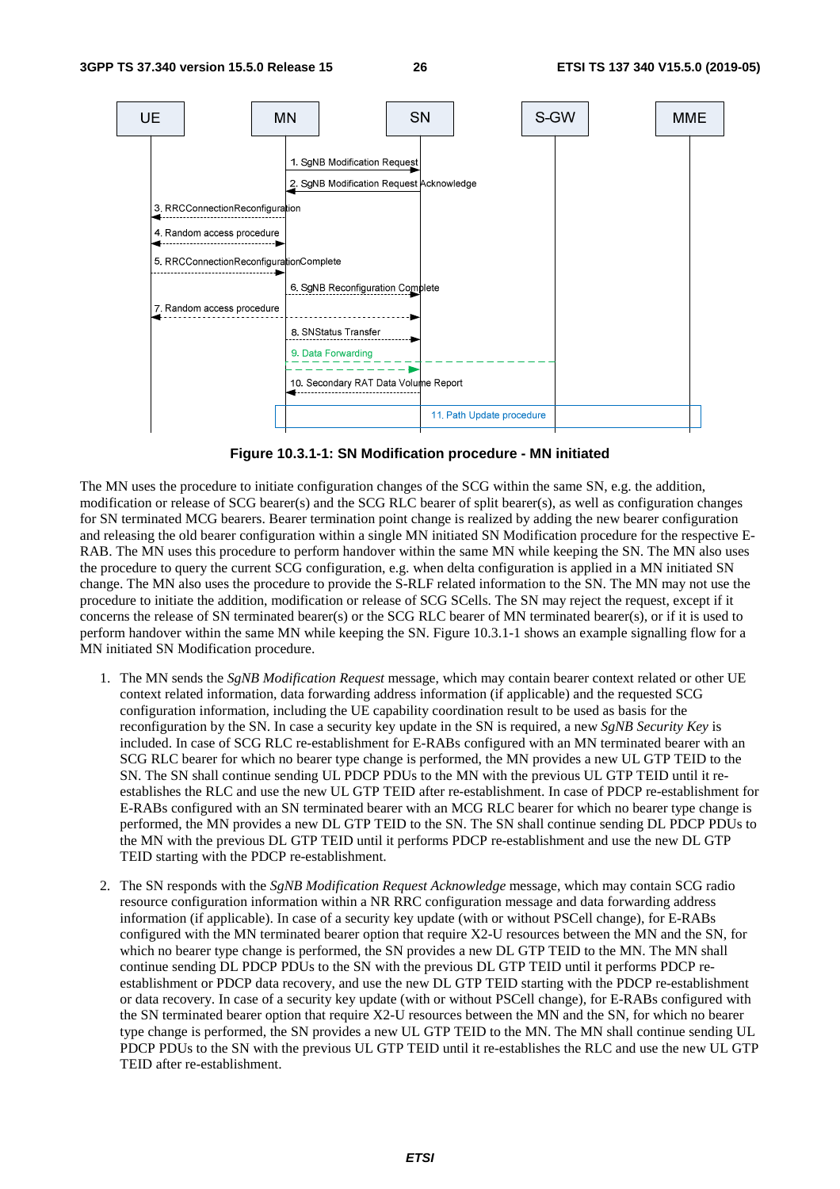**Figure 10.3.1-1: SN Modification procedure - MN initiated**

The MN uses the procedure to initiate configuration changes of the SCG within the same SN, e.g. the addition, modification or release of SCG bearer(s) and the SCG RLC bearer of split bearer(s), as well as configuration changes for SN terminated MCG bearers. Bearer termination point change is realized by adding the new bearer configuration and releasing the old bearer configuration within a single MN initiated SN Modification procedure for the respective E-RAB. The MN uses this procedure to perform handover within the same MN while keeping the SN. The MN also uses the procedure to query the current SCG configuration, e.g. when delta configuration is applied in a MN initiated SN change. The MN also uses the procedure to provide the S-RLF related information to the SN. The MN may not use the procedure to initiate the addition, modification or release of SCG SCells. The SN may reject the request, except if it concerns the release of SN terminated bearer(s) or the SCG RLC bearer of MN terminated bearer(s), or if it is used to perform handover within the same MN while keeping the SN. Figure 10.3.1-1 shows an example signalling flow for a MN initiated SN Modification procedure.

1. The MN sends the *SgNB Modification Request* message, which may contain bearer context related or other UE context related information, data forwarding address information (if applicable) and the requested SCG configuration information, including the UE capability coordination result to be used as basis for the reconfiguration by the SN. In case a security key update in the SN is required, a new *SgNB Security Key* is included. In case of SCG RLC re-establishment for E-RABs configured with an MN terminated bearer with an SCG RLC bearer for which no bearer type change is performed, the MN provides a new UL GTP TEID to the SN. The SN shall continue sending UL PDCP PDUs to the MN with the previous UL GTP TEID until it re-establishes the RLC and use the new UL GTP TEID after re-establishment. In case of PDCP re-establishment for E-RABs configured with an SN terminated bearer with an MCG RLC bearer for which no bearer type change is performed, the MN provides a new DL GTP TEID to the SN. The SN shall continue sending DL PDCP PDUs to the MN with the previous DL GTP TEID until it performs PDCP re-establishment and use the new DL GTP TEID starting with the PDCP re-establishment.

2. The SN responds with the *SgNB Modification Request Acknowledge* message, which may contain SCG radio resource configuration information within a NR RRC configuration message and data forwarding address information (if applicable). In case of a security key update (with or without PSCell change), for E-RABs configured with the MN terminated bearer option that require X2-U resources between the MN and the SN, for which no bearer type change is performed, the SN provides a new DL GTP TEID to the MN. The MN shall continue sending DL PDCP PDUs to the SN with the previous DL GTP TEID until it performs PDCP re-establishment or PDCP data recovery, and use the new DL GTP TEID starting with the PDCP re-establishment or data recovery. In case of a security key update (with or without PSCell change), for E-RABs configured with the SN terminated bearer option that require X2-U resources between the MN and the SN, for which no bearer type change is performed, the SN provides a new UL GTP TEID to the MN. The MN shall continue sending UL PDCP PDUs to the SN with the previous UL GTP TEID until it re-establishes the RLC and use the new UL GTP TEID after re-establishment.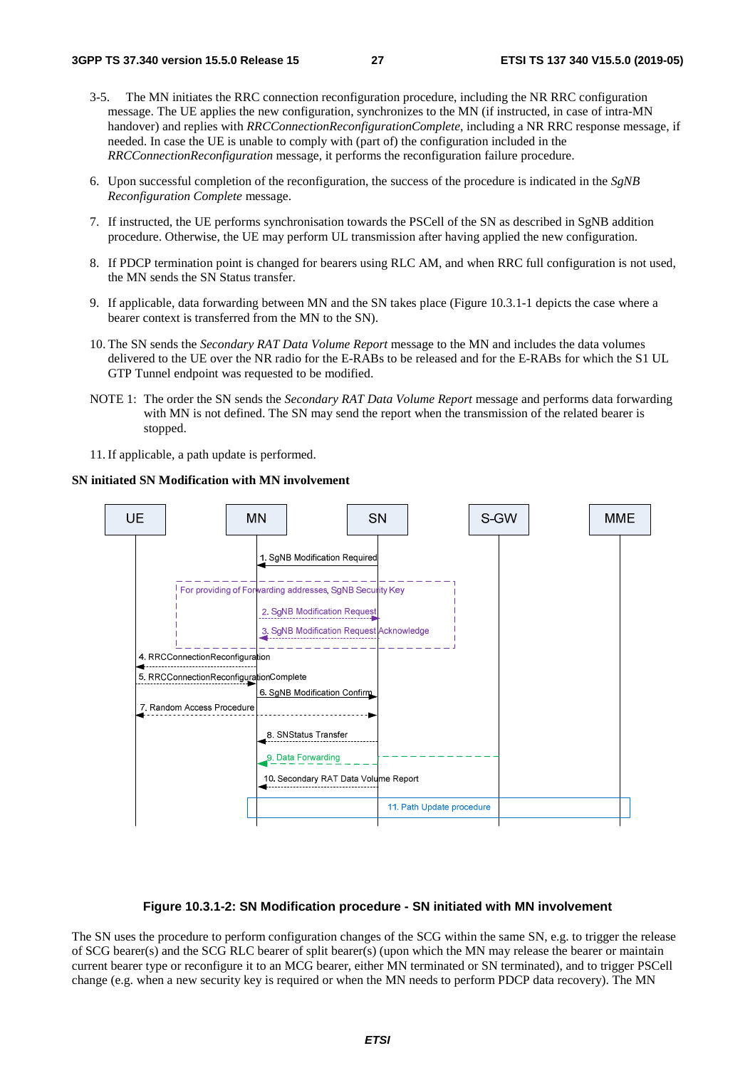3-5. The MN initiates the RRC connection reconfiguration procedure, including the NR RRC configuration message. The UE applies the new configuration, synchronizes to the MN (if instructed, in case of intra-MN handover) and replies with *RRCConnectionReconfigurationComplete*, including a NR RRC response message, if needed. In case the UE is unable to comply with (part of) the configuration included in the *RRCConnectionReconfiguration* message, it performs the reconfiguration failure procedure.

6. Upon successful completion of the reconfiguration, the success of the procedure is indicated in the *SgNB Reconfiguration Complete* message.

7. If instructed, the UE performs synchronisation towards the PSCell of the SN as described in SgNB addition procedure. Otherwise, the UE may perform UL transmission after having applied the new configuration.

8. If PDCP termination point is changed for bearers using RLC AM, and when RRC full configuration is not used, the MN sends the SN Status transfer.

9. If applicable, data forwarding between MN and the SN takes place (Figure 10.3.1-1 depicts the case where a bearer context is transferred from the MN to the SN).

10. The SN sends the *Secondary RAT Data Volume Report* message to the MN and includes the data volumes delivered to the UE over the NR radio for the E-RABs to be released and for the E-RABs for which the S1 UL GTP Tunnel endpoint was requested to be modified.

NOTE 1: The order the SN sends the *Secondary RAT Data Volume Report* message and performs data forwarding with MN is not defined. The SN may send the report when the transmission of the related bearer is stopped.

11. If applicable, a path update is performed.

**SN initiated SN Modification with MN involvement**

Figure 10.3.1-2: SN Modification procedure - SN initiated with MN involvement

The SN uses the procedure to perform configuration changes of the SCG within the same SN, e.g. to trigger the release of SCG bearer(s) and the SCG RLC bearer of split bearer(s) (upon which the MN may release the bearer or maintain current bearer type or reconfigure it to an MCG bearer, either MN terminated or SN terminated), and to trigger PSCell change (e.g. when a new security key is required or when the MN needs to perform PDCP data recovery). The MN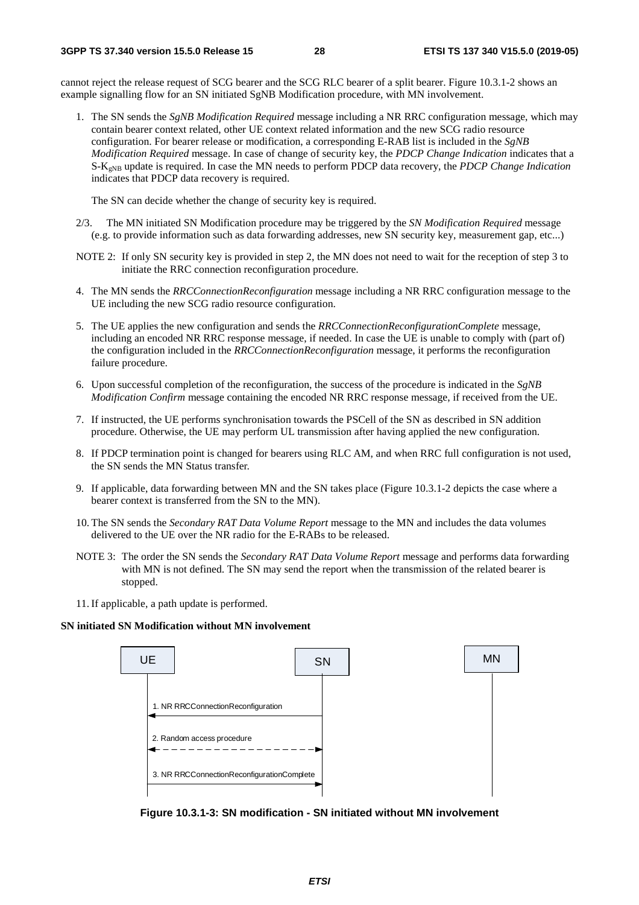cannot reject the release request of SCG bearer and the SCG RLC bearer of a split bearer. Figure 10.3.1-2 shows an example signalling flow for an SN initiated SgNB Modification procedure, with MN involvement.

1. The SN sends the *SgNB Modification Required* message including a NR RRC configuration message, which may contain bearer context related, other UE context related information and the new SCG radio resource configuration. For bearer release or modification, a corresponding E-RAB list is included in the *SgNB Modification Required* message. In case of change of security key, the *PDCP Change Indication* indicates that a $S\text{-}K_{gNB}$ update is required. In case the MN needs to perform PDCP data recovery, the *PDCP Change Indication* indicates that PDCP data recovery is required.

   The SN can decide whether the change of security key is required.

2/3. The MN initiated SN Modification procedure may be triggered by the *SN Modification Required* message (e.g. to provide information such as data forwarding addresses, new SN security key, measurement gap, etc...)

NOTE 2: If only SN security key is provided in step 2, the MN does not need to wait for the reception of step 3 to initiate the RRC connection reconfiguration procedure.

4. The MN sends the *RRCConnectionReconfiguration* message including a NR RRC configuration message to the UE including the new SCG radio resource configuration.

5. The UE applies the new configuration and sends the *RRCConnectionReconfigurationComplete* message, including an encoded NR RRC response message, if needed. In case the UE is unable to comply with (part of) the configuration included in the *RRCConnectionReconfiguration* message, it performs the reconfiguration failure procedure.

6. Upon successful completion of the reconfiguration, the success of the procedure is indicated in the *SgNB Modification Confirm* message containing the encoded NR RRC response message, if received from the UE.

7. If instructed, the UE performs synchronisation towards the PSCell of the SN as described in SN addition procedure. Otherwise, the UE may perform UL transmission after having applied the new configuration.

8. If PDCP termination point is changed for bearers using RLC AM, and when RRC full configuration is not used, the SN sends the MN Status transfer.

9. If applicable, data forwarding between MN and the SN takes place (Figure 10.3.1-2 depicts the case where a bearer context is transferred from the SN to the MN).

10. The SN sends the *Secondary RAT Data Volume Report* message to the MN and includes the data volumes delivered to the UE over the NR radio for the E-RABs to be released.

NOTE 3: The order the SN sends the *Secondary RAT Data Volume Report* message and performs data forwarding with MN is not defined. The SN may send the report when the transmission of the related bearer is stopped.

11. If applicable, a path update is performed.

**SN initiated SN Modification without MN involvement**

UE | SN | MN

1. NR RRCConnectionReconfiguration
2. Random access procedure
3. NR RRCConnectionReconfigurationComplete

**Figure 10.3.1-3: SN modification - SN initiated without MN involvement**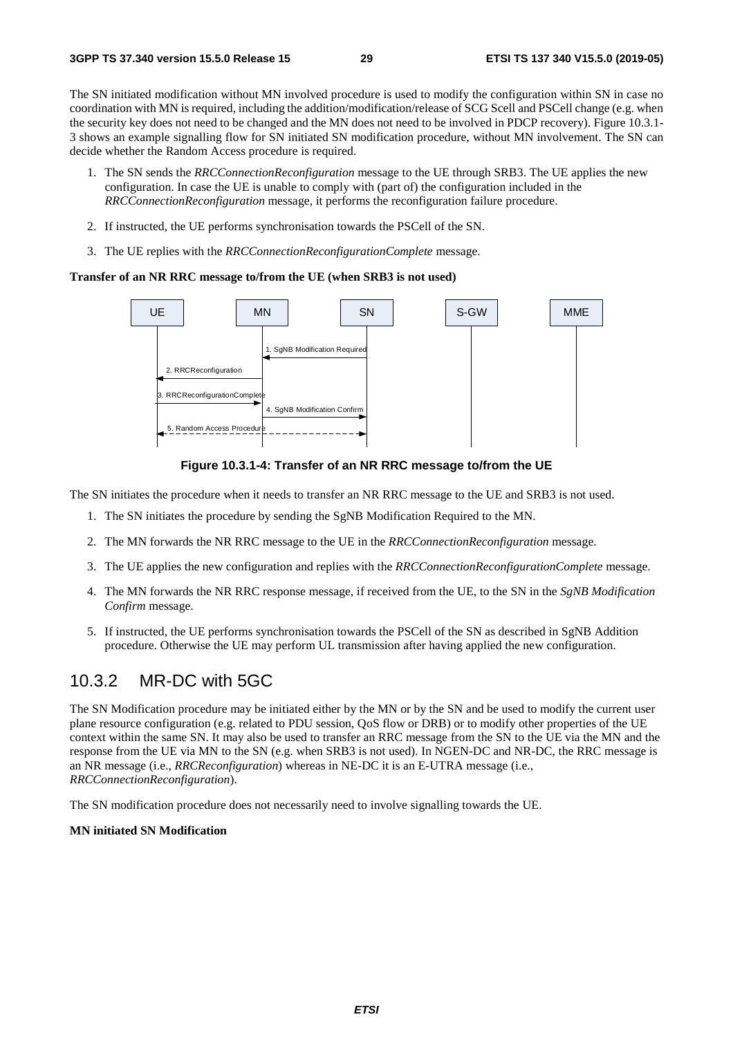The SN initiated modification without MN involved procedure is used to modify the configuration within SN in case no coordination with MN is required, including the addition/modification/release of SCG Scell and PSCell change (e.g. when the security key does not need to be changed and the MN does not need to be involved in PDCP recovery). Figure 10.3.1-3 shows an example signalling flow for SN initiated SN modification procedure, without MN involvement. The SN can decide whether the Random Access procedure is required.

1. The SN sends the *RRCConnectionReconfiguration* message to the UE through SRB3. The UE applies the new configuration. In case the UE is unable to comply with (part of) the configuration included in the *RRCConnectionReconfiguration* message, it performs the reconfiguration failure procedure.
2. If instructed, the UE performs synchronisation towards the PSCell of the SN.
3. The UE replies with the *RRCConnectionReconfigurationComplete* message.

**Transfer of an NR RRC message to/from the UE (when SRB3 is not used)**

UE | MN | SN | S-GW | MME

1. SgNB Modification Required
2. RRCReconfiguration
3. RRCReconfigurationComplete
4. SgNB Modification Confirm
5. Random Access Procedure

**Figure 10.3.1-4: Transfer of an NR RRC message to/from the UE**

The SN initiates the procedure when it needs to transfer an NR RRC message to the UE and SRB3 is not used.

1. The SN initiates the procedure by sending the SgNB Modification Required to the MN.
2. The MN forwards the NR RRC message to the UE in the *RRCConnectionReconfiguration* message.
3. The UE applies the new configuration and replies with the *RRCConnectionReconfigurationComplete* message.
4. The MN forwards the NR RRC response message, if received from the UE, to the SN in the *SgNB Modification Confirm* message.
5. If instructed, the UE performs synchronisation towards the PSCell of the SN as described in SgNB Addition procedure. Otherwise the UE may perform UL transmission after having applied the new configuration.

## 10.3.2 MR-DC with 5GC

The SN Modification procedure may be initiated either by the MN or by the SN and be used to modify the current user plane resource configuration (e.g. related to PDU session, QoS flow or DRB) or to modify other properties of the UE context within the same SN. It may also be used to transfer an RRC message from the SN to the UE via the MN and the response from the UE via MN to the SN (e.g. when SRB3 is not used). In NGEN-DC and NR-DC, the RRC message is an NR message (i.e., *RRCReconfiguration*) whereas in NE-DC it is an E-UTRA message (i.e., *RRCConnectionReconfiguration*).

The SN modification procedure does not necessarily need to involve signalling towards the UE.

**MN initiated SN Modification**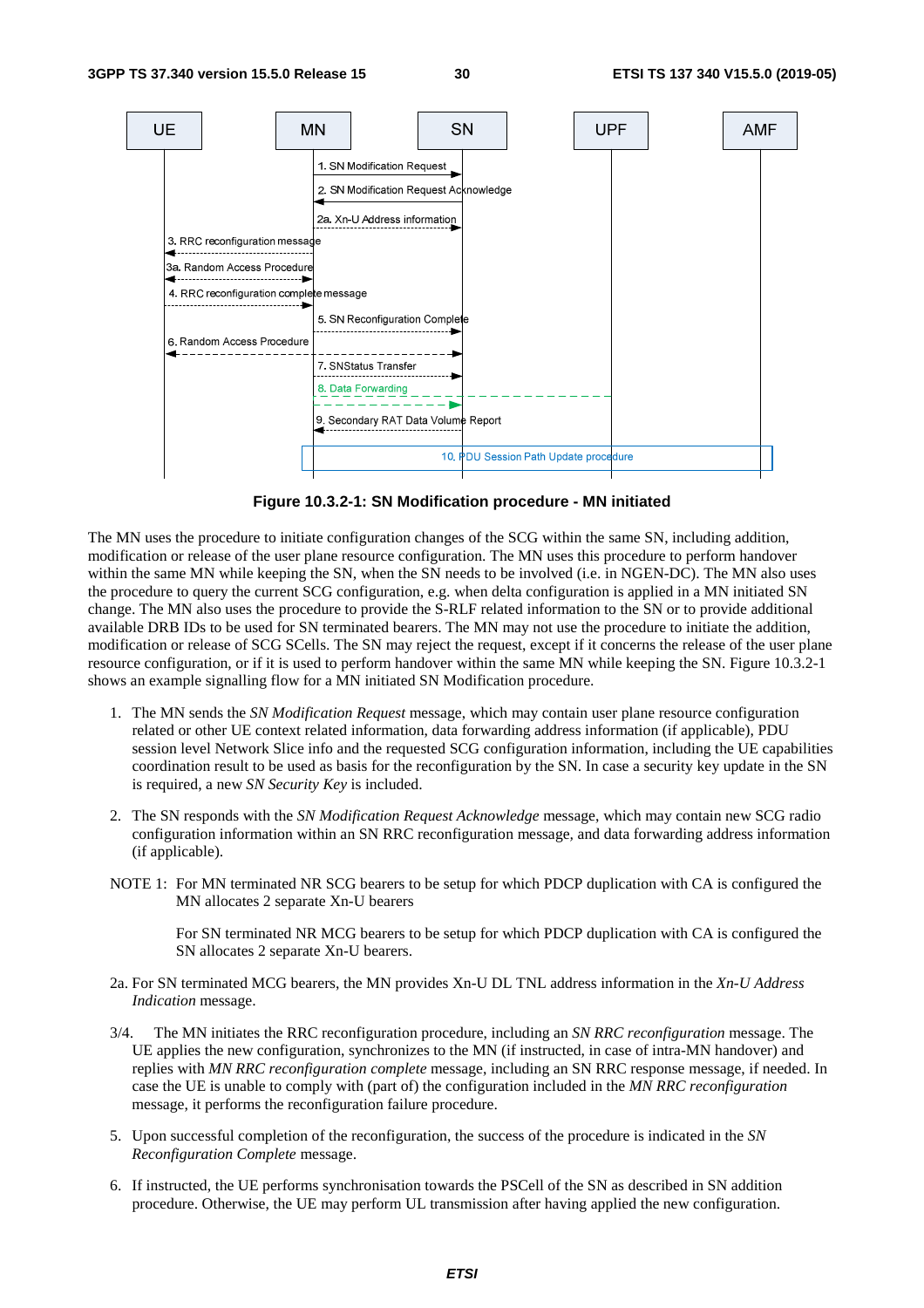Figure 10.3.2-1: SN Modification procedure - MN initiated

The MN uses the procedure to initiate configuration changes of the SCG within the same SN, including addition, modification or release of the user plane resource configuration. The MN uses this procedure to perform handover within the same MN while keeping the SN, when the SN needs to be involved (i.e. in NGEN-DC). The MN also uses the procedure to query the current SCG configuration, e.g. when delta configuration is applied in a MN initiated SN change. The MN also uses the procedure to provide the S-RLF related information to the SN or to provide additional available DRB IDs to be used for SN terminated bearers. The MN may not use the procedure to initiate the addition, modification or release of SCG SCells. The SN may reject the request, except if it concerns the release of the user plane resource configuration, or if it is used to perform handover within the same MN while keeping the SN. Figure 10.3.2-1 shows an example signalling flow for a MN initiated SN Modification procedure.

1. The MN sends the *SN Modification Request* message, which may contain user plane resource configuration related or other UE context related information, data forwarding address information (if applicable), PDU session level Network Slice info and the requested SCG configuration information, including the UE capabilities coordination result to be used as basis for the reconfiguration by the SN. In case a security key update in the SN is required, a new *SN Security Key* is included.

2. The SN responds with the *SN Modification Request Acknowledge* message, which may contain new SCG radio configuration information within an SN RRC reconfiguration message, and data forwarding address information (if applicable).

NOTE 1: For MN terminated NR SCG bearers to be setup for which PDCP duplication with CA is configured the MN allocates 2 separate Xn-U bearers

For SN terminated NR MCG bearers to be setup for which PDCP duplication with CA is configured the SN allocates 2 separate Xn-U bearers.

2a. For SN terminated MCG bearers, the MN provides Xn-U DL TNL address information in the *Xn-U Address Indication* message.

3/4. The MN initiates the RRC reconfiguration procedure, including an *SN RRC reconfiguration* message. The UE applies the new configuration, synchronizes to the MN (if instructed, in case of intra-MN handover) and replies with *MN RRC reconfiguration complete* message, including an SN RRC response message, if needed. In case the UE is unable to comply with (part of) the configuration included in the *MN RRC reconfiguration* message, it performs the reconfiguration failure procedure.

5. Upon successful completion of the reconfiguration, the success of the procedure is indicated in the *SN Reconfiguration Complete* message.

6. If instructed, the UE performs synchronisation towards the PSCell of the SN as described in SN addition procedure. Otherwise, the UE may perform UL transmission after having applied the new configuration.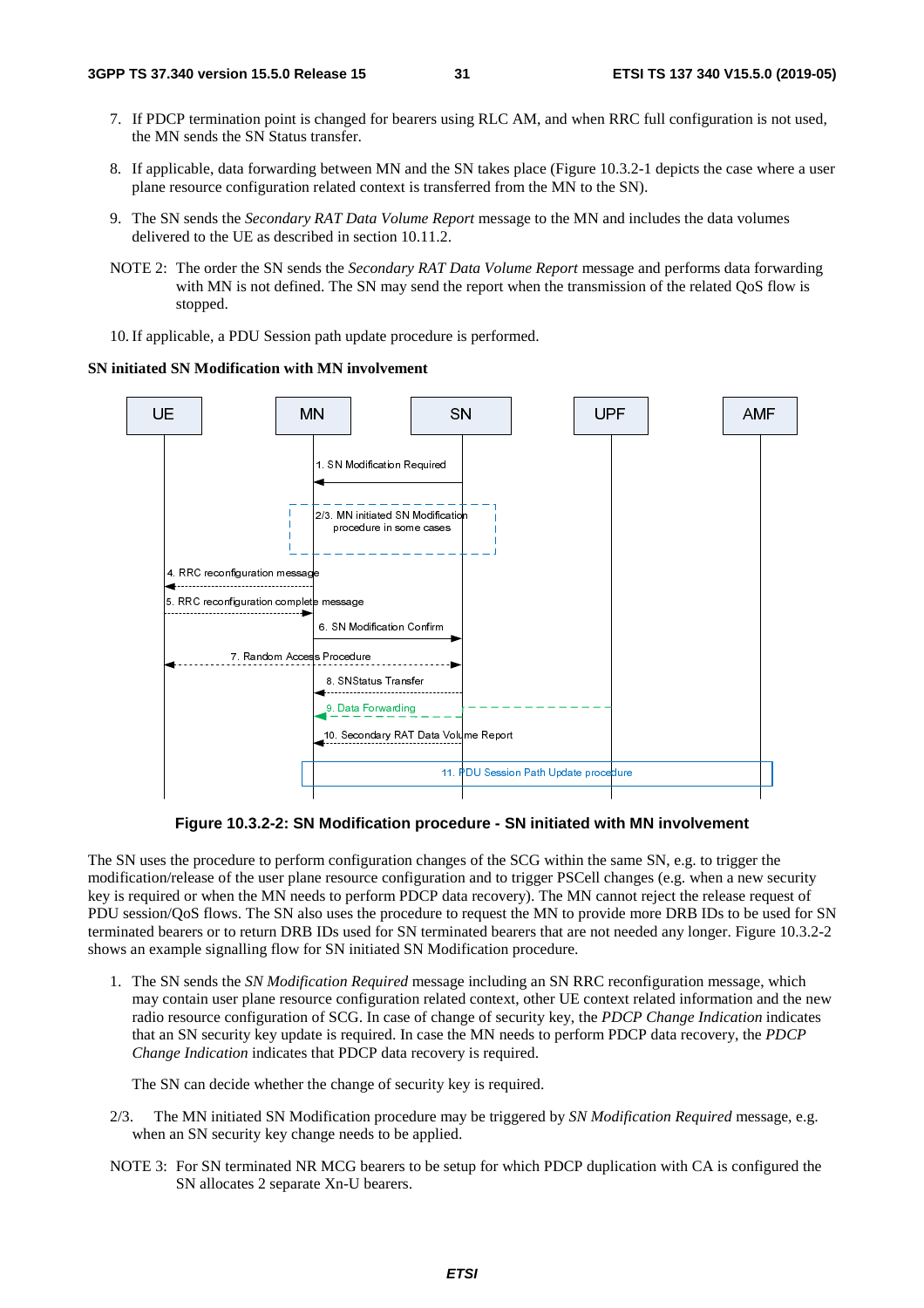7. If PDCP termination point is changed for bearers using RLC AM, and when RRC full configuration is not used, the MN sends the SN Status transfer.

8. If applicable, data forwarding between MN and the SN takes place (Figure 10.3.2-1 depicts the case where a user plane resource configuration related context is transferred from the MN to the SN).

9. The SN sends the *Secondary RAT Data Volume Report* message to the MN and includes the data volumes delivered to the UE as described in section 10.11.2.

NOTE 2: The order the SN sends the *Secondary RAT Data Volume Report* message and performs data forwarding with MN is not defined. The SN may send the report when the transmission of the related QoS flow is stopped.

10. If applicable, a PDU Session path update procedure is performed.

**SN initiated SN Modification with MN involvement**

**Figure 10.3.2-2: SN Modification procedure - SN initiated with MN involvement**

The SN uses the procedure to perform configuration changes of the SCG within the same SN, e.g. to trigger the modification/release of the user plane resource configuration and to trigger PSCell changes (e.g. when a new security key is required or when the MN needs to perform PDCP data recovery). The MN cannot reject the release request of PDU session/QoS flows. The SN also uses the procedure to request the MN to provide more DRB IDs to be used for SN terminated bearers or to return DRB IDs used for SN terminated bearers that are not needed any longer. Figure 10.3.2-2 shows an example signalling flow for SN initiated SN Modification procedure.

1. The SN sends the *SN Modification Required* message including an SN RRC reconfiguration message, which may contain user plane resource configuration related context, other UE context related information and the new radio resource configuration of SCG. In case of change of security key, the *PDCP Change Indication* indicates that an SN security key update is required. In case the MN needs to perform PDCP data recovery, the *PDCP Change Indication* indicates that PDCP data recovery is required.

   The SN can decide whether the change of security key is required.

2/3. The MN initiated SN Modification procedure may be triggered by *SN Modification Required* message, e.g. when an SN security key change needs to be applied.

NOTE 3: For SN terminated NR MCG bearers to be setup for which PDCP duplication with CA is configured the SN allocates 2 separate Xn-U bearers.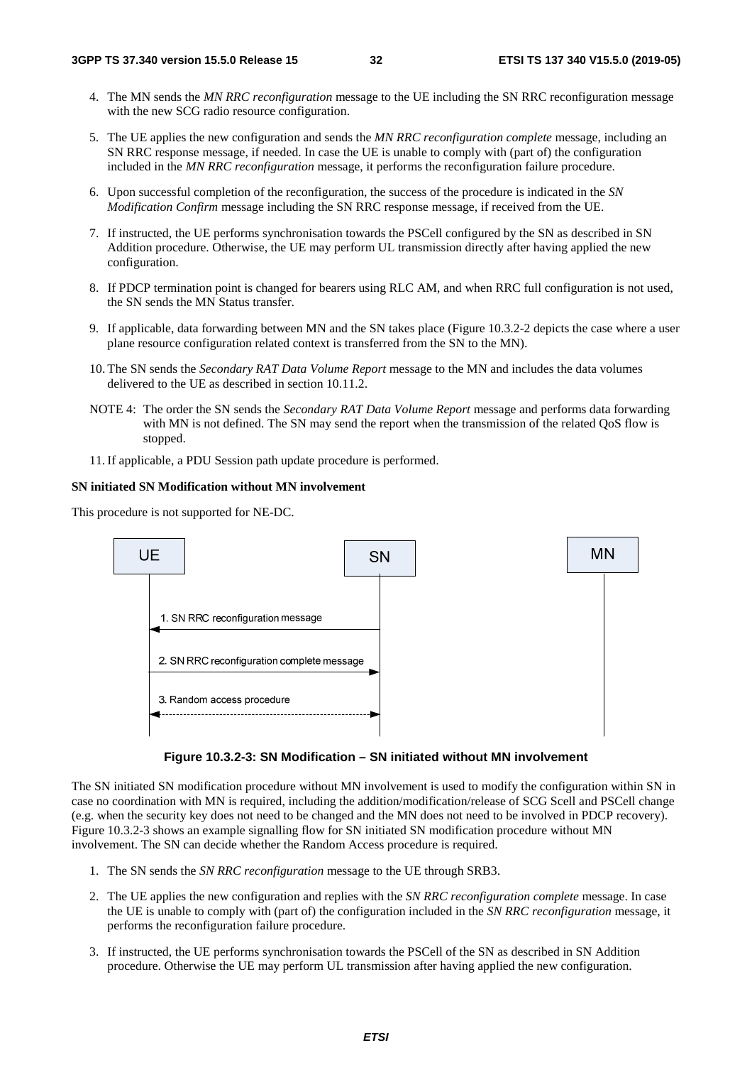4. The MN sends the *MN RRC reconfiguration* message to the UE including the SN RRC reconfiguration message with the new SCG radio resource configuration.

5. The UE applies the new configuration and sends the *MN RRC reconfiguration complete* message, including an SN RRC response message, if needed. In case the UE is unable to comply with (part of) the configuration included in the *MN RRC reconfiguration* message, it performs the reconfiguration failure procedure.

6. Upon successful completion of the reconfiguration, the success of the procedure is indicated in the *SN Modification Confirm* message including the SN RRC response message, if received from the UE.

7. If instructed, the UE performs synchronisation towards the PSCell configured by the SN as described in SN Addition procedure. Otherwise, the UE may perform UL transmission directly after having applied the new configuration.

8. If PDCP termination point is changed for bearers using RLC AM, and when RRC full configuration is not used, the SN sends the MN Status transfer.

9. If applicable, data forwarding between MN and the SN takes place (Figure 10.3.2-2 depicts the case where a user plane resource configuration related context is transferred from the SN to the MN).

10. The SN sends the *Secondary RAT Data Volume Report* message to the MN and includes the data volumes delivered to the UE as described in section 10.11.2.

NOTE 4: The order the SN sends the *Secondary RAT Data Volume Report* message and performs data forwarding with MN is not defined. The SN may send the report when the transmission of the related QoS flow is stopped.

11. If applicable, a PDU Session path update procedure is performed.

**SN initiated SN Modification without MN involvement**

This procedure is not supported for NE-DC.

**Figure 10.3.2-3: SN Modification – SN initiated without MN involvement**

The SN initiated SN modification procedure without MN involvement is used to modify the configuration within SN in case no coordination with MN is required, including the addition/modification/release of SCG Scell and PSCell change (e.g. when the security key does not need to be changed and the MN does not need to be involved in PDCP recovery). Figure 10.3.2-3 shows an example signalling flow for SN initiated SN modification procedure without MN involvement. The SN can decide whether the Random Access procedure is required.

1. The SN sends the *SN RRC reconfiguration* message to the UE through SRB3.

2. The UE applies the new configuration and replies with the *SN RRC reconfiguration complete* message. In case the UE is unable to comply with (part of) the configuration included in the *SN RRC reconfiguration* message, it performs the reconfiguration failure procedure.

3. If instructed, the UE performs synchronisation towards the PSCell of the SN as described in SN Addition procedure. Otherwise the UE may perform UL transmission after having applied the new configuration.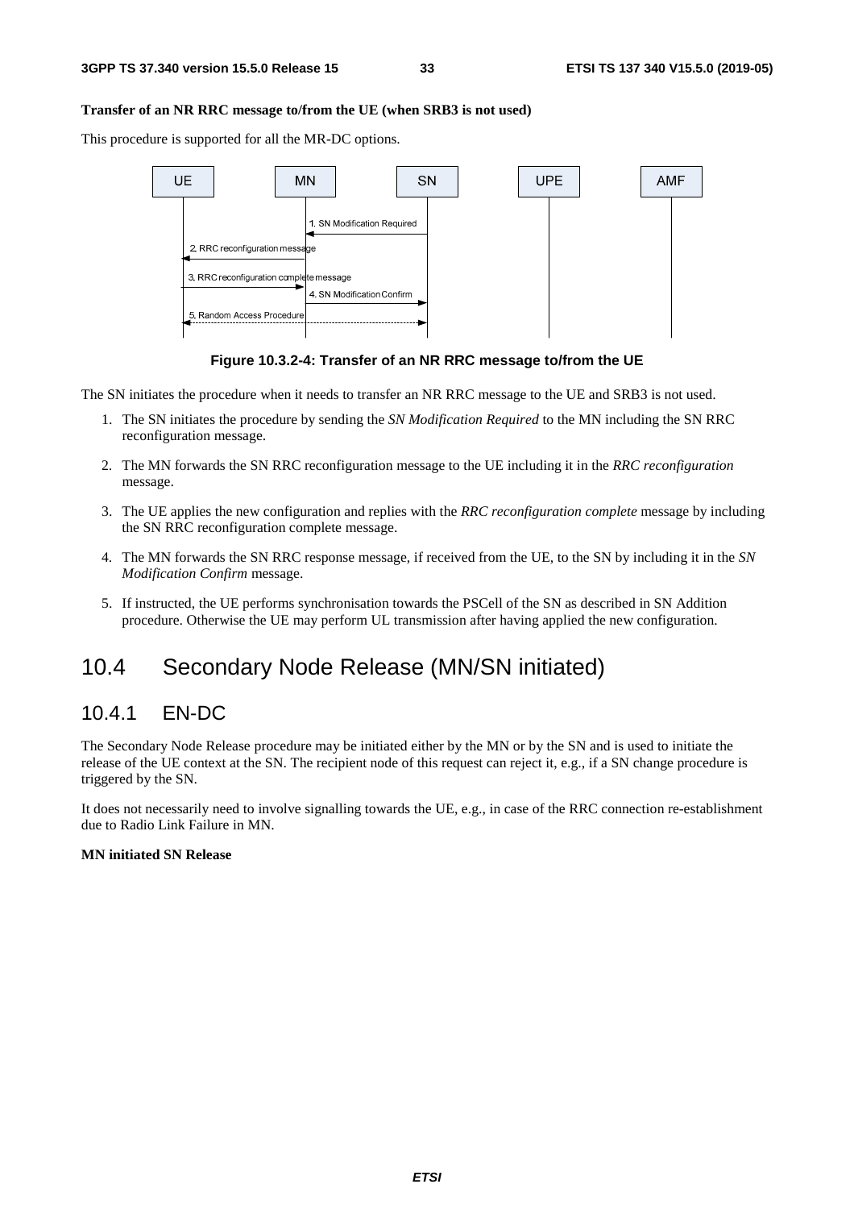**Transfer of an NR RRC message to/from the UE (when SRB3 is not used)**

This procedure is supported for all the MR-DC options.

**Figure 10.3.2-4: Transfer of an NR RRC message to/from the UE**

The SN initiates the procedure when it needs to transfer an NR RRC message to the UE and SRB3 is not used.

1. The SN initiates the procedure by sending the *SN Modification Required* to the MN including the SN RRC reconfiguration message.
2. The MN forwards the SN RRC reconfiguration message to the UE including it in the *RRC reconfiguration* message.
3. The UE applies the new configuration and replies with the *RRC reconfiguration complete* message by including the SN RRC reconfiguration complete message.
4. The MN forwards the SN RRC response message, if received from the UE, to the SN by including it in the *SN Modification Confirm* message.
5. If instructed, the UE performs synchronisation towards the PSCell of the SN as described in SN Addition procedure. Otherwise the UE may perform UL transmission after having applied the new configuration.

## 10.4 Secondary Node Release (MN/SN initiated)

### 10.4.1 EN-DC

The Secondary Node Release procedure may be initiated either by the MN or by the SN and is used to initiate the release of the UE context at the SN. The recipient node of this request can reject it, e.g., if a SN change procedure is triggered by the SN.

It does not necessarily need to involve signalling towards the UE, e.g., in case of the RRC connection re-establishment due to Radio Link Failure in MN.

**MN initiated SN Release**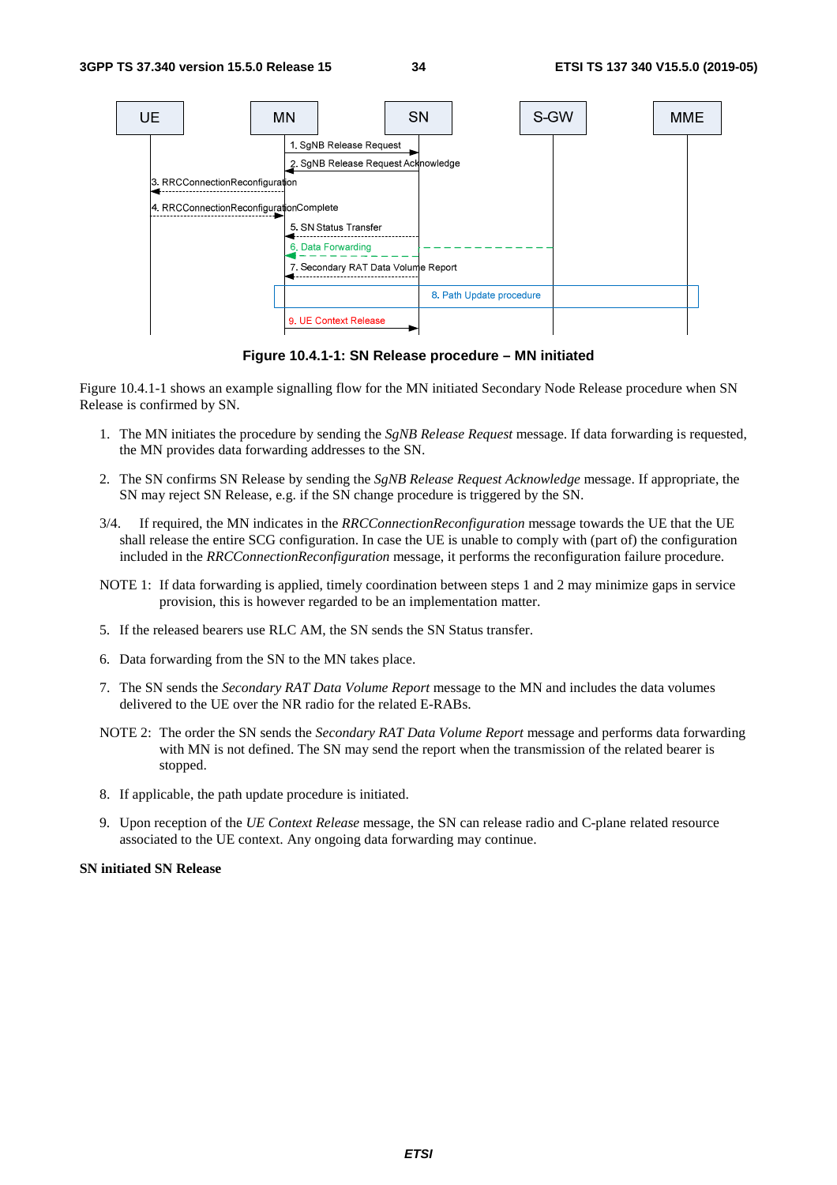Figure 10.4.1-1: SN Release procedure – MN initiated

Figure 10.4.1-1 shows an example signalling flow for the MN initiated Secondary Node Release procedure when SN Release is confirmed by SN.

1. The MN initiates the procedure by sending the *SgNB Release Request* message. If data forwarding is requested, the MN provides data forwarding addresses to the SN.

2. The SN confirms SN Release by sending the *SgNB Release Request Acknowledge* message. If appropriate, the SN may reject SN Release, e.g. if the SN change procedure is triggered by the SN.

3/4. If required, the MN indicates in the *RRCConnectionReconfiguration* message towards the UE that the UE shall release the entire SCG configuration. In case the UE is unable to comply with (part of) the configuration included in the *RRCConnectionReconfiguration* message, it performs the reconfiguration failure procedure.

NOTE 1: If data forwarding is applied, timely coordination between steps 1 and 2 may minimize gaps in service provision, this is however regarded to be an implementation matter.

5. If the released bearers use RLC AM, the SN sends the SN Status transfer.

6. Data forwarding from the SN to the MN takes place.

7. The SN sends the *Secondary RAT Data Volume Report* message to the MN and includes the data volumes delivered to the UE over the NR radio for the related E-RABs.

NOTE 2: The order the SN sends the *Secondary RAT Data Volume Report* message and performs data forwarding with MN is not defined. The SN may send the report when the transmission of the related bearer is stopped.

8. If applicable, the path update procedure is initiated.

9. Upon reception of the *UE Context Release* message, the SN can release radio and C-plane related resource associated to the UE context. Any ongoing data forwarding may continue.

**SN initiated SN Release**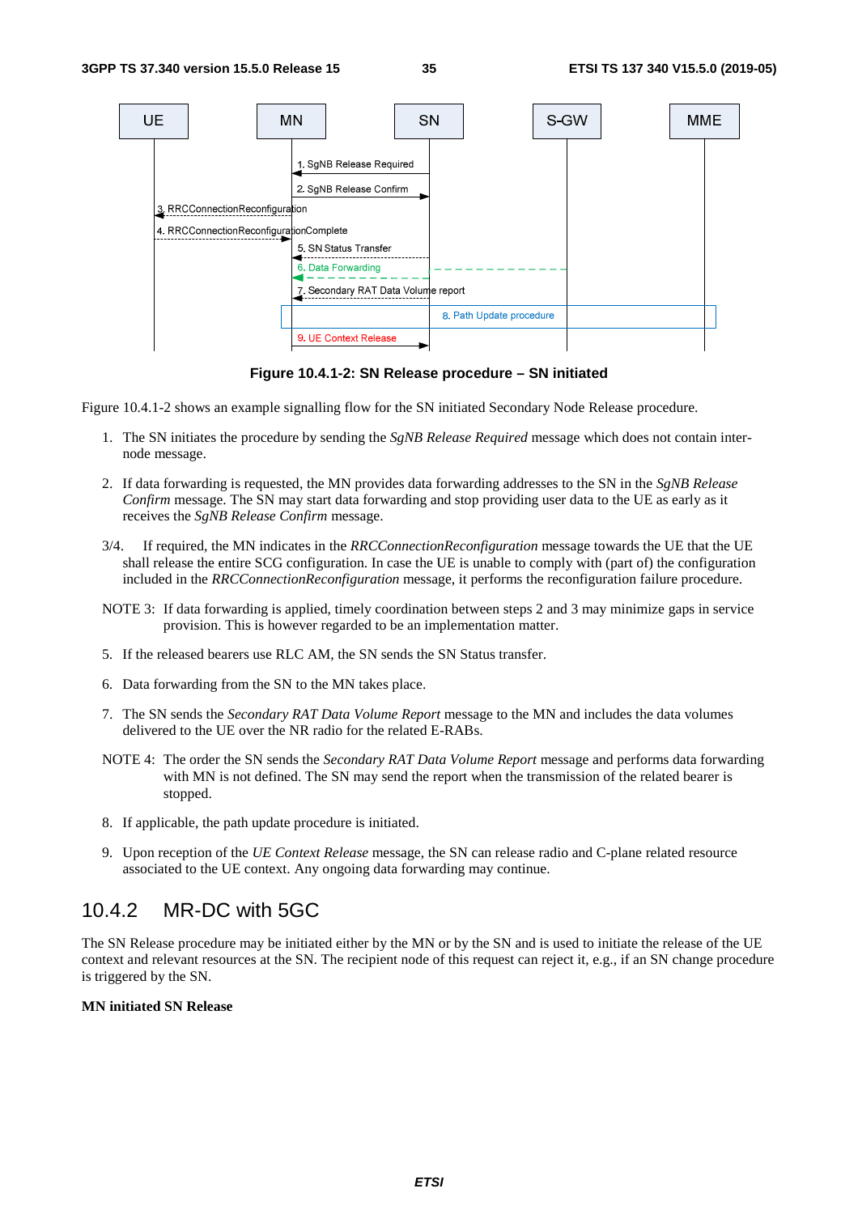**Figure 10.4.1-2: SN Release procedure – SN initiated**

Figure 10.4.1-2 shows an example signalling flow for the SN initiated Secondary Node Release procedure.

1. The SN initiates the procedure by sending the *SgNB Release Required* message which does not contain inter-node message.

2. If data forwarding is requested, the MN provides data forwarding addresses to the SN in the *SgNB Release Confirm* message. The SN may start data forwarding and stop providing user data to the UE as early as it receives the *SgNB Release Confirm* message.

3/4. If required, the MN indicates in the *RRCConnectionReconfiguration* message towards the UE that the UE shall release the entire SCG configuration. In case the UE is unable to comply with (part of) the configuration included in the *RRCConnectionReconfiguration* message, it performs the reconfiguration failure procedure.

NOTE 3: If data forwarding is applied, timely coordination between steps 2 and 3 may minimize gaps in service provision. This is however regarded to be an implementation matter.

5. If the released bearers use RLC AM, the SN sends the SN Status transfer.

6. Data forwarding from the SN to the MN takes place.

7. The SN sends the *Secondary RAT Data Volume Report* message to the MN and includes the data volumes delivered to the UE over the NR radio for the related E-RABs.

NOTE 4: The order the SN sends the *Secondary RAT Data Volume Report* message and performs data forwarding with MN is not defined. The SN may send the report when the transmission of the related bearer is stopped.

8. If applicable, the path update procedure is initiated.

9. Upon reception of the *UE Context Release* message, the SN can release radio and C-plane related resource associated to the UE context. Any ongoing data forwarding may continue.

### 10.4.2 MR-DC with 5GC

The SN Release procedure may be initiated either by the MN or by the SN and is used to initiate the release of the UE context and relevant resources at the SN. The recipient node of this request can reject it, e.g., if an SN change procedure is triggered by the SN.

**MN initiated SN Release**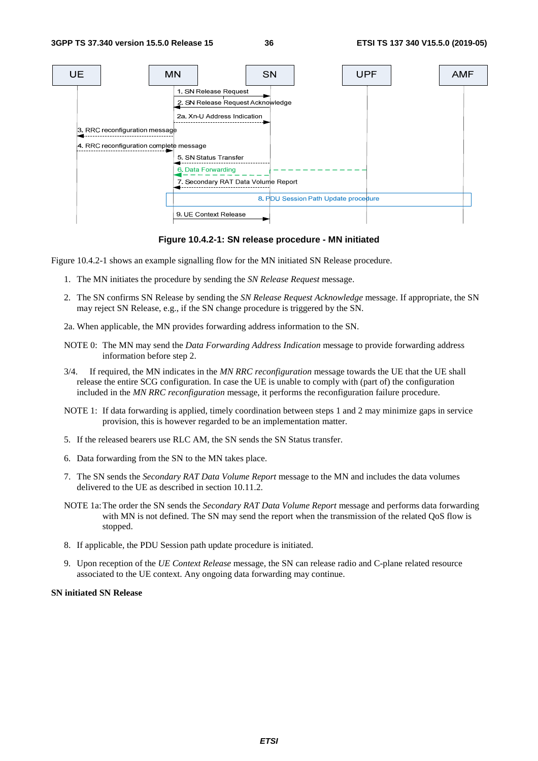**Figure 10.4.2-1: SN release procedure - MN initiated**

Figure 10.4.2-1 shows an example signalling flow for the MN initiated SN Release procedure.

1. The MN initiates the procedure by sending the *SN Release Request* message.

2. The SN confirms SN Release by sending the *SN Release Request Acknowledge* message. If appropriate, the SN may reject SN Release, e.g., if the SN change procedure is triggered by the SN.

2a. When applicable, the MN provides forwarding address information to the SN.

NOTE 0: The MN may send the *Data Forwarding Address Indication* message to provide forwarding address information before step 2.

3/4. If required, the MN indicates in the *MN RRC reconfiguration* message towards the UE that the UE shall release the entire SCG configuration. In case the UE is unable to comply with (part of) the configuration included in the *MN RRC reconfiguration* message, it performs the reconfiguration failure procedure.

NOTE 1: If data forwarding is applied, timely coordination between steps 1 and 2 may minimize gaps in service provision, this is however regarded to be an implementation matter.

5. If the released bearers use RLC AM, the SN sends the SN Status transfer.

6. Data forwarding from the SN to the MN takes place.

7. The SN sends the *Secondary RAT Data Volume Report* message to the MN and includes the data volumes delivered to the UE as described in section 10.11.2.

NOTE 1a: The order the SN sends the *Secondary RAT Data Volume Report* message and performs data forwarding with MN is not defined. The SN may send the report when the transmission of the related QoS flow is stopped.

8. If applicable, the PDU Session path update procedure is initiated.

9. Upon reception of the *UE Context Release* message, the SN can release radio and C-plane related resource associated to the UE context. Any ongoing data forwarding may continue.

**SN initiated SN Release**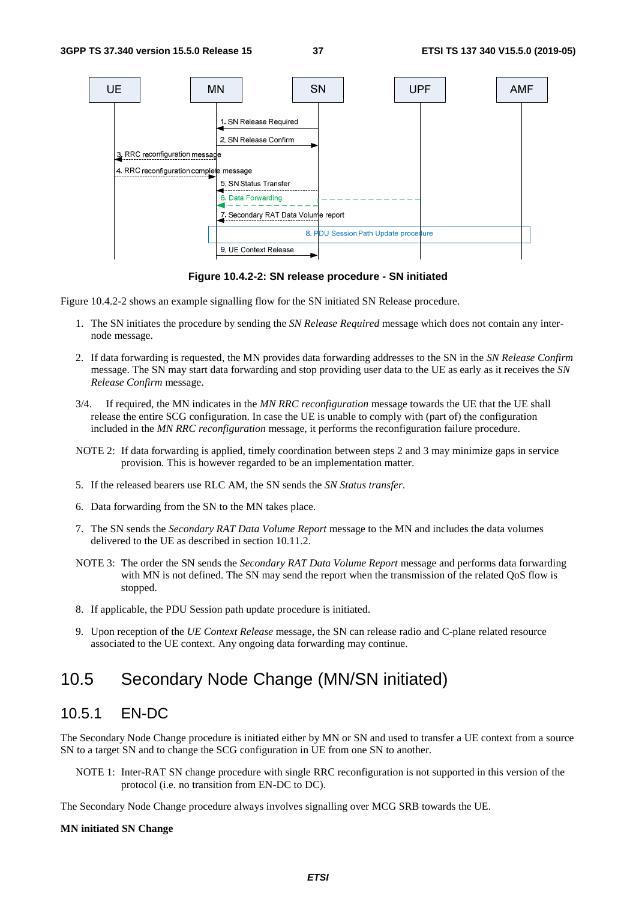**Figure 10.4.2-2: SN release procedure - SN initiated**

Figure 10.4.2-2 shows an example signalling flow for the SN initiated SN Release procedure.

1. The SN initiates the procedure by sending the *SN Release Required* message which does not contain any inter-node message.

2. If data forwarding is requested, the MN provides data forwarding addresses to the SN in the *SN Release Confirm* message. The SN may start data forwarding and stop providing user data to the UE as early as it receives the *SN Release Confirm* message.

3/4. If required, the MN indicates in the *MN RRC reconfiguration* message towards the UE that the UE shall release the entire SCG configuration. In case the UE is unable to comply with (part of) the configuration included in the *MN RRC reconfiguration* message, it performs the reconfiguration failure procedure.

NOTE 2: If data forwarding is applied, timely coordination between steps 2 and 3 may minimize gaps in service provision. This is however regarded to be an implementation matter.

5. If the released bearers use RLC AM, the SN sends the *SN Status transfer*.

6. Data forwarding from the SN to the MN takes place.

7. The SN sends the *Secondary RAT Data Volume Report* message to the MN and includes the data volumes delivered to the UE as described in section 10.11.2.

NOTE 3: The order the SN sends the *Secondary RAT Data Volume Report* message and performs data forwarding with MN is not defined. The SN may send the report when the transmission of the related QoS flow is stopped.

8. If applicable, the PDU Session path update procedure is initiated.

9. Upon reception of the *UE Context Release* message, the SN can release radio and C-plane related resource associated to the UE context. Any ongoing data forwarding may continue.

# 10.5 Secondary Node Change (MN/SN initiated)

## 10.5.1 EN-DC

The Secondary Node Change procedure is initiated either by MN or SN and used to transfer a UE context from a source SN to a target SN and to change the SCG configuration in UE from one SN to another.

NOTE 1: Inter-RAT SN change procedure with single RRC reconfiguration is not supported in this version of the protocol (i.e. no transition from EN-DC to DC).

The Secondary Node Change procedure always involves signalling over MCG SRB towards the UE.

**MN initiated SN Change**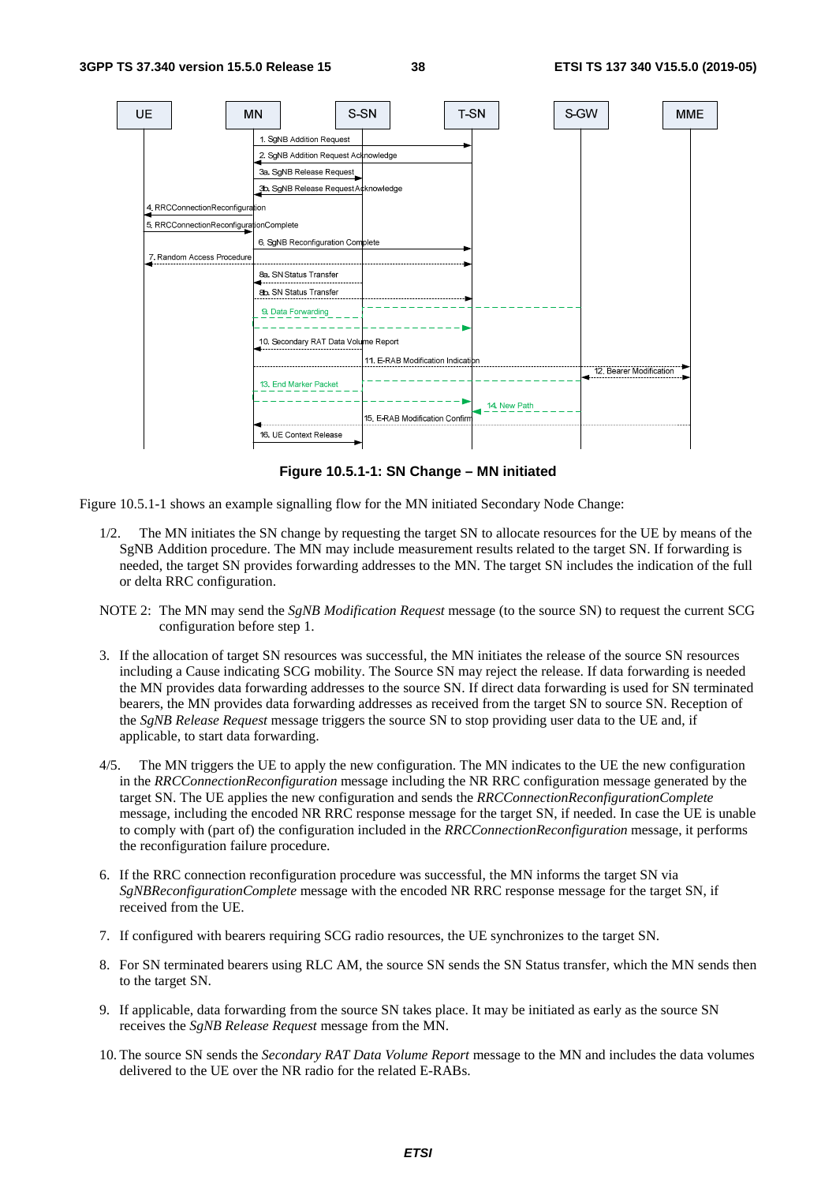**Figure 10.5.1-1: SN Change – MN initiated**

Figure 10.5.1-1 shows an example signalling flow for the MN initiated Secondary Node Change:

1/2. The MN initiates the SN change by requesting the target SN to allocate resources for the UE by means of the SgNB Addition procedure. The MN may include measurement results related to the target SN. If forwarding is needed, the target SN provides forwarding addresses to the MN. The target SN includes the indication of the full or delta RRC configuration.

NOTE 2: The MN may send the *SgNB Modification Request* message (to the source SN) to request the current SCG configuration before step 1.

3. If the allocation of target SN resources was successful, the MN initiates the release of the source SN resources including a Cause indicating SCG mobility. The Source SN may reject the release. If data forwarding is needed the MN provides data forwarding addresses to the source SN. If direct data forwarding is used for SN terminated bearers, the MN provides data forwarding addresses as received from the target SN to source SN. Reception of the *SgNB Release Request* message triggers the source SN to stop providing user data to the UE and, if applicable, to start data forwarding.

4/5. The MN triggers the UE to apply the new configuration. The MN indicates to the UE the new configuration in the *RRCConnectionReconfiguration* message including the NR RRC configuration message generated by the target SN. The UE applies the new configuration and sends the *RRCConnectionReconfigurationComplete* message, including the encoded NR RRC response message for the target SN, if needed. In case the UE is unable to comply with (part of) the configuration included in the *RRCConnectionReconfiguration* message, it performs the reconfiguration failure procedure.

6. If the RRC connection reconfiguration procedure was successful, the MN informs the target SN via *SgNBReconfigurationComplete* message with the encoded NR RRC response message for the target SN, if received from the UE.

7. If configured with bearers requiring SCG radio resources, the UE synchronizes to the target SN.

8. For SN terminated bearers using RLC AM, the source SN sends the SN Status transfer, which the MN sends then to the target SN.

9. If applicable, data forwarding from the source SN takes place. It may be initiated as early as the source SN receives the *SgNB Release Request* message from the MN.

10. The source SN sends the *Secondary RAT Data Volume Report* message to the MN and includes the data volumes delivered to the UE over the NR radio for the related E-RABs.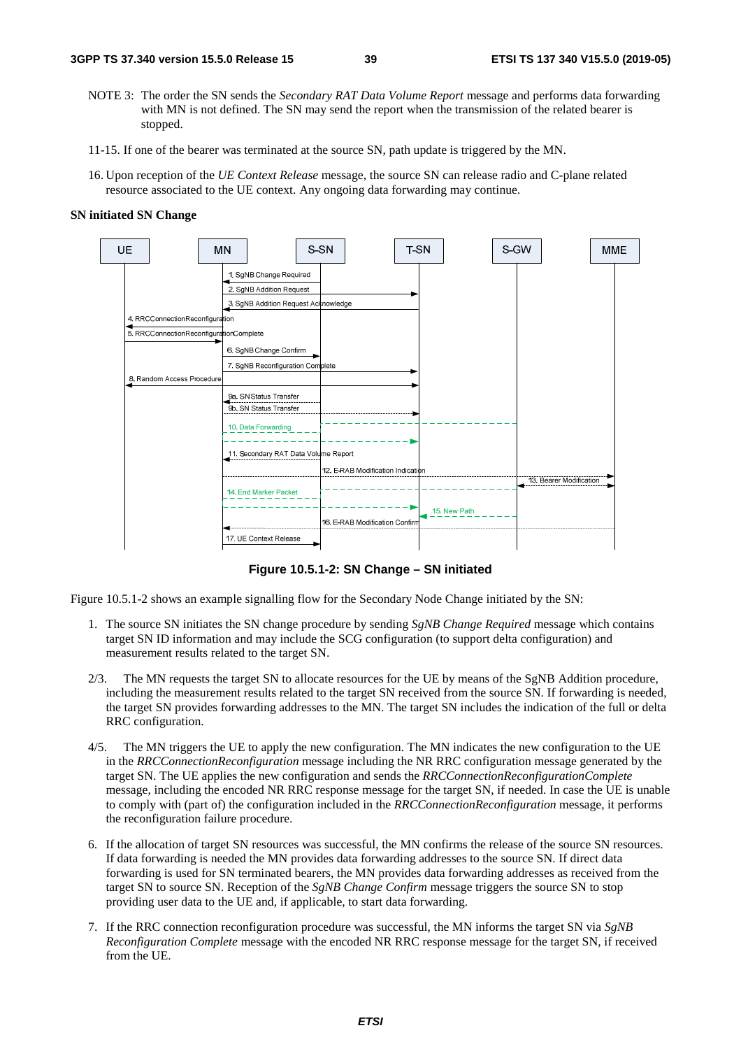NOTE 3: The order the SN sends the *Secondary RAT Data Volume Report* message and performs data forwarding with MN is not defined. The SN may send the report when the transmission of the related bearer is stopped.

11-15. If one of the bearer was terminated at the source SN, path update is triggered by the MN.

16. Upon reception of the *UE Context Release* message, the source SN can release radio and C-plane related resource associated to the UE context. Any ongoing data forwarding may continue.

**SN initiated SN Change**

**Figure 10.5.1-2: SN Change – SN initiated**

Figure 10.5.1-2 shows an example signalling flow for the Secondary Node Change initiated by the SN:

1. The source SN initiates the SN change procedure by sending *SgNB Change Required* message which contains target SN ID information and may include the SCG configuration (to support delta configuration) and measurement results related to the target SN.

2/3. The MN requests the target SN to allocate resources for the UE by means of the SgNB Addition procedure, including the measurement results related to the target SN received from the source SN. If forwarding is needed, the target SN provides forwarding addresses to the MN. The target SN includes the indication of the full or delta RRC configuration.

4/5. The MN triggers the UE to apply the new configuration. The MN indicates the new configuration to the UE in the *RRCConnectionReconfiguration* message including the NR RRC configuration message generated by the target SN. The UE applies the new configuration and sends the *RRCConnectionReconfigurationComplete* message, including the encoded NR RRC response message for the target SN, if needed. In case the UE is unable to comply with (part of) the configuration included in the *RRCConnectionReconfiguration* message, it performs the reconfiguration failure procedure.

6. If the allocation of target SN resources was successful, the MN confirms the release of the source SN resources. If data forwarding is needed the MN provides data forwarding addresses to the source SN. If direct data forwarding is used for SN terminated bearers, the MN provides data forwarding addresses as received from the target SN to source SN. Reception of the *SgNB Change Confirm* message triggers the source SN to stop providing user data to the UE and, if applicable, to start data forwarding.

7. If the RRC connection reconfiguration procedure was successful, the MN informs the target SN via *SgNB Reconfiguration Complete* message with the encoded NR RRC response message for the target SN, if received from the UE.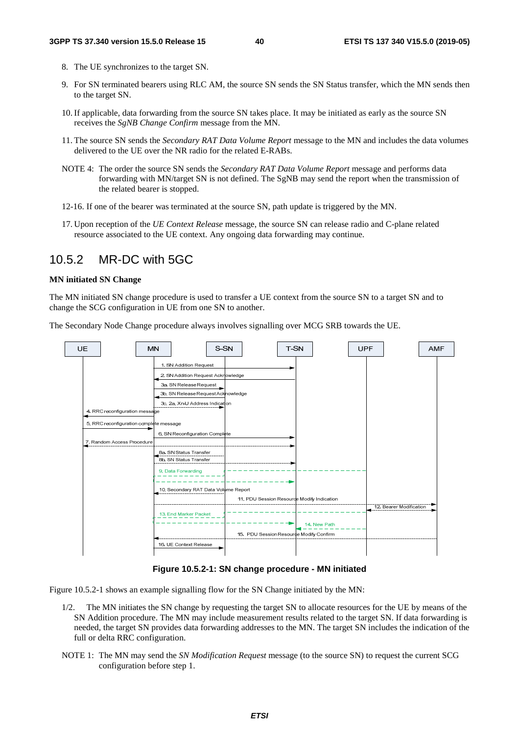8. The UE synchronizes to the target SN.

9. For SN terminated bearers using RLC AM, the source SN sends the SN Status transfer, which the MN sends then to the target SN.

10. If applicable, data forwarding from the source SN takes place. It may be initiated as early as the source SN receives the *SgNB Change Confirm* message from the MN.

11. The source SN sends the *Secondary RAT Data Volume Report* message to the MN and includes the data volumes delivered to the UE over the NR radio for the related E-RABs.

NOTE 4: The order the source SN sends the *Secondary RAT Data Volume Report* message and performs data forwarding with MN/target SN is not defined. The SgNB may send the report when the transmission of the related bearer is stopped.

12-16. If one of the bearer was terminated at the source SN, path update is triggered by the MN.

17. Upon reception of the *UE Context Release* message, the source SN can release radio and C-plane related resource associated to the UE context. Any ongoing data forwarding may continue.

## 10.5.2 MR-DC with 5GC

**MN initiated SN Change**

The MN initiated SN change procedure is used to transfer a UE context from the source SN to a target SN and to change the SCG configuration in UE from one SN to another.

The Secondary Node Change procedure always involves signalling over MCG SRB towards the UE.

**Figure 10.5.2-1: SN change procedure - MN initiated**

Figure 10.5.2-1 shows an example signalling flow for the SN Change initiated by the MN:

1/2. The MN initiates the SN change by requesting the target SN to allocate resources for the UE by means of the SN Addition procedure. The MN may include measurement results related to the target SN. If data forwarding is needed, the target SN provides data forwarding addresses to the MN. The target SN includes the indication of the full or delta RRC configuration.

NOTE 1: The MN may send the *SN Modification Request* message (to the source SN) to request the current SCG configuration before step 1.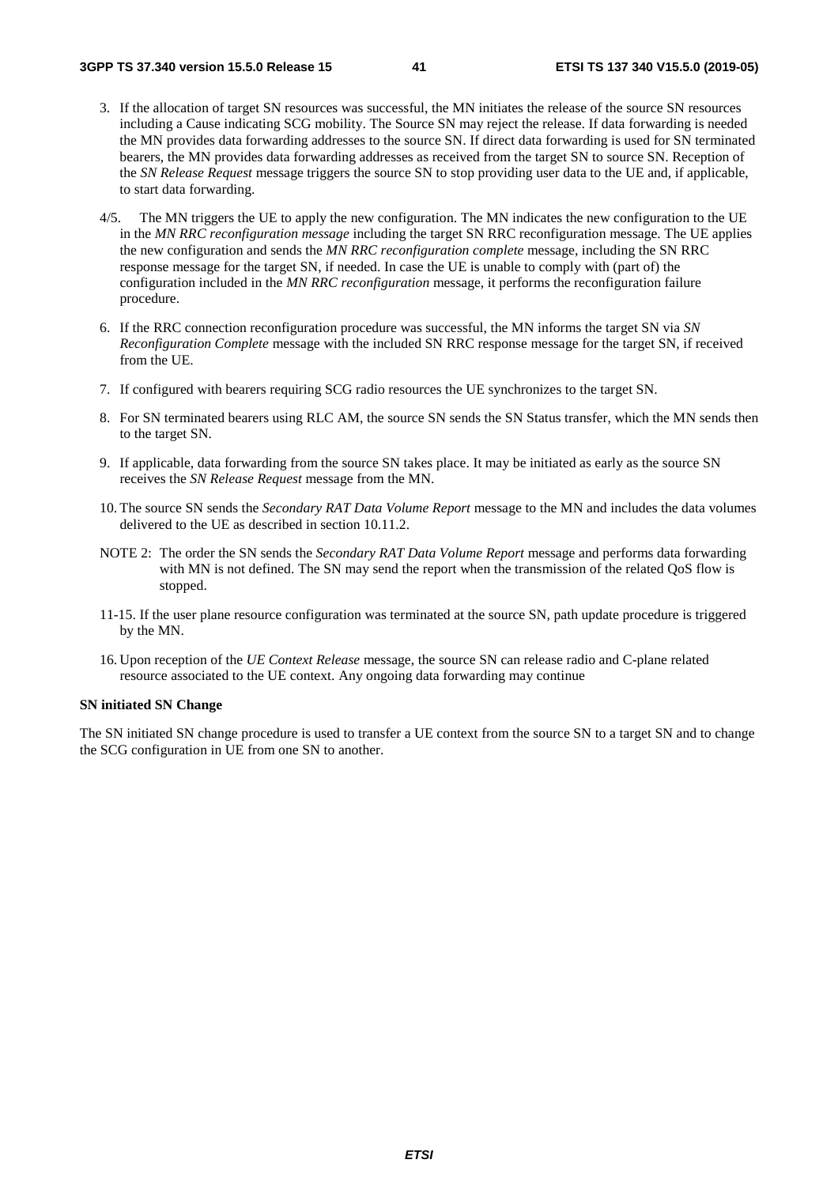3. If the allocation of target SN resources was successful, the MN initiates the release of the source SN resources including a Cause indicating SCG mobility. The Source SN may reject the release. If data forwarding is needed the MN provides data forwarding addresses to the source SN. If direct data forwarding is used for SN terminated bearers, the MN provides data forwarding addresses as received from the target SN to source SN. Reception of the *SN Release Request* message triggers the source SN to stop providing user data to the UE and, if applicable, to start data forwarding.

4/5. The MN triggers the UE to apply the new configuration. The MN indicates the new configuration to the UE in the *MN RRC reconfiguration message* including the target SN RRC reconfiguration message. The UE applies the new configuration and sends the *MN RRC reconfiguration complete* message, including the SN RRC response message for the target SN, if needed. In case the UE is unable to comply with (part of) the configuration included in the *MN RRC reconfiguration* message, it performs the reconfiguration failure procedure.

6. If the RRC connection reconfiguration procedure was successful, the MN informs the target SN via *SN Reconfiguration Complete* message with the included SN RRC response message for the target SN, if received from the UE.

7. If configured with bearers requiring SCG radio resources the UE synchronizes to the target SN.

8. For SN terminated bearers using RLC AM, the source SN sends the SN Status transfer, which the MN sends then to the target SN.

9. If applicable, data forwarding from the source SN takes place. It may be initiated as early as the source SN receives the *SN Release Request* message from the MN.

10. The source SN sends the *Secondary RAT Data Volume Report* message to the MN and includes the data volumes delivered to the UE as described in section 10.11.2.

NOTE 2: The order the SN sends the *Secondary RAT Data Volume Report* message and performs data forwarding with MN is not defined. The SN may send the report when the transmission of the related QoS flow is stopped.

11-15. If the user plane resource configuration was terminated at the source SN, path update procedure is triggered by the MN.

16. Upon reception of the *UE Context Release* message, the source SN can release radio and C-plane related resource associated to the UE context. Any ongoing data forwarding may continue

**SN initiated SN Change**

The SN initiated SN change procedure is used to transfer a UE context from the source SN to a target SN and to change the SCG configuration in UE from one SN to another.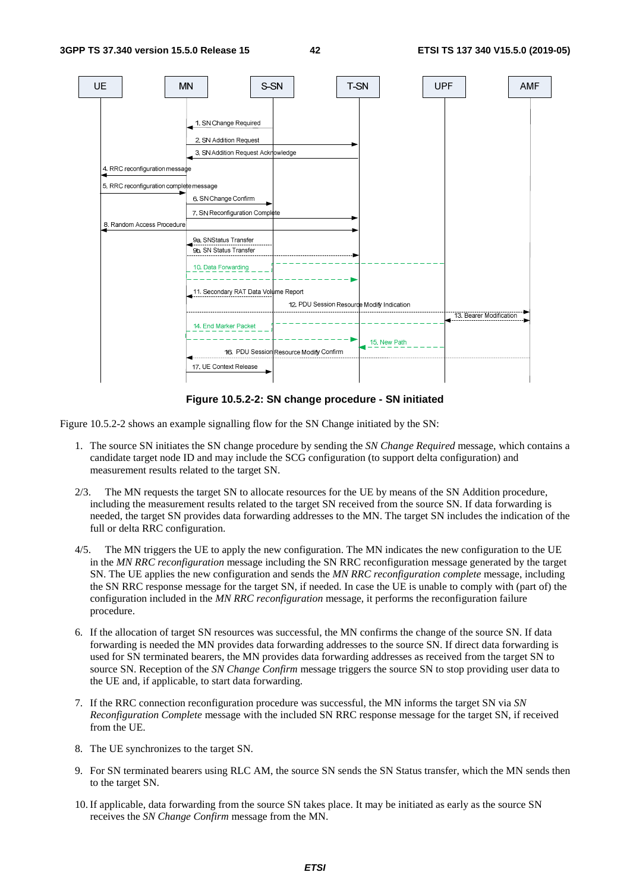**Figure 10.5.2-2: SN change procedure - SN initiated**

Figure 10.5.2-2 shows an example signalling flow for the SN Change initiated by the SN:

1. The source SN initiates the SN change procedure by sending the *SN Change Required* message, which contains a candidate target node ID and may include the SCG configuration (to support delta configuration) and measurement results related to the target SN.

2/3. The MN requests the target SN to allocate resources for the UE by means of the SN Addition procedure, including the measurement results related to the target SN received from the source SN. If data forwarding is needed, the target SN provides data forwarding addresses to the MN. The target SN includes the indication of the full or delta RRC configuration.

4/5. The MN triggers the UE to apply the new configuration. The MN indicates the new configuration to the UE in the *MN RRC reconfiguration* message including the SN RRC reconfiguration message generated by the target SN. The UE applies the new configuration and sends the *MN RRC reconfiguration complete* message, including the SN RRC response message for the target SN, if needed. In case the UE is unable to comply with (part of) the configuration included in the *MN RRC reconfiguration* message, it performs the reconfiguration failure procedure.

6. If the allocation of target SN resources was successful, the MN confirms the change of the source SN. If data forwarding is needed the MN provides data forwarding addresses to the source SN. If direct data forwarding is used for SN terminated bearers, the MN provides data forwarding addresses as received from the target SN to source SN. Reception of the *SN Change Confirm* message triggers the source SN to stop providing user data to the UE and, if applicable, to start data forwarding.

7. If the RRC connection reconfiguration procedure was successful, the MN informs the target SN via *SN Reconfiguration Complete* message with the included SN RRC response message for the target SN, if received from the UE.

8. The UE synchronizes to the target SN.

9. For SN terminated bearers using RLC AM, the source SN sends the SN Status transfer, which the MN sends then to the target SN.

10. If applicable, data forwarding from the source SN takes place. It may be initiated as early as the source SN receives the *SN Change Confirm* message from the MN.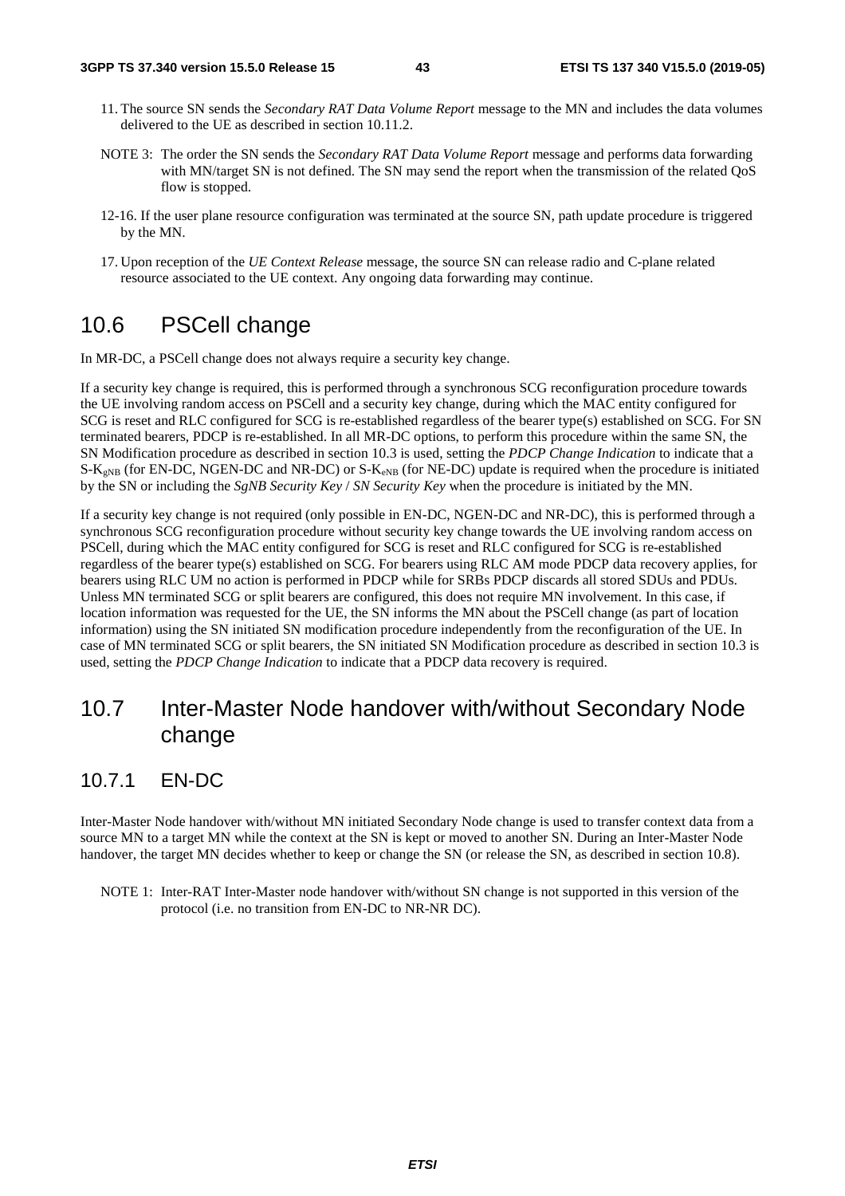11. The source SN sends the *Secondary RAT Data Volume Report* message to the MN and includes the data volumes delivered to the UE as described in section 10.11.2.

NOTE 3: The order the SN sends the *Secondary RAT Data Volume Report* message and performs data forwarding with MN/target SN is not defined. The SN may send the report when the transmission of the related QoS flow is stopped.

12-16. If the user plane resource configuration was terminated at the source SN, path update procedure is triggered by the MN.

17. Upon reception of the *UE Context Release* message, the source SN can release radio and C-plane related resource associated to the UE context. Any ongoing data forwarding may continue.

## 10.6 PSCell change

In MR-DC, a PSCell change does not always require a security key change.

If a security key change is required, this is performed through a synchronous SCG reconfiguration procedure towards the UE involving random access on PSCell and a security key change, during which the MAC entity configured for SCG is reset and RLC configured for SCG is re-established regardless of the bearer type(s) established on SCG. For SN terminated bearers, PDCP is re-established. In all MR-DC options, to perform this procedure within the same SN, the SN Modification procedure as described in section 10.3 is used, setting the *PDCP Change Indication* to indicate that a $S\text{-}K_{gNB}$ (for EN-DC, NGEN-DC and NR-DC) or $S\text{-}K_{eNB}$ (for NE-DC) update is required when the procedure is initiated by the SN or including the *SgNB Security Key* / *SN Security Key* when the procedure is initiated by the MN.

If a security key change is not required (only possible in EN-DC, NGEN-DC and NR-DC), this is performed through a synchronous SCG reconfiguration procedure without security key change towards the UE involving random access on PSCell, during which the MAC entity configured for SCG is reset and RLC configured for SCG is re-established regardless of the bearer type(s) established on SCG. For bearers using RLC AM mode PDCP data recovery applies, for bearers using RLC UM no action is performed in PDCP while for SRBs PDCP discards all stored SDUs and PDUs. Unless MN terminated SCG or split bearers are configured, this does not require MN involvement. In this case, if location information was requested for the UE, the SN informs the MN about the PSCell change (as part of location information) using the SN initiated SN modification procedure independently from the reconfiguration of the UE. In case of MN terminated SCG or split bearers, the SN initiated SN Modification procedure as described in section 10.3 is used, setting the *PDCP Change Indication* to indicate that a PDCP data recovery is required.

## 10.7 Inter-Master Node handover with/without Secondary Node change

### 10.7.1 EN-DC

Inter-Master Node handover with/without MN initiated Secondary Node change is used to transfer context data from a source MN to a target MN while the context at the SN is kept or moved to another SN. During an Inter-Master Node handover, the target MN decides whether to keep or change the SN (or release the SN, as described in section 10.8).

NOTE 1: Inter-RAT Inter-Master node handover with/without SN change is not supported in this version of the protocol (i.e. no transition from EN-DC to NR-NR DC).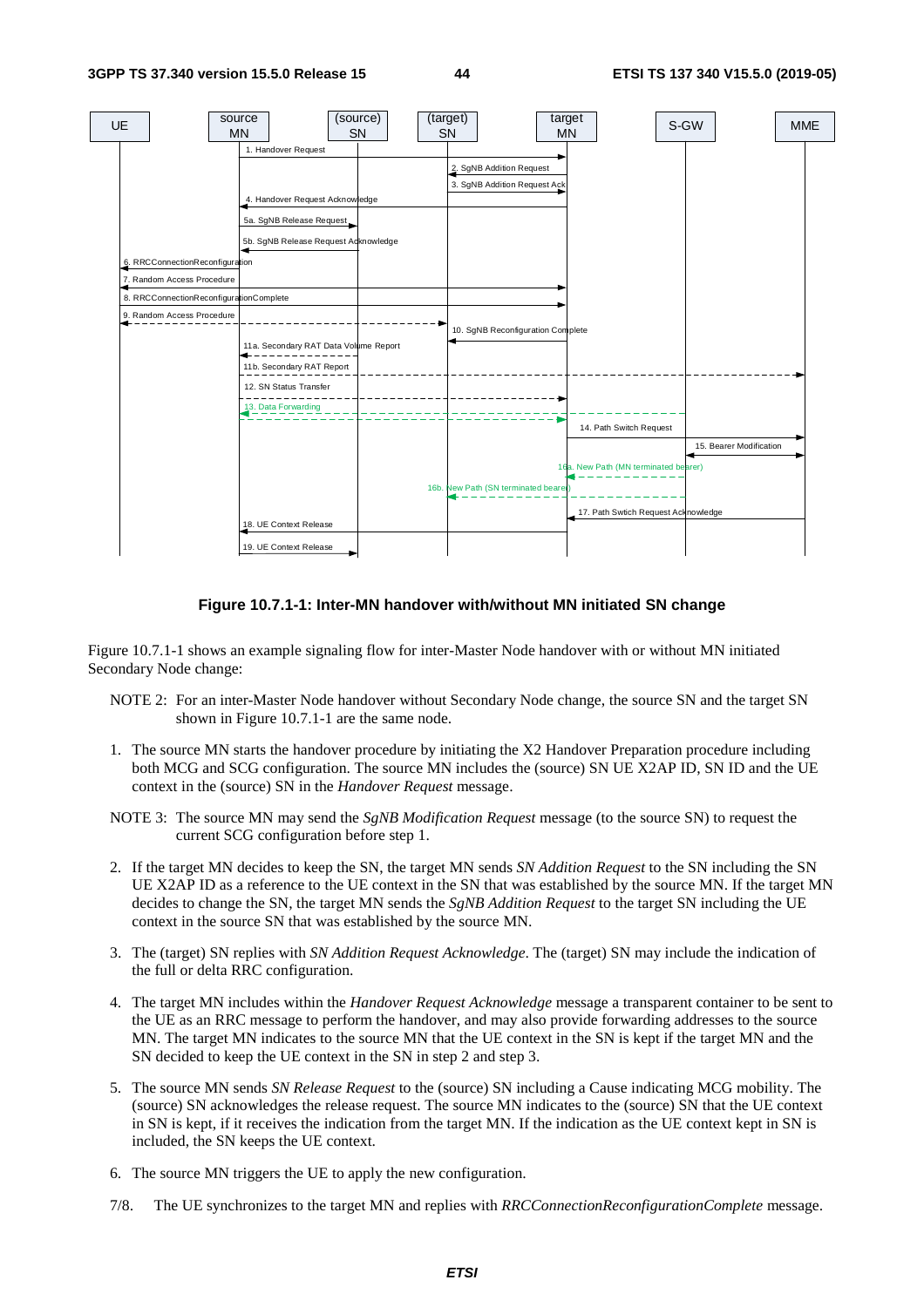**Figure 10.7.1-1: Inter-MN handover with/without MN initiated SN change**

Figure 10.7.1-1 shows an example signaling flow for inter-Master Node handover with or without MN initiated Secondary Node change:

NOTE 2: For an inter-Master Node handover without Secondary Node change, the source SN and the target SN shown in Figure 10.7.1-1 are the same node.

1. The source MN starts the handover procedure by initiating the X2 Handover Preparation procedure including both MCG and SCG configuration. The source MN includes the (source) SN UE X2AP ID, SN ID and the UE context in the (source) SN in the *Handover Request* message.

NOTE 3: The source MN may send the *SgNB Modification Request* message (to the source SN) to request the current SCG configuration before step 1.

2. If the target MN decides to keep the SN, the target MN sends *SN Addition Request* to the SN including the SN UE X2AP ID as a reference to the UE context in the SN that was established by the source MN. If the target MN decides to change the SN, the target MN sends the *SgNB Addition Request* to the target SN including the UE context in the source SN that was established by the source MN.

3. The (target) SN replies with *SN Addition Request Acknowledge*. The (target) SN may include the indication of the full or delta RRC configuration.

4. The target MN includes within the *Handover Request Acknowledge* message a transparent container to be sent to the UE as an RRC message to perform the handover, and may also provide forwarding addresses to the source MN. The target MN indicates to the source MN that the UE context in the SN is kept if the target MN and the SN decided to keep the UE context in the SN in step 2 and step 3.

5. The source MN sends *SN Release Request* to the (source) SN including a Cause indicating MCG mobility. The (source) SN acknowledges the release request. The source MN indicates to the (source) SN that the UE context in SN is kept, if it receives the indication from the target MN. If the indication as the UE context kept in SN is included, the SN keeps the UE context.

6. The source MN triggers the UE to apply the new configuration.

7/8. The UE synchronizes to the target MN and replies with *RRCConnectionReconfigurationComplete* message.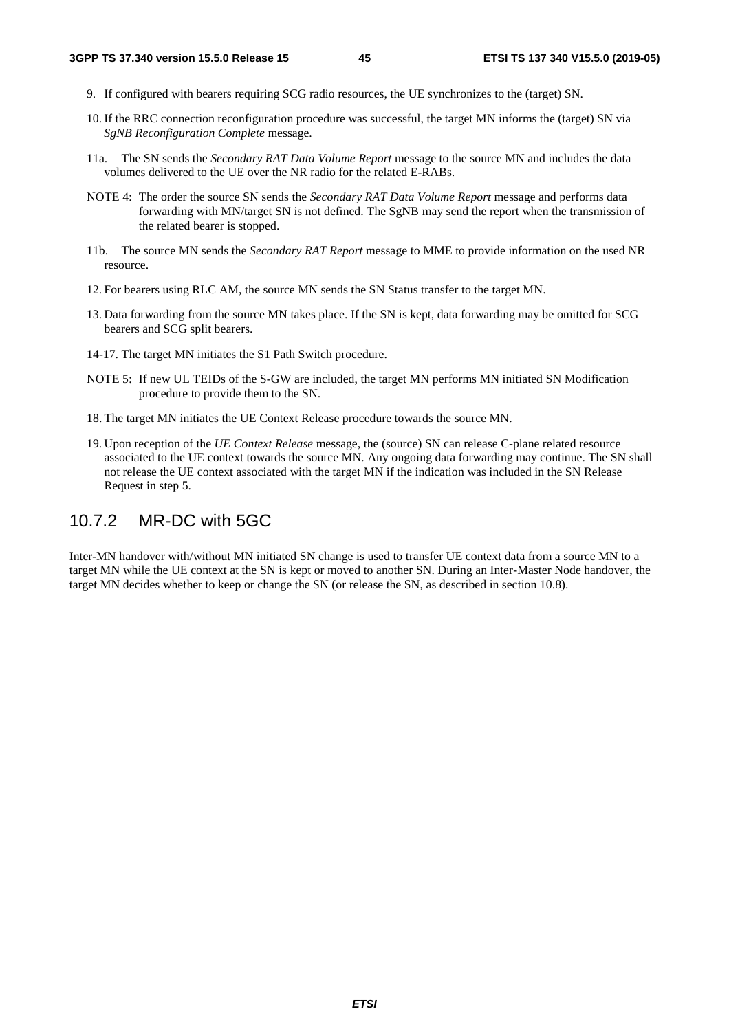9. If configured with bearers requiring SCG radio resources, the UE synchronizes to the (target) SN.

10. If the RRC connection reconfiguration procedure was successful, the target MN informs the (target) SN via *SgNB Reconfiguration Complete* message.

11a. The SN sends the *Secondary RAT Data Volume Report* message to the source MN and includes the data volumes delivered to the UE over the NR radio for the related E-RABs.

NOTE 4: The order the source SN sends the *Secondary RAT Data Volume Report* message and performs data forwarding with MN/target SN is not defined. The SgNB may send the report when the transmission of the related bearer is stopped.

11b. The source MN sends the *Secondary RAT Report* message to MME to provide information on the used NR resource.

12. For bearers using RLC AM, the source MN sends the SN Status transfer to the target MN.

13. Data forwarding from the source MN takes place. If the SN is kept, data forwarding may be omitted for SCG bearers and SCG split bearers.

14-17. The target MN initiates the S1 Path Switch procedure.

NOTE 5: If new UL TEIDs of the S-GW are included, the target MN performs MN initiated SN Modification procedure to provide them to the SN.

18. The target MN initiates the UE Context Release procedure towards the source MN.

19. Upon reception of the *UE Context Release* message, the (source) SN can release C-plane related resource associated to the UE context towards the source MN. Any ongoing data forwarding may continue. The SN shall not release the UE context associated with the target MN if the indication was included in the SN Release Request in step 5.

### 10.7.2 MR-DC with 5GC

Inter-MN handover with/without MN initiated SN change is used to transfer UE context data from a source MN to a target MN while the UE context at the SN is kept or moved to another SN. During an Inter-Master Node handover, the target MN decides whether to keep or change the SN (or release the SN, as described in section 10.8).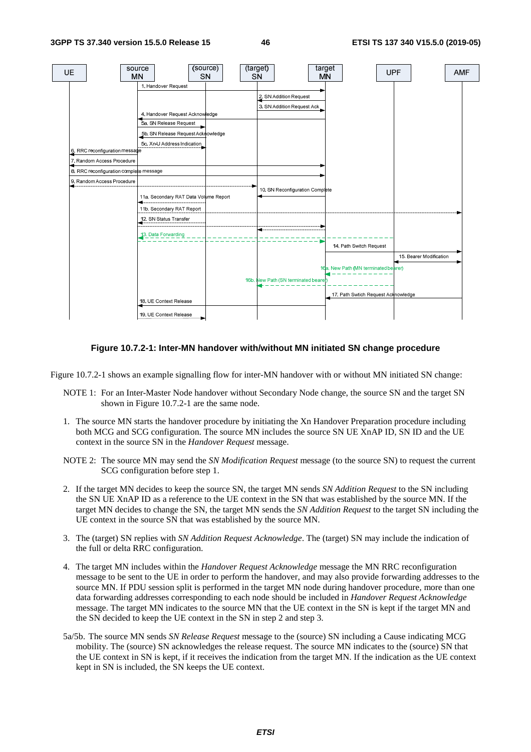Figure 10.7.2-1: Inter-MN handover with/without MN initiated SN change procedure

Figure 10.7.2-1 shows an example signalling flow for inter-MN handover with or without MN initiated SN change:

NOTE 1: For an Inter-Master Node handover without Secondary Node change, the source SN and the target SN shown in Figure 10.7.2-1 are the same node.

1. The source MN starts the handover procedure by initiating the Xn Handover Preparation procedure including both MCG and SCG configuration. The source MN includes the source SN UE XnAP ID, SN ID and the UE context in the source SN in the *Handover Request* message.

NOTE 2: The source MN may send the *SN Modification Request* message (to the source SN) to request the current SCG configuration before step 1.

2. If the target MN decides to keep the source SN, the target MN sends *SN Addition Request* to the SN including the SN UE XnAP ID as a reference to the UE context in the SN that was established by the source MN. If the target MN decides to change the SN, the target MN sends the *SN Addition Request* to the target SN including the UE context in the source SN that was established by the source MN.

3. The (target) SN replies with *SN Addition Request Acknowledge*. The (target) SN may include the indication of the full or delta RRC configuration.

4. The target MN includes within the *Handover Request Acknowledge* message the MN RRC reconfiguration message to be sent to the UE in order to perform the handover, and may also provide forwarding addresses to the source MN. If PDU session split is performed in the target MN node during handover procedure, more than one data forwarding addresses corresponding to each node should be included in *Handover Request Acknowledge* message. The target MN indicates to the source MN that the UE context in the SN is kept if the target MN and the SN decided to keep the UE context in the SN in step 2 and step 3.

5a/5b. The source MN sends *SN Release Request* message to the (source) SN including a Cause indicating MCG mobility. The (source) SN acknowledges the release request. The source MN indicates to the (source) SN that the UE context in SN is kept, if it receives the indication from the target MN. If the indication as the UE context kept in SN is included, the SN keeps the UE context.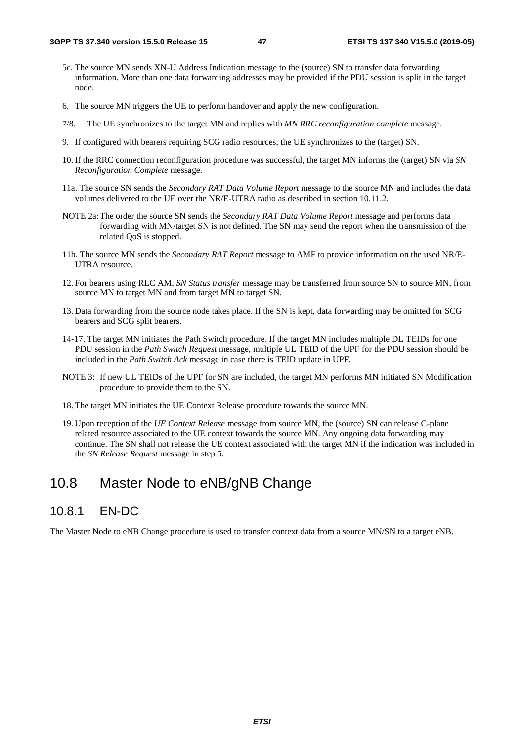5c. The source MN sends XN-U Address Indication message to the (source) SN to transfer data forwarding information. More than one data forwarding addresses may be provided if the PDU session is split in the target node.

6. The source MN triggers the UE to perform handover and apply the new configuration.

7/8. The UE synchronizes to the target MN and replies with *MN RRC reconfiguration complete* message.

9. If configured with bearers requiring SCG radio resources, the UE synchronizes to the (target) SN.

10. If the RRC connection reconfiguration procedure was successful, the target MN informs the (target) SN via *SN Reconfiguration Complete* message.

11a. The source SN sends the *Secondary RAT Data Volume Report* message to the source MN and includes the data volumes delivered to the UE over the NR/E-UTRA radio as described in section 10.11.2.

NOTE 2a: The order the source SN sends the *Secondary RAT Data Volume Report* message and performs data forwarding with MN/target SN is not defined. The SN may send the report when the transmission of the related QoS is stopped.

11b. The source MN sends the *Secondary RAT Report* message to AMF to provide information on the used NR/E-UTRA resource.

12. For bearers using RLC AM, *SN Status transfer* message may be transferred from source SN to source MN, from source MN to target MN and from target MN to target SN.

13. Data forwarding from the source node takes place. If the SN is kept, data forwarding may be omitted for SCG bearers and SCG split bearers.

14-17. The target MN initiates the Path Switch procedure. If the target MN includes multiple DL TEIDs for one PDU session in the *Path Switch Request* message, multiple UL TEID of the UPF for the PDU session should be included in the *Path Switch Ack* message in case there is TEID update in UPF.

NOTE 3: If new UL TEIDs of the UPF for SN are included, the target MN performs MN initiated SN Modification procedure to provide them to the SN.

18. The target MN initiates the UE Context Release procedure towards the source MN.

19. Upon reception of the *UE Context Release* message from source MN, the (source) SN can release C-plane related resource associated to the UE context towards the source MN. Any ongoing data forwarding may continue. The SN shall not release the UE context associated with the target MN if the indication was included in the *SN Release Request* message in step 5.

## 10.8 Master Node to eNB/gNB Change

### 10.8.1 EN-DC

The Master Node to eNB Change procedure is used to transfer context data from a source MN/SN to a target eNB.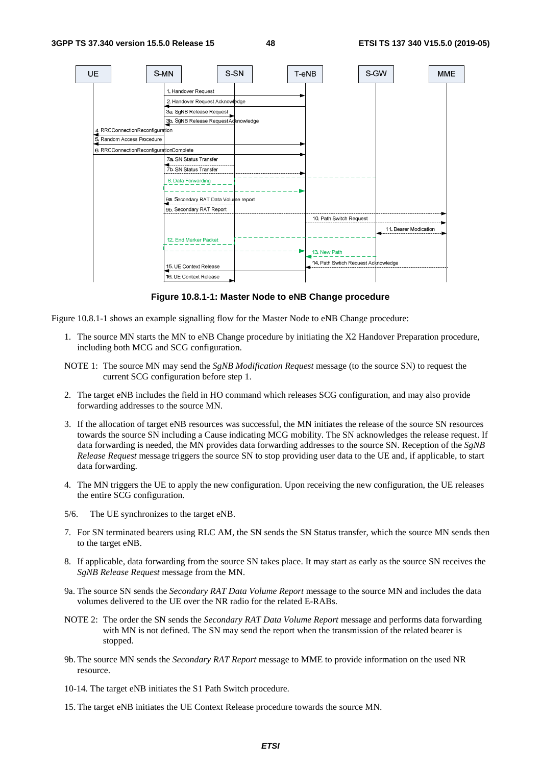**Figure 10.8.1-1: Master Node to eNB Change procedure**

Figure 10.8.1-1 shows an example signalling flow for the Master Node to eNB Change procedure:

1. The source MN starts the MN to eNB Change procedure by initiating the X2 Handover Preparation procedure, including both MCG and SCG configuration.

NOTE 1: The source MN may send the *SgNB Modification Request* message (to the source SN) to request the current SCG configuration before step 1.

2. The target eNB includes the field in HO command which releases SCG configuration, and may also provide forwarding addresses to the source MN.

3. If the allocation of target eNB resources was successful, the MN initiates the release of the source SN resources towards the source SN including a Cause indicating MCG mobility. The SN acknowledges the release request. If data forwarding is needed, the MN provides data forwarding addresses to the source SN. Reception of the *SgNB Release Request* message triggers the source SN to stop providing user data to the UE and, if applicable, to start data forwarding.

4. The MN triggers the UE to apply the new configuration. Upon receiving the new configuration, the UE releases the entire SCG configuration.

5/6. The UE synchronizes to the target eNB.

7. For SN terminated bearers using RLC AM, the SN sends the SN Status transfer, which the source MN sends then to the target eNB.

8. If applicable, data forwarding from the source SN takes place. It may start as early as the source SN receives the *SgNB Release Request* message from the MN.

9a. The source SN sends the *Secondary RAT Data Volume Report* message to the source MN and includes the data volumes delivered to the UE over the NR radio for the related E-RABs.

NOTE 2: The order the SN sends the *Secondary RAT Data Volume Report* message and performs data forwarding with MN is not defined. The SN may send the report when the transmission of the related bearer is stopped.

9b. The source MN sends the *Secondary RAT Report* message to MME to provide information on the used NR resource.

10-14. The target eNB initiates the S1 Path Switch procedure.

15. The target eNB initiates the UE Context Release procedure towards the source MN.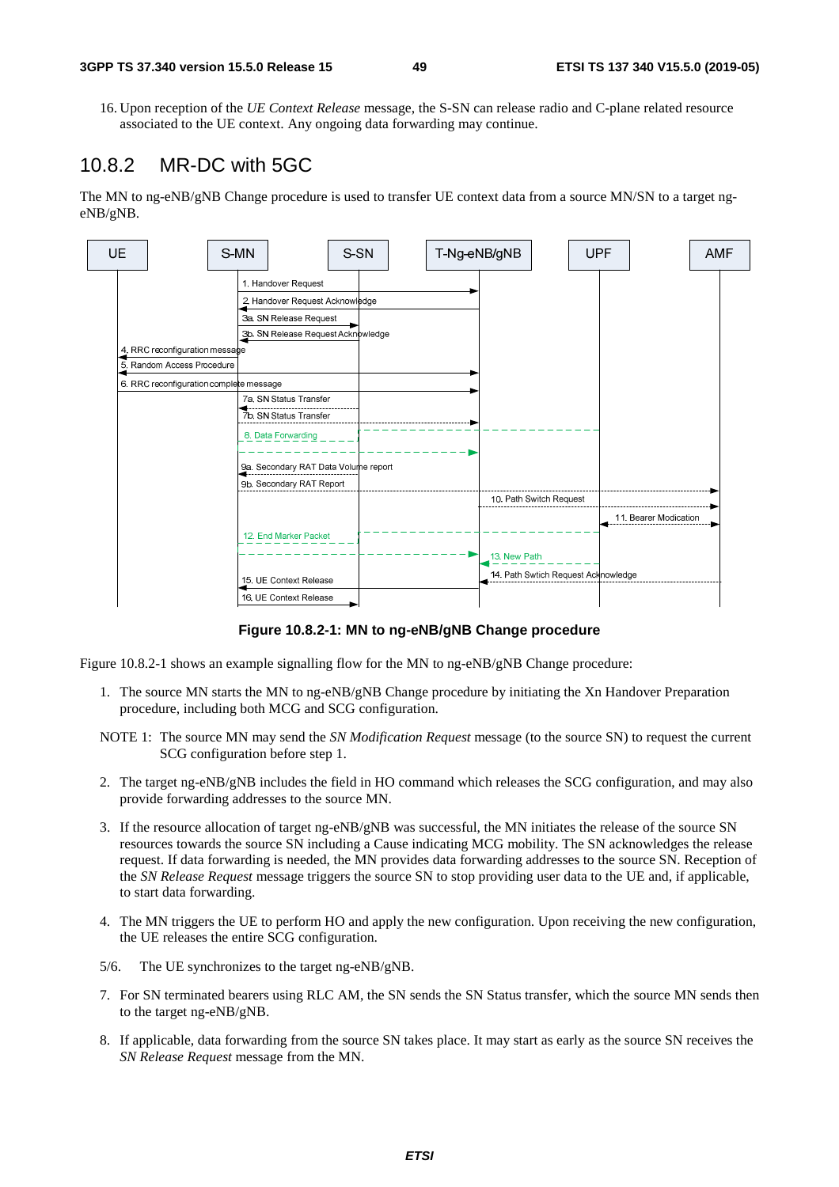16. Upon reception of the *UE Context Release* message, the S-SN can release radio and C-plane related resource associated to the UE context. Any ongoing data forwarding may continue.

## 10.8.2 MR-DC with 5GC

The MN to ng-eNB/gNB Change procedure is used to transfer UE context data from a source MN/SN to a target ng-eNB/gNB.

**Figure 10.8.2-1: MN to ng-eNB/gNB Change procedure**

Figure 10.8.2-1 shows an example signalling flow for the MN to ng-eNB/gNB Change procedure:

1. The source MN starts the MN to ng-eNB/gNB Change procedure by initiating the Xn Handover Preparation procedure, including both MCG and SCG configuration.

NOTE 1: The source MN may send the *SN Modification Request* message (to the source SN) to request the current SCG configuration before step 1.

2. The target ng-eNB/gNB includes the field in HO command which releases the SCG configuration, and may also provide forwarding addresses to the source MN.

3. If the resource allocation of target ng-eNB/gNB was successful, the MN initiates the release of the source SN resources towards the source SN including a Cause indicating MCG mobility. The SN acknowledges the release request. If data forwarding is needed, the MN provides data forwarding addresses to the source SN. Reception of the *SN Release Request* message triggers the source SN to stop providing user data to the UE and, if applicable, to start data forwarding.

4. The MN triggers the UE to perform HO and apply the new configuration. Upon receiving the new configuration, the UE releases the entire SCG configuration.

5/6. The UE synchronizes to the target ng-eNB/gNB.

7. For SN terminated bearers using RLC AM, the SN sends the SN Status transfer, which the source MN sends then to the target ng-eNB/gNB.

8. If applicable, data forwarding from the source SN takes place. It may start as early as the source SN receives the *SN Release Request* message from the MN.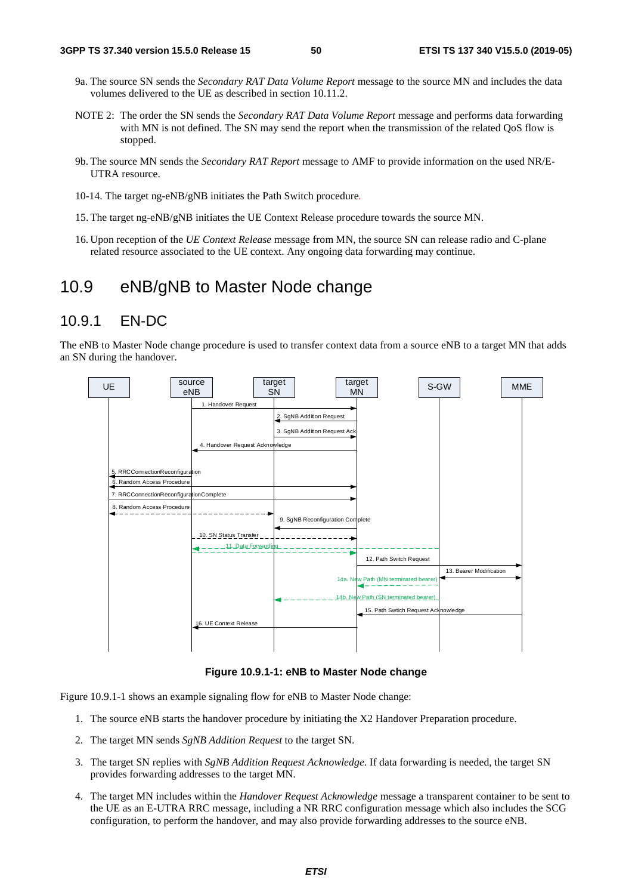9a. The source SN sends the *Secondary RAT Data Volume Report* message to the source MN and includes the data volumes delivered to the UE as described in section 10.11.2.

NOTE 2: The order the SN sends the *Secondary RAT Data Volume Report* message and performs data forwarding with MN is not defined. The SN may send the report when the transmission of the related QoS flow is stopped.

9b. The source MN sends the *Secondary RAT Report* message to AMF to provide information on the used NR/E-UTRA resource.

10-14. The target ng-eNB/gNB initiates the Path Switch procedure.

15. The target ng-eNB/gNB initiates the UE Context Release procedure towards the source MN.

16. Upon reception of the *UE Context Release* message from MN, the source SN can release radio and C-plane related resource associated to the UE context. Any ongoing data forwarding may continue.

## 10.9 eNB/gNB to Master Node change

### 10.9.1 EN-DC

The eNB to Master Node change procedure is used to transfer context data from a source eNB to a target MN that adds an SN during the handover.

**Figure 10.9.1-1: eNB to Master Node change**

Figure 10.9.1-1 shows an example signaling flow for eNB to Master Node change:

1. The source eNB starts the handover procedure by initiating the X2 Handover Preparation procedure.
2. The target MN sends *SgNB Addition Request* to the target SN.
3. The target SN replies with *SgNB Addition Request Acknowledge*. If data forwarding is needed, the target SN provides forwarding addresses to the target MN.
4. The target MN includes within the *Handover Request Acknowledge* message a transparent container to be sent to the UE as an E-UTRA RRC message, including a NR RRC configuration message which also includes the SCG configuration, to perform the handover, and may also provide forwarding addresses to the source eNB.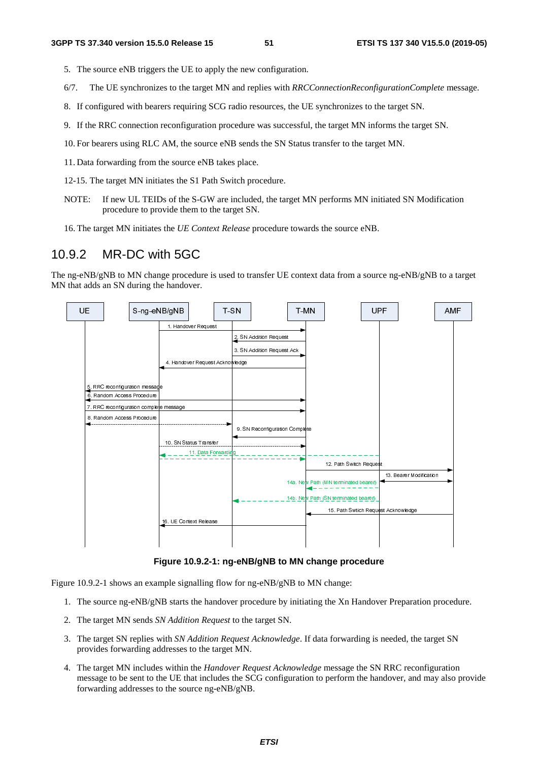5. The source eNB triggers the UE to apply the new configuration.

6/7. The UE synchronizes to the target MN and replies with *RRCConnectionReconfigurationComplete* message.

8. If configured with bearers requiring SCG radio resources, the UE synchronizes to the target SN.

9. If the RRC connection reconfiguration procedure was successful, the target MN informs the target SN.

10. For bearers using RLC AM, the source eNB sends the SN Status transfer to the target MN.

11. Data forwarding from the source eNB takes place.

12-15. The target MN initiates the S1 Path Switch procedure.

NOTE: If new UL TEIDs of the S-GW are included, the target MN performs MN initiated SN Modification procedure to provide them to the target SN.

16. The target MN initiates the *UE Context Release* procedure towards the source eNB.

## 10.9.2 MR-DC with 5GC

The ng-eNB/gNB to MN change procedure is used to transfer UE context data from a source ng-eNB/gNB to a target MN that adds an SN during the handover.

**Figure 10.9.2-1: ng-eNB/gNB to MN change procedure**

Figure 10.9.2-1 shows an example signalling flow for ng-eNB/gNB to MN change:

1. The source ng-eNB/gNB starts the handover procedure by initiating the Xn Handover Preparation procedure.

2. The target MN sends *SN Addition Request* to the target SN.

3. The target SN replies with *SN Addition Request Acknowledge*. If data forwarding is needed, the target SN provides forwarding addresses to the target MN.

4. The target MN includes within the *Handover Request Acknowledge* message the SN RRC reconfiguration message to be sent to the UE that includes the SCG configuration to perform the handover, and may also provide forwarding addresses to the source ng-eNB/gNB.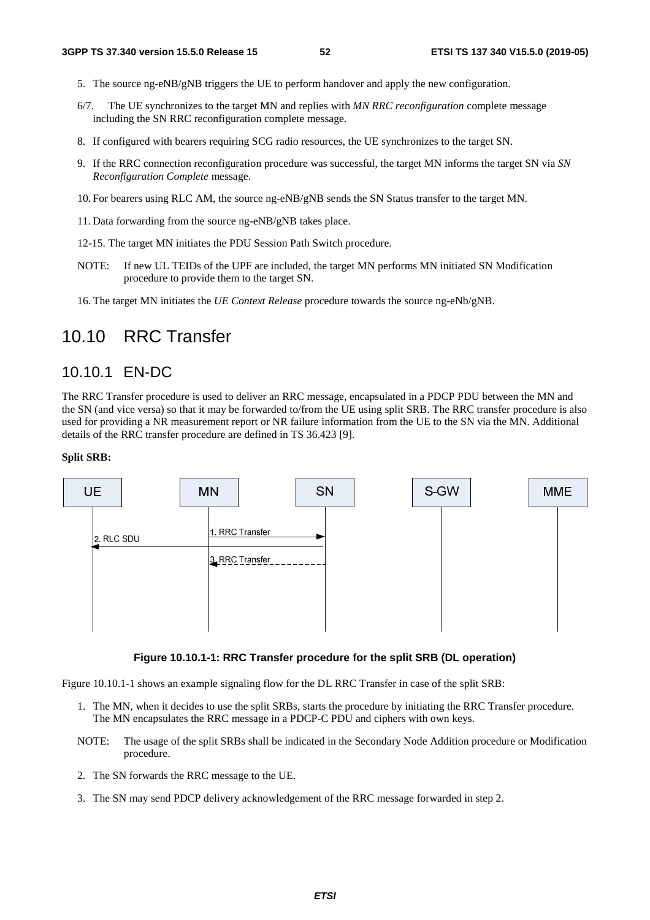5. The source ng-eNB/gNB triggers the UE to perform handover and apply the new configuration.

6/7. The UE synchronizes to the target MN and replies with *MN RRC reconfiguration* complete message including the SN RRC reconfiguration complete message.

8. If configured with bearers requiring SCG radio resources, the UE synchronizes to the target SN.

9. If the RRC connection reconfiguration procedure was successful, the target MN informs the target SN via *SN Reconfiguration Complete* message.

10. For bearers using RLC AM, the source ng-eNB/gNB sends the SN Status transfer to the target MN.

11. Data forwarding from the source ng-eNB/gNB takes place.

12-15. The target MN initiates the PDU Session Path Switch procedure.

NOTE: If new UL TEIDs of the UPF are included, the target MN performs MN initiated SN Modification procedure to provide them to the target SN.

16. The target MN initiates the *UE Context Release* procedure towards the source ng-eNb/gNB.

# 10.10 RRC Transfer

## 10.10.1 EN-DC

The RRC Transfer procedure is used to deliver an RRC message, encapsulated in a PDCP PDU between the MN and the SN (and vice versa) so that it may be forwarded to/from the UE using split SRB. The RRC transfer procedure is also used for providing a NR measurement report or NR failure information from the UE to the SN via the MN. Additional details of the RRC transfer procedure are defined in TS 36.423 [9].

**Split SRB:**

UE | MN | SN | S-GW | MME

1. RRC Transfer (MN → SN)
2. RLC SDU (SN → UE)
3. RRC Transfer (SN → MN, optional)

**Figure 10.10.1-1: RRC Transfer procedure for the split SRB (DL operation)**

Figure 10.10.1-1 shows an example signaling flow for the DL RRC Transfer in case of the split SRB:

1. The MN, when it decides to use the split SRBs, starts the procedure by initiating the RRC Transfer procedure. The MN encapsulates the RRC message in a PDCP-C PDU and ciphers with own keys.

NOTE: The usage of the split SRBs shall be indicated in the Secondary Node Addition procedure or Modification procedure.

2. The SN forwards the RRC message to the UE.

3. The SN may send PDCP delivery acknowledgement of the RRC message forwarded in step 2.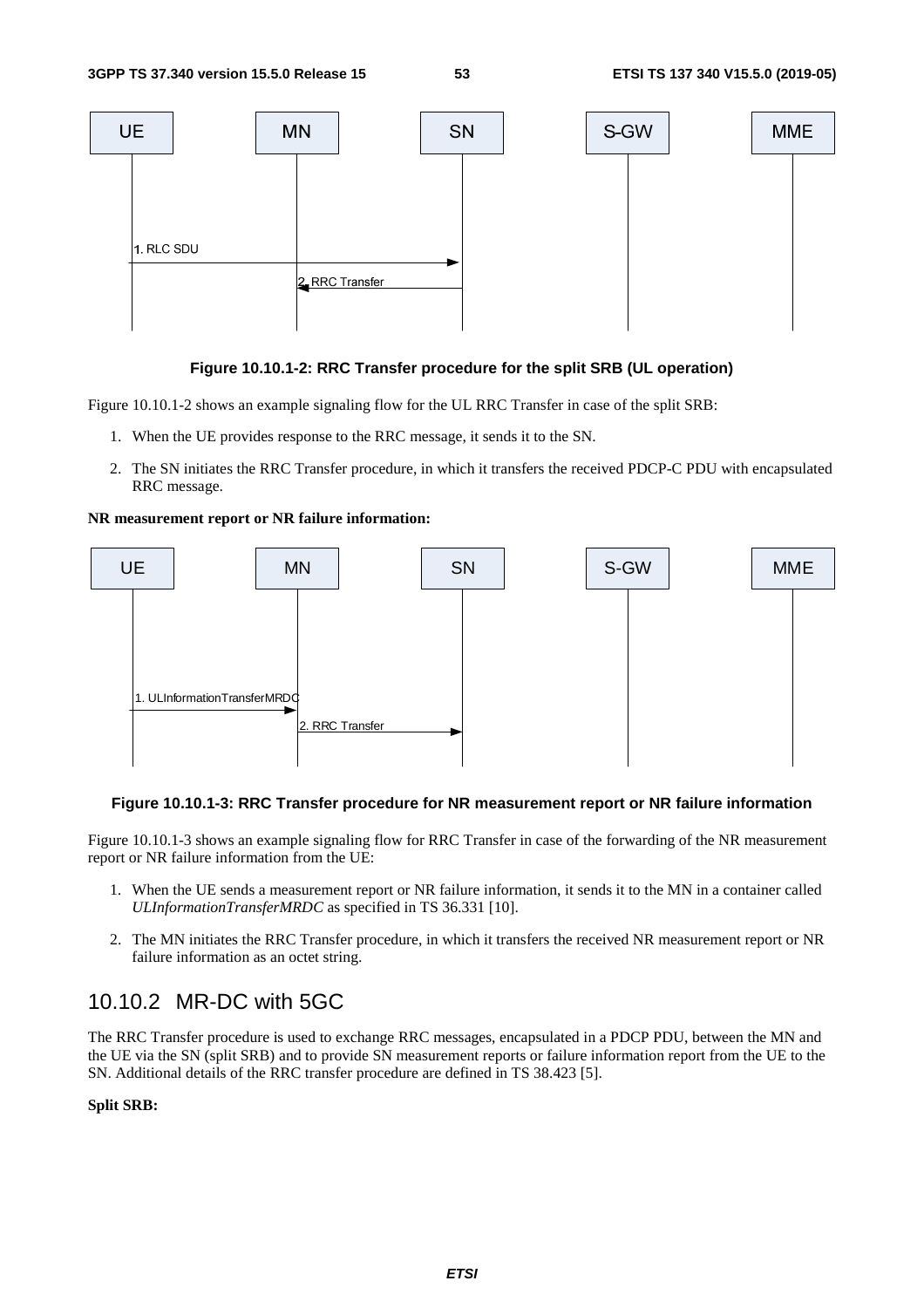**Figure 10.10.1-2: RRC Transfer procedure for the split SRB (UL operation)**

Figure 10.10.1-2 shows an example signaling flow for the UL RRC Transfer in case of the split SRB:

1. When the UE provides response to the RRC message, it sends it to the SN.
2. The SN initiates the RRC Transfer procedure, in which it transfers the received PDCP-C PDU with encapsulated RRC message.

**NR measurement report or NR failure information:**

**Figure 10.10.1-3: RRC Transfer procedure for NR measurement report or NR failure information**

Figure 10.10.1-3 shows an example signaling flow for RRC Transfer in case of the forwarding of the NR measurement report or NR failure information from the UE:

1. When the UE sends a measurement report or NR failure information, it sends it to the MN in a container called *ULInformationTransferMRDC* as specified in TS 36.331 [10].
2. The MN initiates the RRC Transfer procedure, in which it transfers the received NR measurement report or NR failure information as an octet string.

## 10.10.2 MR-DC with 5GC

The RRC Transfer procedure is used to exchange RRC messages, encapsulated in a PDCP PDU, between the MN and the UE via the SN (split SRB) and to provide SN measurement reports or failure information report from the UE to the SN. Additional details of the RRC transfer procedure are defined in TS 38.423 [5].

**Split SRB:**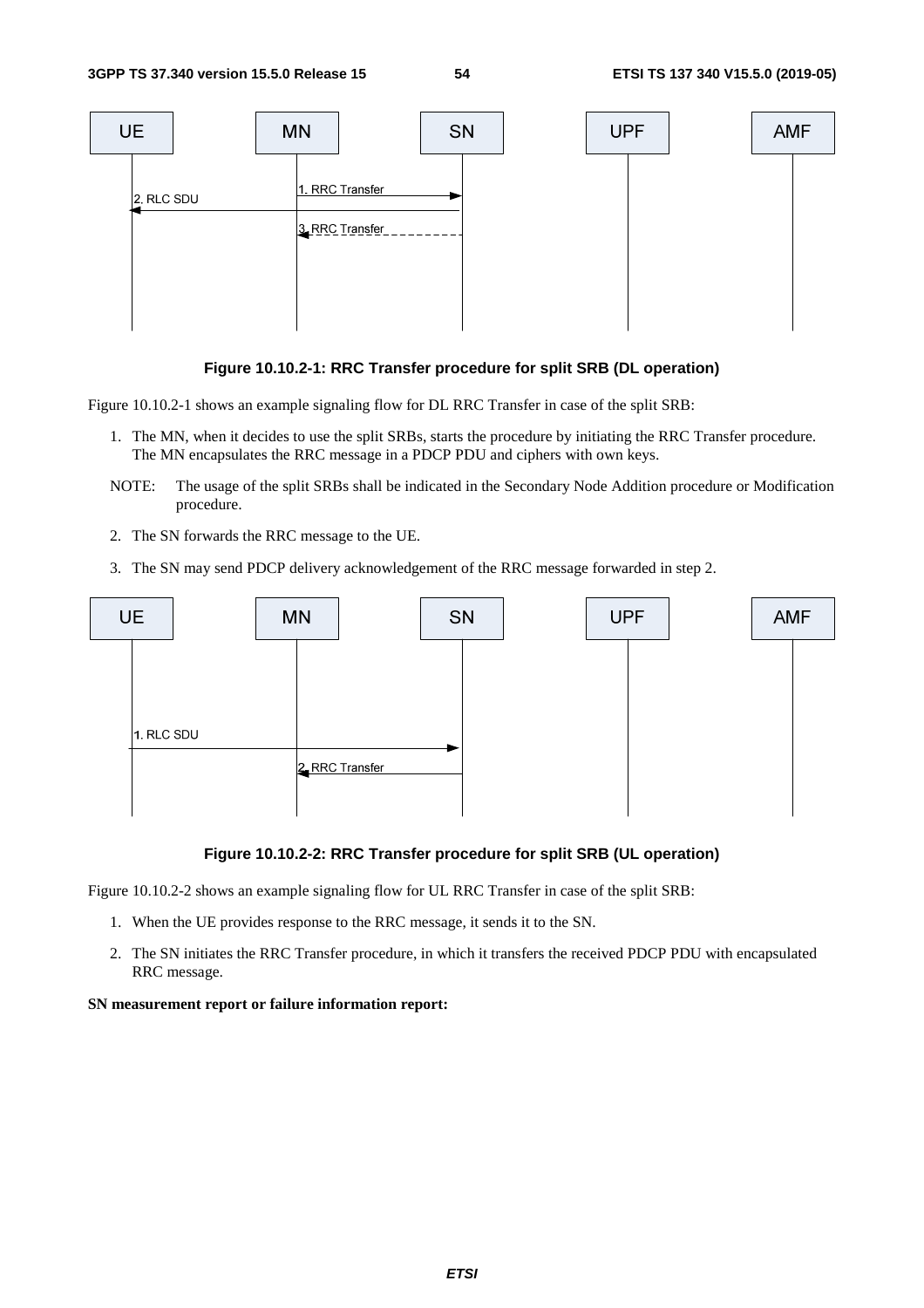**Figure 10.10.2-1: RRC Transfer procedure for split SRB (DL operation)**

Figure 10.10.2-1 shows an example signaling flow for DL RRC Transfer in case of the split SRB:

1. The MN, when it decides to use the split SRBs, starts the procedure by initiating the RRC Transfer procedure. The MN encapsulates the RRC message in a PDCP PDU and ciphers with own keys.

NOTE: The usage of the split SRBs shall be indicated in the Secondary Node Addition procedure or Modification procedure.

2. The SN forwards the RRC message to the UE.
3. The SN may send PDCP delivery acknowledgement of the RRC message forwarded in step 2.

**Figure 10.10.2-2: RRC Transfer procedure for split SRB (UL operation)**

Figure 10.10.2-2 shows an example signaling flow for UL RRC Transfer in case of the split SRB:

1. When the UE provides response to the RRC message, it sends it to the SN.
2. The SN initiates the RRC Transfer procedure, in which it transfers the received PDCP PDU with encapsulated RRC message.

**SN measurement report or failure information report:**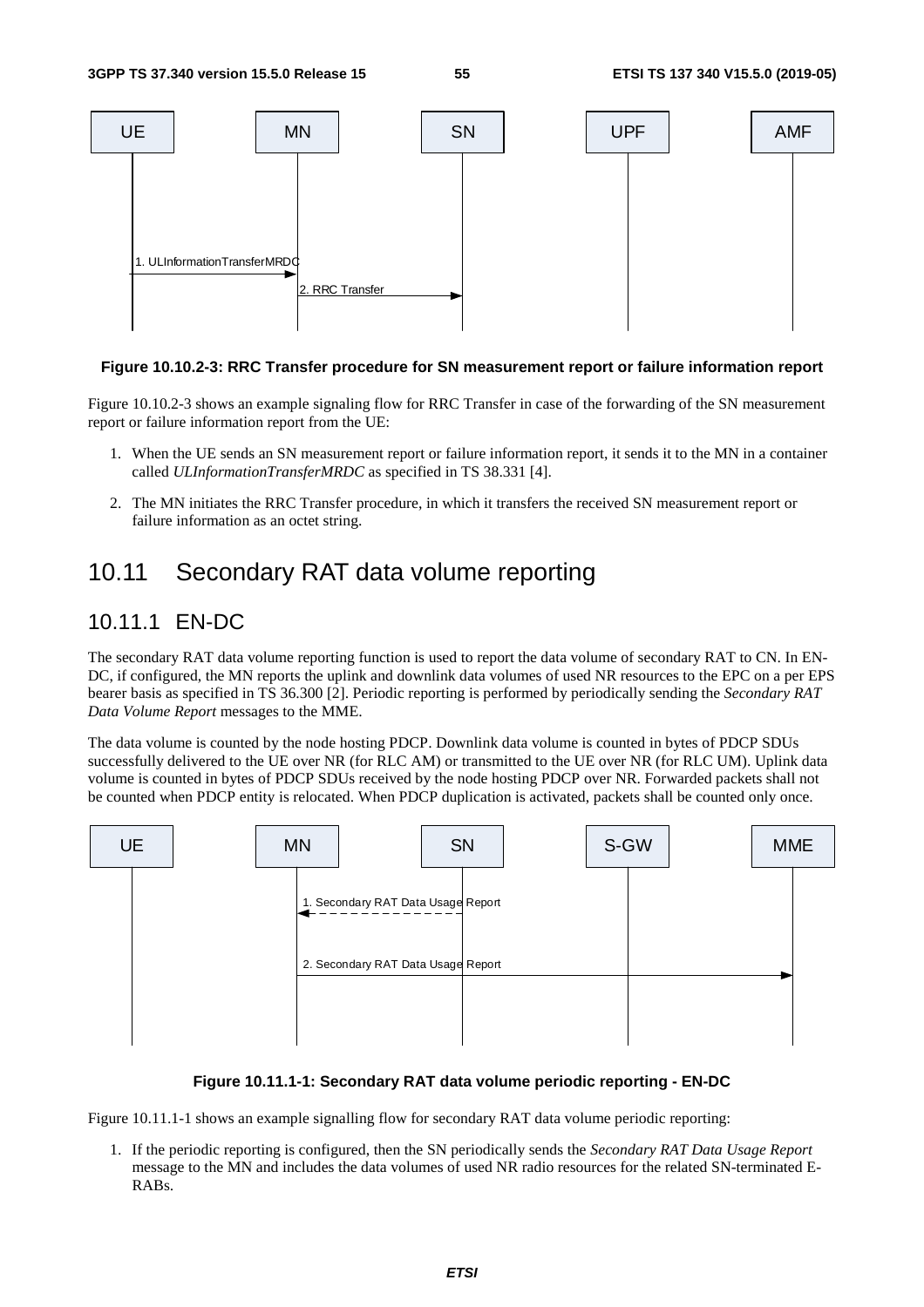**Figure 10.10.2-3: RRC Transfer procedure for SN measurement report or failure information report**

Figure 10.10.2-3 shows an example signaling flow for RRC Transfer in case of the forwarding of the SN measurement report or failure information report from the UE:

1. When the UE sends an SN measurement report or failure information report, it sends it to the MN in a container called *ULInformationTransferMRDC* as specified in TS 38.331 [4].
2. The MN initiates the RRC Transfer procedure, in which it transfers the received SN measurement report or failure information as an octet string.

# 10.11 Secondary RAT data volume reporting

## 10.11.1 EN-DC

The secondary RAT data volume reporting function is used to report the data volume of secondary RAT to CN. In EN-DC, if configured, the MN reports the uplink and downlink data volumes of used NR resources to the EPC on a per EPS bearer basis as specified in TS 36.300 [2]. Periodic reporting is performed by periodically sending the *Secondary RAT Data Volume Report* messages to the MME.

The data volume is counted by the node hosting PDCP. Downlink data volume is counted in bytes of PDCP SDUs successfully delivered to the UE over NR (for RLC AM) or transmitted to the UE over NR (for RLC UM). Uplink data volume is counted in bytes of PDCP SDUs received by the node hosting PDCP over NR. Forwarded packets shall not be counted when PDCP entity is relocated. When PDCP duplication is activated, packets shall be counted only once.

**Figure 10.11.1-1: Secondary RAT data volume periodic reporting - EN-DC**

Figure 10.11.1-1 shows an example signalling flow for secondary RAT data volume periodic reporting:

1. If the periodic reporting is configured, then the SN periodically sends the *Secondary RAT Data Usage Report* message to the MN and includes the data volumes of used NR radio resources for the related SN-terminated E-RABs.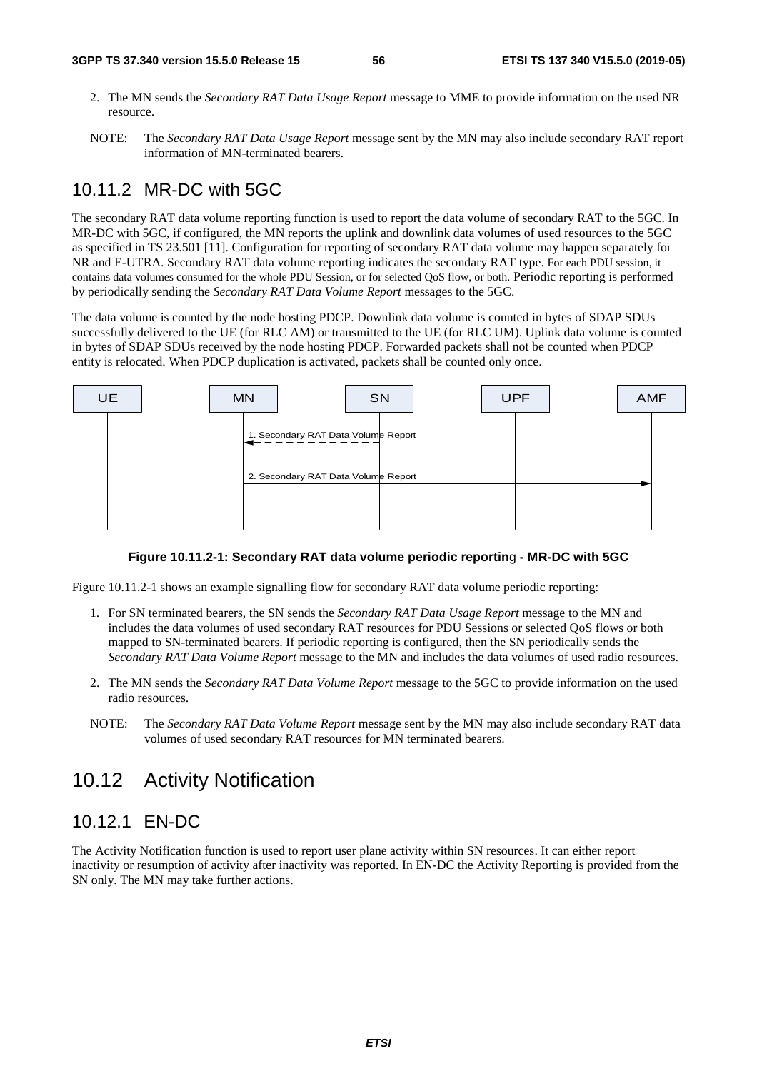2. The MN sends the *Secondary RAT Data Usage Report* message to MME to provide information on the used NR resource.

NOTE: The *Secondary RAT Data Usage Report* message sent by the MN may also include secondary RAT report information of MN-terminated bearers.

### 10.11.2 MR-DC with 5GC

The secondary RAT data volume reporting function is used to report the data volume of secondary RAT to the 5GC. In MR-DC with 5GC, if configured, the MN reports the uplink and downlink data volumes of used resources to the 5GC as specified in TS 23.501 [11]. Configuration for reporting of secondary RAT data volume may happen separately for NR and E-UTRA. Secondary RAT data volume reporting indicates the secondary RAT type. For each PDU session, it contains data volumes consumed for the whole PDU Session, or for selected QoS flow, or both. Periodic reporting is performed by periodically sending the *Secondary RAT Data Volume Report* messages to the 5GC.

The data volume is counted by the node hosting PDCP. Downlink data volume is counted in bytes of SDAP SDUs successfully delivered to the UE (for RLC AM) or transmitted to the UE (for RLC UM). Uplink data volume is counted in bytes of SDAP SDUs received by the node hosting PDCP. Forwarded packets shall not be counted when PDCP entity is relocated. When PDCP duplication is activated, packets shall be counted only once.

UE | MN | SN | UPF | AMF

1. Secondary RAT Data Volume Report

2. Secondary RAT Data Volume Report

**Figure 10.11.2-1: Secondary RAT data volume periodic reporting - MR-DC with 5GC**

Figure 10.11.2-1 shows an example signalling flow for secondary RAT data volume periodic reporting:

1. For SN terminated bearers, the SN sends the *Secondary RAT Data Usage Report* message to the MN and includes the data volumes of used secondary RAT resources for PDU Sessions or selected QoS flows or both mapped to SN-terminated bearers. If periodic reporting is configured, then the SN periodically sends the *Secondary RAT Data Volume Report* message to the MN and includes the data volumes of used radio resources.

2. The MN sends the *Secondary RAT Data Volume Report* message to the 5GC to provide information on the used radio resources.

NOTE: The *Secondary RAT Data Volume Report* message sent by the MN may also include secondary RAT data volumes of used secondary RAT resources for MN terminated bearers.

## 10.12 Activity Notification

### 10.12.1 EN-DC

The Activity Notification function is used to report user plane activity within SN resources. It can either report inactivity or resumption of activity after inactivity was reported. In EN-DC the Activity Reporting is provided from the SN only. The MN may take further actions.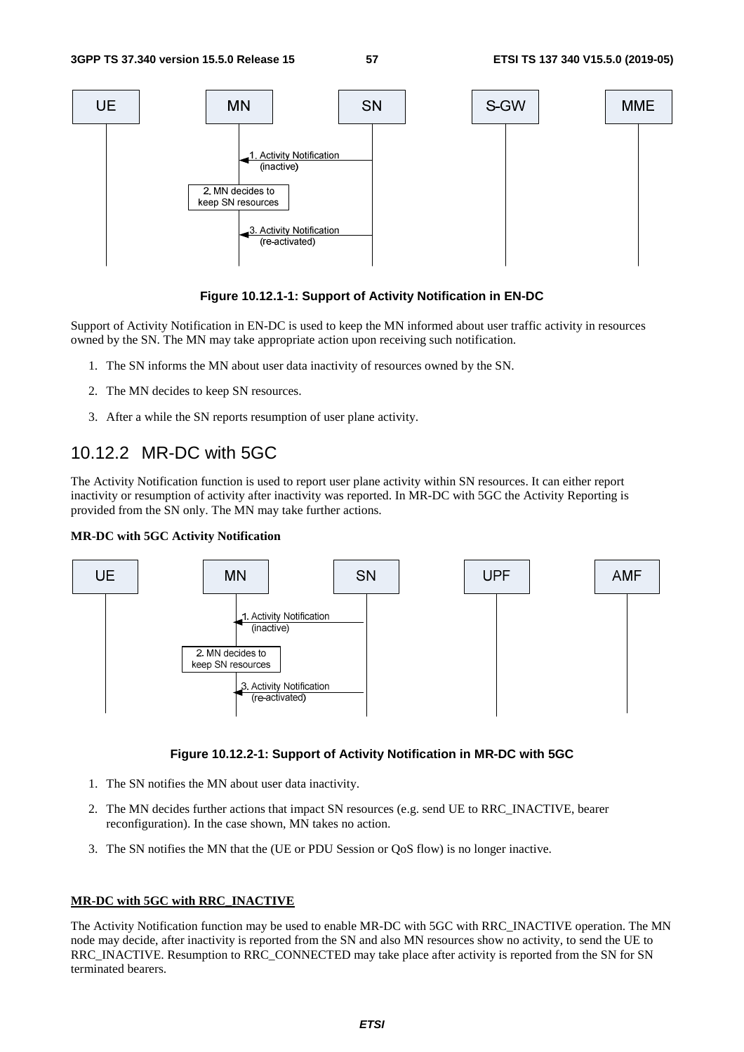**Figure 10.12.1-1: Support of Activity Notification in EN-DC**

Support of Activity Notification in EN-DC is used to keep the MN informed about user traffic activity in resources owned by the SN. The MN may take appropriate action upon receiving such notification.

1. The SN informs the MN about user data inactivity of resources owned by the SN.
2. The MN decides to keep SN resources.
3. After a while the SN reports resumption of user plane activity.

## 10.12.2 MR-DC with 5GC

The Activity Notification function is used to report user plane activity within SN resources. It can either report inactivity or resumption of activity after inactivity was reported. In MR-DC with 5GC the Activity Reporting is provided from the SN only. The MN may take further actions.

**MR-DC with 5GC Activity Notification**

**Figure 10.12.2-1: Support of Activity Notification in MR-DC with 5GC**

1. The SN notifies the MN about user data inactivity.
2. The MN decides further actions that impact SN resources (e.g. send UE to RRC_INACTIVE, bearer reconfiguration). In the case shown, MN takes no action.
3. The SN notifies the MN that the (UE or PDU Session or QoS flow) is no longer inactive.

**MR-DC with 5GC with RRC_INACTIVE**

The Activity Notification function may be used to enable MR-DC with 5GC with RRC_INACTIVE operation. The MN node may decide, after inactivity is reported from the SN and also MN resources show no activity, to send the UE to RRC_INACTIVE. Resumption to RRC_CONNECTED may take place after activity is reported from the SN for SN terminated bearers.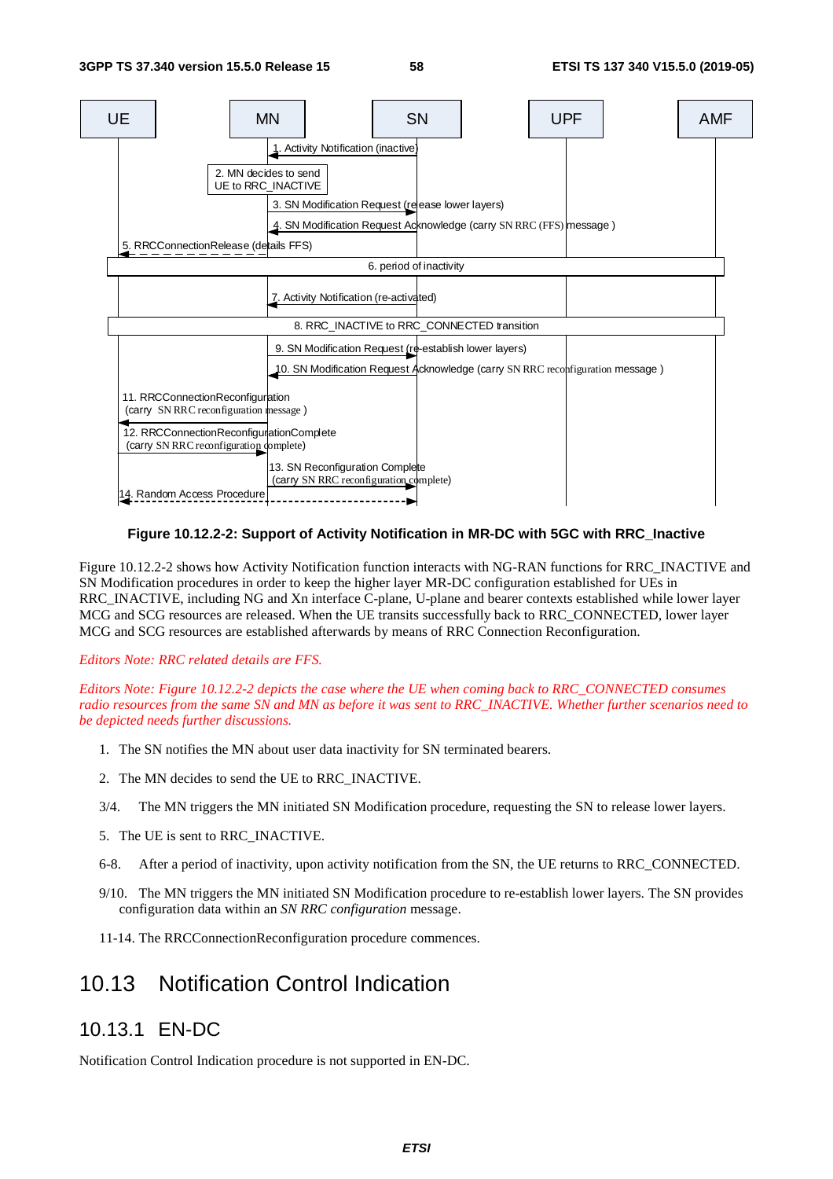**Figure 10.12.2-2: Support of Activity Notification in MR-DC with 5GC with RRC_Inactive**

Figure 10.12.2-2 shows how Activity Notification function interacts with NG-RAN functions for RRC_INACTIVE and SN Modification procedures in order to keep the higher layer MR-DC configuration established for UEs in RRC_INACTIVE, including NG and Xn interface C-plane, U-plane and bearer contexts established while lower layer MCG and SCG resources are released. When the UE transits successfully back to RRC_CONNECTED, lower layer MCG and SCG resources are established afterwards by means of RRC Connection Reconfiguration.

*Editors Note: RRC related details are FFS.*

*Editors Note: Figure 10.12.2-2 depicts the case where the UE when coming back to RRC_CONNECTED consumes radio resources from the same SN and MN as before it was sent to RRC_INACTIVE. Whether further scenarios need to be depicted needs further discussions.*

1. The SN notifies the MN about user data inactivity for SN terminated bearers.

2. The MN decides to send the UE to RRC_INACTIVE.

3/4. The MN triggers the MN initiated SN Modification procedure, requesting the SN to release lower layers.

5. The UE is sent to RRC_INACTIVE.

6-8. After a period of inactivity, upon activity notification from the SN, the UE returns to RRC_CONNECTED.

9/10. The MN triggers the MN initiated SN Modification procedure to re-establish lower layers. The SN provides configuration data within an *SN RRC configuration* message.

11-14. The RRCConnectionReconfiguration procedure commences.

## 10.13 Notification Control Indication

### 10.13.1 EN-DC

Notification Control Indication procedure is not supported in EN-DC.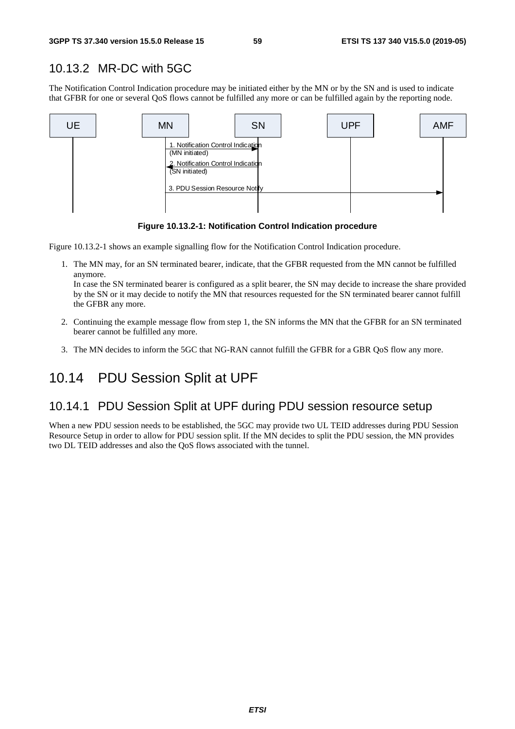### 10.13.2 MR-DC with 5GC

The Notification Control Indication procedure may be initiated either by the MN or by the SN and is used to indicate that GFBR for one or several QoS flows cannot be fulfilled any more or can be fulfilled again by the reporting node.

**Figure 10.13.2-1: Notification Control Indication procedure**

Figure 10.13.2-1 shows an example signalling flow for the Notification Control Indication procedure.

1. The MN may, for an SN terminated bearer, indicate, that the GFBR requested from the MN cannot be fulfilled anymore.
   In case the SN terminated bearer is configured as a split bearer, the SN may decide to increase the share provided by the SN or it may decide to notify the MN that resources requested for the SN terminated bearer cannot fulfill the GFBR any more.
2. Continuing the example message flow from step 1, the SN informs the MN that the GFBR for an SN terminated bearer cannot be fulfilled any more.
3. The MN decides to inform the 5GC that NG-RAN cannot fulfill the GFBR for a GBR QoS flow any more.

## 10.14 PDU Session Split at UPF

### 10.14.1 PDU Session Split at UPF during PDU session resource setup

When a new PDU session needs to be established, the 5GC may provide two UL TEID addresses during PDU Session Resource Setup in order to allow for PDU session split. If the MN decides to split the PDU session, the MN provides two DL TEID addresses and also the QoS flows associated with the tunnel.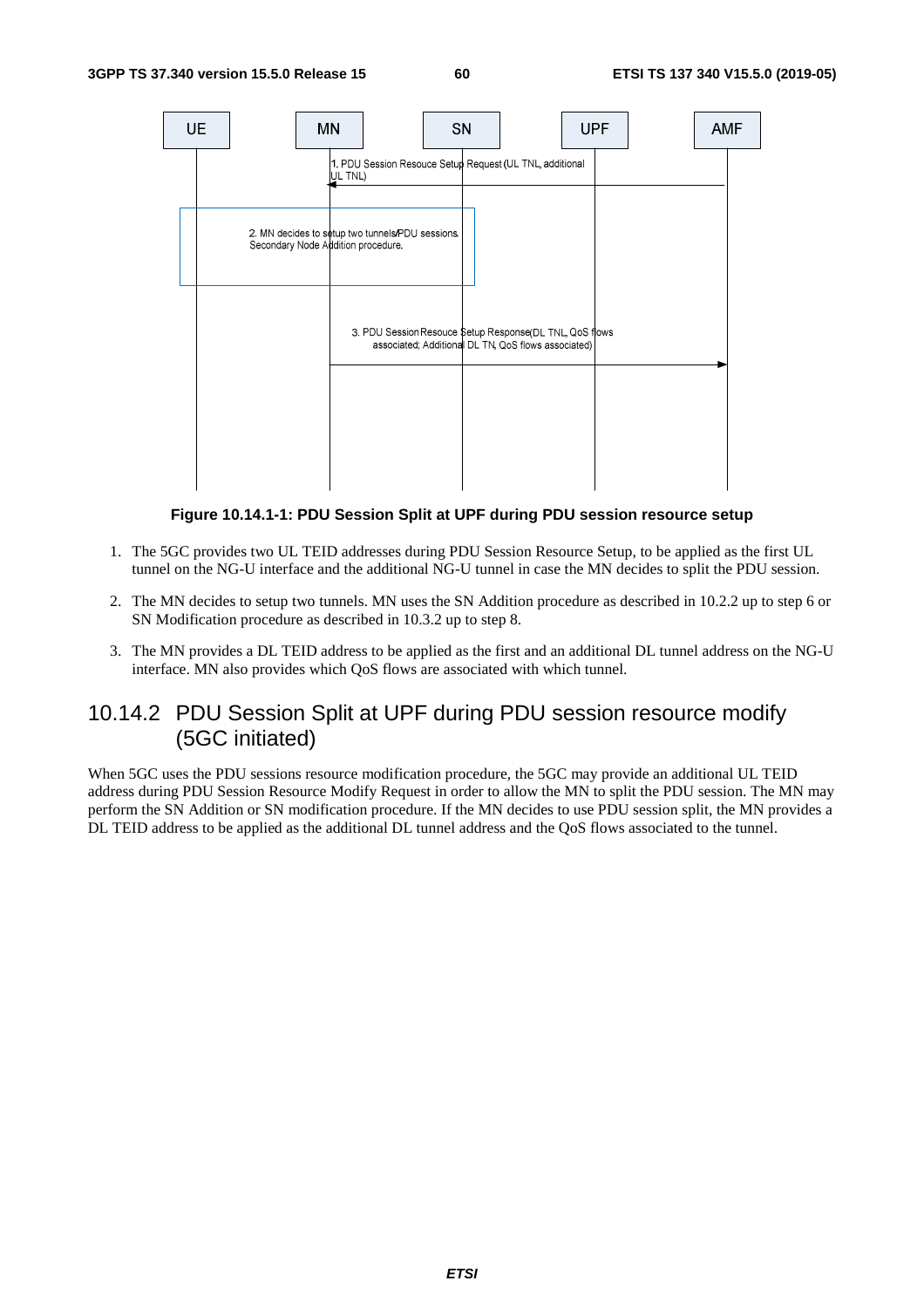**Figure 10.14.1-1: PDU Session Split at UPF during PDU session resource setup**

1. The 5GC provides two UL TEID addresses during PDU Session Resource Setup, to be applied as the first UL tunnel on the NG-U interface and the additional NG-U tunnel in case the MN decides to split the PDU session.
2. The MN decides to setup two tunnels. MN uses the SN Addition procedure as described in 10.2.2 up to step 6 or SN Modification procedure as described in 10.3.2 up to step 8.
3. The MN provides a DL TEID address to be applied as the first and an additional DL tunnel address on the NG-U interface. MN also provides which QoS flows are associated with which tunnel.

## 10.14.2 PDU Session Split at UPF during PDU session resource modify (5GC initiated)

When 5GC uses the PDU sessions resource modification procedure, the 5GC may provide an additional UL TEID address during PDU Session Resource Modify Request in order to allow the MN to split the PDU session. The MN may perform the SN Addition or SN modification procedure. If the MN decides to use PDU session split, the MN provides a DL TEID address to be applied as the additional DL tunnel address and the QoS flows associated to the tunnel.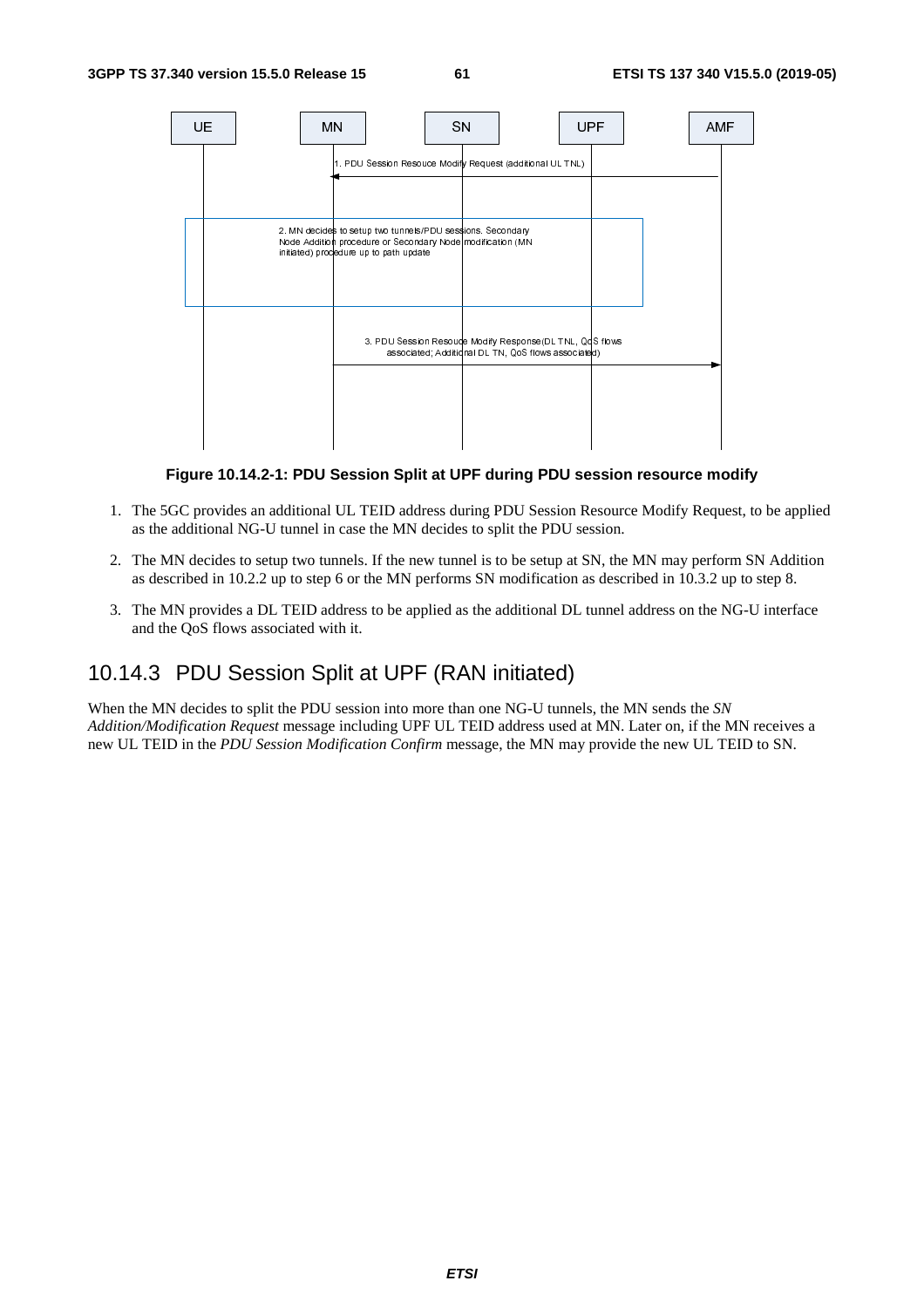**Figure 10.14.2-1: PDU Session Split at UPF during PDU session resource modify**

1. The 5GC provides an additional UL TEID address during PDU Session Resource Modify Request, to be applied as the additional NG-U tunnel in case the MN decides to split the PDU session.
2. The MN decides to setup two tunnels. If the new tunnel is to be setup at SN, the MN may perform SN Addition as described in 10.2.2 up to step 6 or the MN performs SN modification as described in 10.3.2 up to step 8.
3. The MN provides a DL TEID address to be applied as the additional DL tunnel address on the NG-U interface and the QoS flows associated with it.

## 10.14.3 PDU Session Split at UPF (RAN initiated)

When the MN decides to split the PDU session into more than one NG-U tunnels, the MN sends the *SN Addition/Modification Request* message including UPF UL TEID address used at MN. Later on, if the MN receives a new UL TEID in the *PDU Session Modification Confirm* message, the MN may provide the new UL TEID to SN.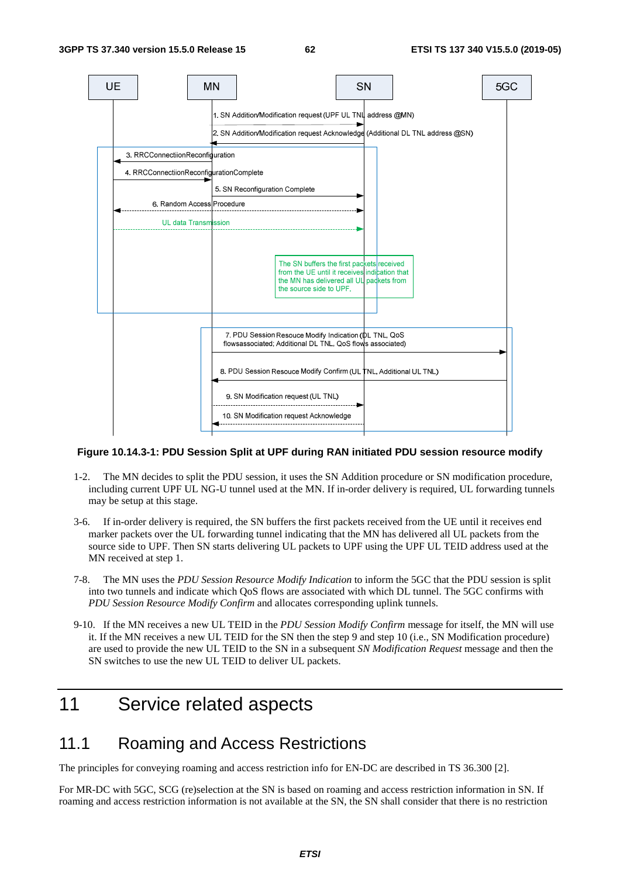**Figure 10.14.3-1: PDU Session Split at UPF during RAN initiated PDU session resource modify**

1-2. The MN decides to split the PDU session, it uses the SN Addition procedure or SN modification procedure, including current UPF UL NG-U tunnel used at the MN. If in-order delivery is required, UL forwarding tunnels may be setup at this stage.

3-6. If in-order delivery is required, the SN buffers the first packets received from the UE until it receives end marker packets over the UL forwarding tunnel indicating that the MN has delivered all UL packets from the source side to UPF. Then SN starts delivering UL packets to UPF using the UPF UL TEID address used at the MN received at step 1.

7-8. The MN uses the *PDU Session Resource Modify Indication* to inform the 5GC that the PDU session is split into two tunnels and indicate which QoS flows are associated with which DL tunnel. The 5GC confirms with *PDU Session Resource Modify Confirm* and allocates corresponding uplink tunnels.

9-10. If the MN receives a new UL TEID in the *PDU Session Modify Confirm* message for itself, the MN will use it. If the MN receives a new UL TEID for the SN then the step 9 and step 10 (i.e., SN Modification procedure) are used to provide the new UL TEID to the SN in a subsequent *SN Modification Request* message and then the SN switches to use the new UL TEID to deliver UL packets.

# 11 Service related aspects

## 11.1 Roaming and Access Restrictions

The principles for conveying roaming and access restriction info for EN-DC are described in TS 36.300 [2].

For MR-DC with 5GC, SCG (re)selection at the SN is based on roaming and access restriction information in SN. If roaming and access restriction information is not available at the SN, the SN shall consider that there is no restriction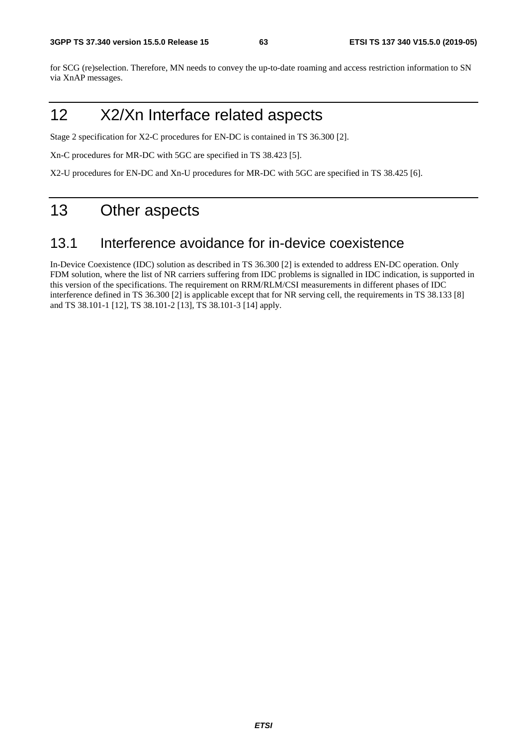for SCG (re)selection. Therefore, MN needs to convey the up-to-date roaming and access restriction information to SN via XnAP messages.

# 12 X2/Xn Interface related aspects

Stage 2 specification for X2-C procedures for EN-DC is contained in TS 36.300 [2].

Xn-C procedures for MR-DC with 5GC are specified in TS 38.423 [5].

X2-U procedures for EN-DC and Xn-U procedures for MR-DC with 5GC are specified in TS 38.425 [6].

# 13 Other aspects

## 13.1 Interference avoidance for in-device coexistence

In-Device Coexistence (IDC) solution as described in TS 36.300 [2] is extended to address EN-DC operation. Only FDM solution, where the list of NR carriers suffering from IDC problems is signalled in IDC indication, is supported in this version of the specifications. The requirement on RRM/RLM/CSI measurements in different phases of IDC interference defined in TS 36.300 [2] is applicable except that for NR serving cell, the requirements in TS 38.133 [8] and TS 38.101-1 [12], TS 38.101-2 [13], TS 38.101-3 [14] apply.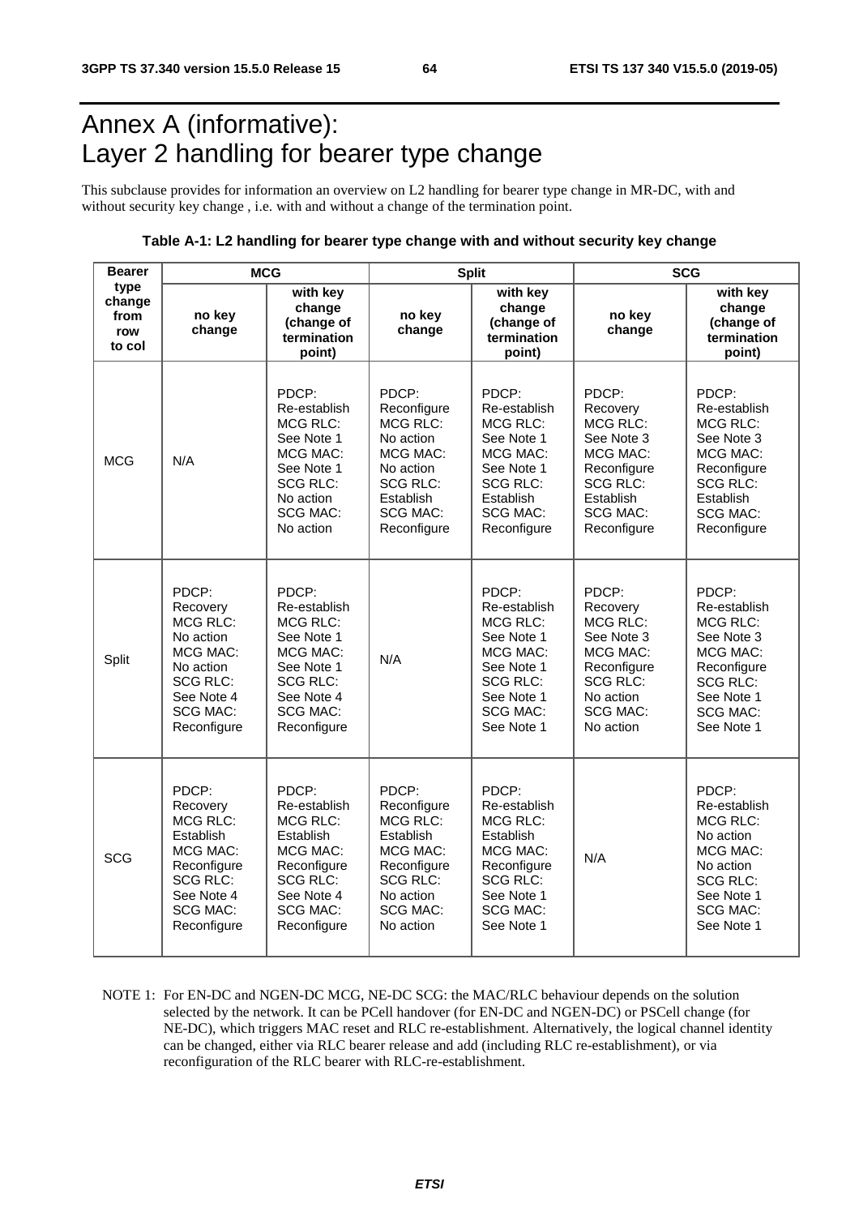# Annex A (informative): Layer 2 handling for bearer type change

This subclause provides for information an overview on L2 handling for bearer type change in MR-DC, with and without security key change , i.e. with and without a change of the termination point.

**Table A-1: L2 handling for bearer type change with and without security key change**

| Bearer type change from row to col | MCG | | Split | | SCG | |
|---|---|---|---|---|---|---|
| | no key change | with key change (change of termination point) | no key change | with key change (change of termination point) | no key change | with key change (change of termination point) |
| MCG | N/A | PDCP: Re-establish MCG RLC: See Note 1 MCG MAC: See Note 1 SCG RLC: No action SCG MAC: No action | PDCP: Reconfigure MCG RLC: No action MCG MAC: No action SCG RLC: Establish SCG MAC: Reconfigure | PDCP: Re-establish MCG RLC: See Note 1 MCG MAC: See Note 1 SCG RLC: Establish SCG MAC: Reconfigure | PDCP: Recovery MCG RLC: See Note 3 MCG MAC: Reconfigure SCG RLC: Establish SCG MAC: Reconfigure | PDCP: Re-establish MCG RLC: See Note 3 MCG MAC: Reconfigure SCG RLC: Establish SCG MAC: Reconfigure |
| Split | PDCP: Recovery MCG RLC: No action MCG MAC: No action SCG RLC: See Note 4 SCG MAC: Reconfigure | PDCP: Re-establish MCG RLC: See Note 1 MCG MAC: See Note 1 SCG RLC: See Note 4 SCG MAC: Reconfigure | N/A | PDCP: Re-establish MCG RLC: See Note 1 MCG MAC: See Note 1 SCG RLC: See Note 1 SCG MAC: See Note 1 | PDCP: Recovery MCG RLC: See Note 3 MCG MAC: Reconfigure SCG RLC: No action SCG MAC: No action | PDCP: Re-establish MCG RLC: See Note 3 MCG MAC: Reconfigure SCG RLC: See Note 1 SCG MAC: See Note 1 |
| SCG | PDCP: Recovery MCG RLC: Establish MCG MAC: Reconfigure SCG RLC: See Note 4 SCG MAC: Reconfigure | PDCP: Re-establish MCG RLC: Establish MCG MAC: Reconfigure SCG RLC: See Note 4 SCG MAC: Reconfigure | PDCP: Reconfigure MCG RLC: Establish MCG MAC: Reconfigure SCG RLC: No action SCG MAC: No action | PDCP: Re-establish MCG RLC: Establish MCG MAC: Reconfigure SCG RLC: See Note 1 SCG MAC: See Note 1 | N/A | PDCP: Re-establish MCG RLC: No action MCG MAC: No action SCG RLC: See Note 1 SCG MAC: See Note 1 |

NOTE 1: For EN-DC and NGEN-DC MCG, NE-DC SCG: the MAC/RLC behaviour depends on the solution selected by the network. It can be PCell handover (for EN-DC and NGEN-DC) or PSCell change (for NE-DC), which triggers MAC reset and RLC re-establishment. Alternatively, the logical channel identity can be changed, either via RLC bearer release and add (including RLC re-establishment), or via reconfiguration of the RLC bearer with RLC-re-establishment.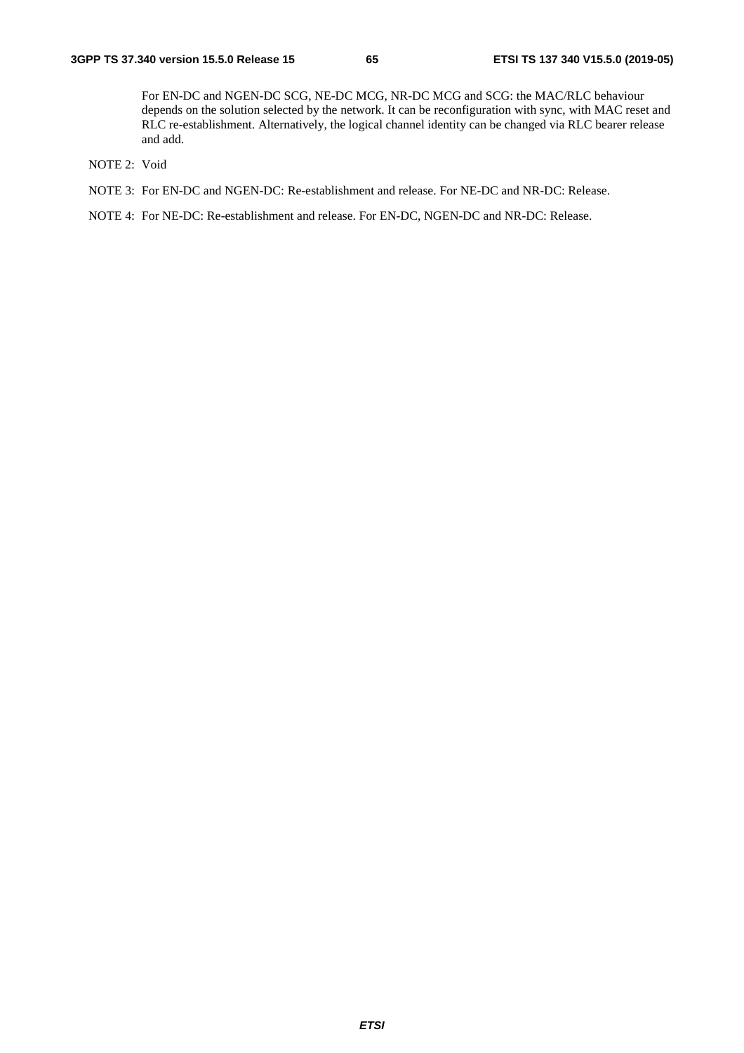For EN-DC and NGEN-DC SCG, NE-DC MCG, NR-DC MCG and SCG: the MAC/RLC behaviour depends on the solution selected by the network. It can be reconfiguration with sync, with MAC reset and RLC re-establishment. Alternatively, the logical channel identity can be changed via RLC bearer release and add.

NOTE 2: Void

NOTE 3: For EN-DC and NGEN-DC: Re-establishment and release. For NE-DC and NR-DC: Release.

NOTE 4: For NE-DC: Re-establishment and release. For EN-DC, NGEN-DC and NR-DC: Release.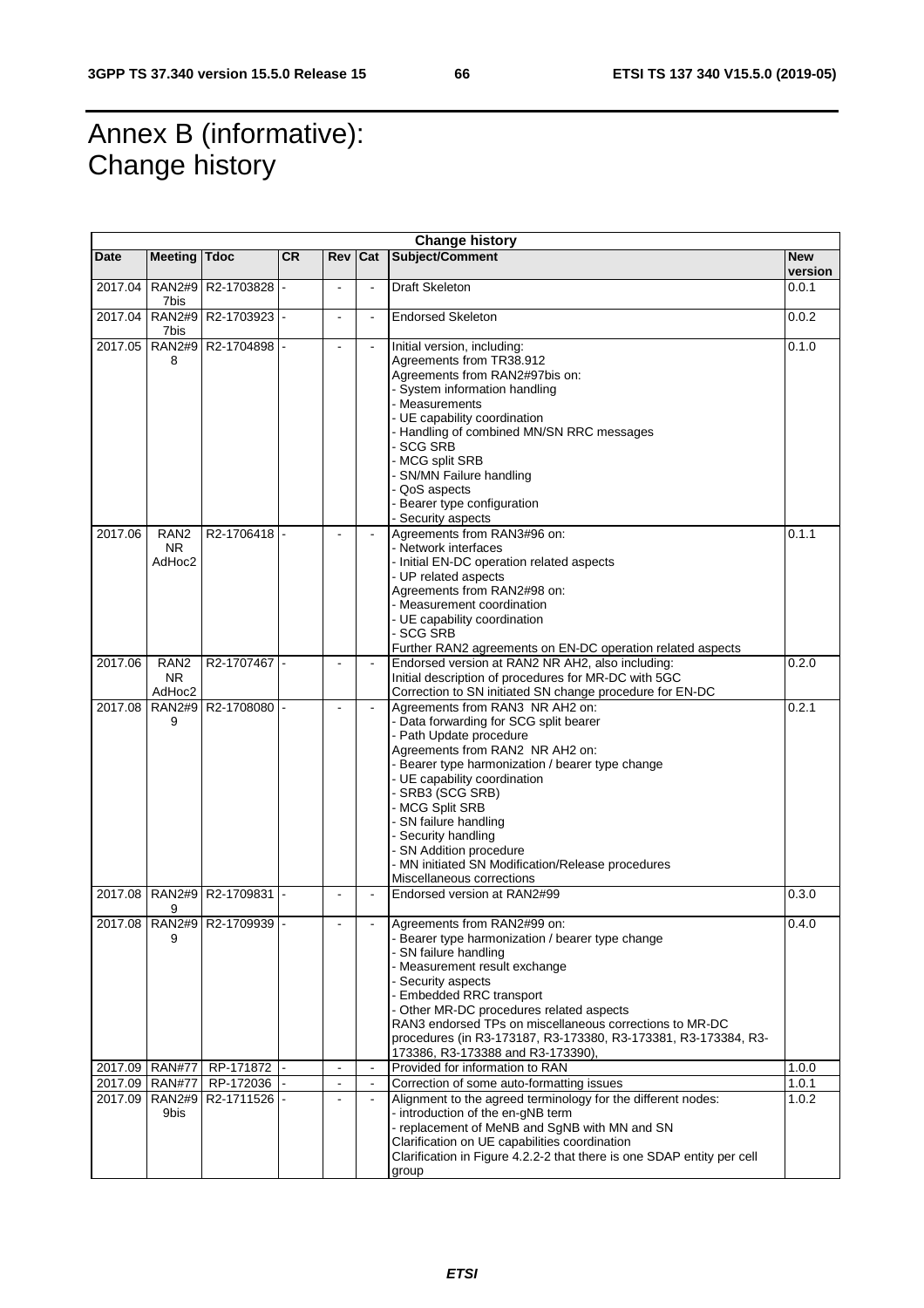# Annex B (informative): Change history

| Change history | | | | | | | |
|---|---|---|---|---|---|---|---|
| **Date** | **Meeting** | **Tdoc** | **CR** | **Rev** | **Cat** | **Subject/Comment** | **New version** |
| 2017.04 | RAN2#97bis | R2-1703828 | - | - | - | Draft Skeleton | 0.0.1 |
| 2017.04 | RAN2#97bis | R2-1703923 | - | - | - | Endorsed Skeleton | 0.0.2 |
| 2017.05 | RAN2#98 | R2-1704898 | - | - | - | Initial version, including:<br>Agreements from TR38.912<br>Agreements from RAN2#97bis on:<br>- System information handling<br>- Measurements<br>- UE capability coordination<br>- Handling of combined MN/SN RRC messages<br>- SCG SRB<br>- MCG split SRB<br>- SN/MN Failure handling<br>- QoS aspects<br>- Bearer type configuration<br>- Security aspects | 0.1.0 |
| 2017.06 | RAN2 NR AdHoc2 | R2-1706418 | - | - | - | Agreements from RAN3#96 on:<br>- Network interfaces<br>- Initial EN-DC operation related aspects<br>- UP related aspects<br>Agreements from RAN2#98 on:<br>- Measurement coordination<br>- UE capability coordination<br>- SCG SRB<br>Further RAN2 agreements on EN-DC operation related aspects | 0.1.1 |
| 2017.06 | RAN2 NR AdHoc2 | R2-1707467 | - | - | - | Endorsed version at RAN2 NR AH2, also including:<br>Initial description of procedures for MR-DC with 5GC<br>Correction to SN initiated SN change procedure for EN-DC | 0.2.0 |
| 2017.08 | RAN2#99 | R2-1708080 | - | - | - | Agreements from RAN3 NR AH2 on:<br>- Data forwarding for SCG split bearer<br>- Path Update procedure<br>Agreements from RAN2 NR AH2 on:<br>- Bearer type harmonization / bearer type change<br>- UE capability coordination<br>- SRB3 (SCG SRB)<br>- MCG Split SRB<br>- SN failure handling<br>- Security handling<br>- SN Addition procedure<br>- MN initiated SN Modification/Release procedures<br>Miscellaneous corrections | 0.2.1 |
| 2017.08 | RAN2#99 | R2-1709831 | - | - | - | Endorsed version at RAN2#99 | 0.3.0 |
| 2017.08 | RAN2#99 | R2-1709939 | - | - | - | Agreements from RAN2#99 on:<br>- Bearer type harmonization / bearer type change<br>- SN failure handling<br>- Measurement result exchange<br>- Security aspects<br>- Embedded RRC transport<br>- Other MR-DC procedures related aspects<br>RAN3 endorsed TPs on miscellaneous corrections to MR-DC procedures (in R3-173187, R3-173380, R3-173381, R3-173384, R3-173386, R3-173388 and R3-173390), | 0.4.0 |
| 2017.09 | RAN#77 | RP-171872 | - | - | - | Provided for information to RAN | 1.0.0 |
| 2017.09 | RAN#77 | RP-172036 | - | - | - | Correction of some auto-formatting issues | 1.0.1 |
| 2017.09 | RAN2#99bis | R2-1711526 | - | - | - | Alignment to the agreed terminology for the different nodes:<br>- introduction of the en-gNB term<br>- replacement of MeNB and SgNB with MN and SN<br>Clarification on UE capabilities coordination<br>Clarification in Figure 4.2.2-2 that there is one SDAP entity per cell group | 1.0.2 |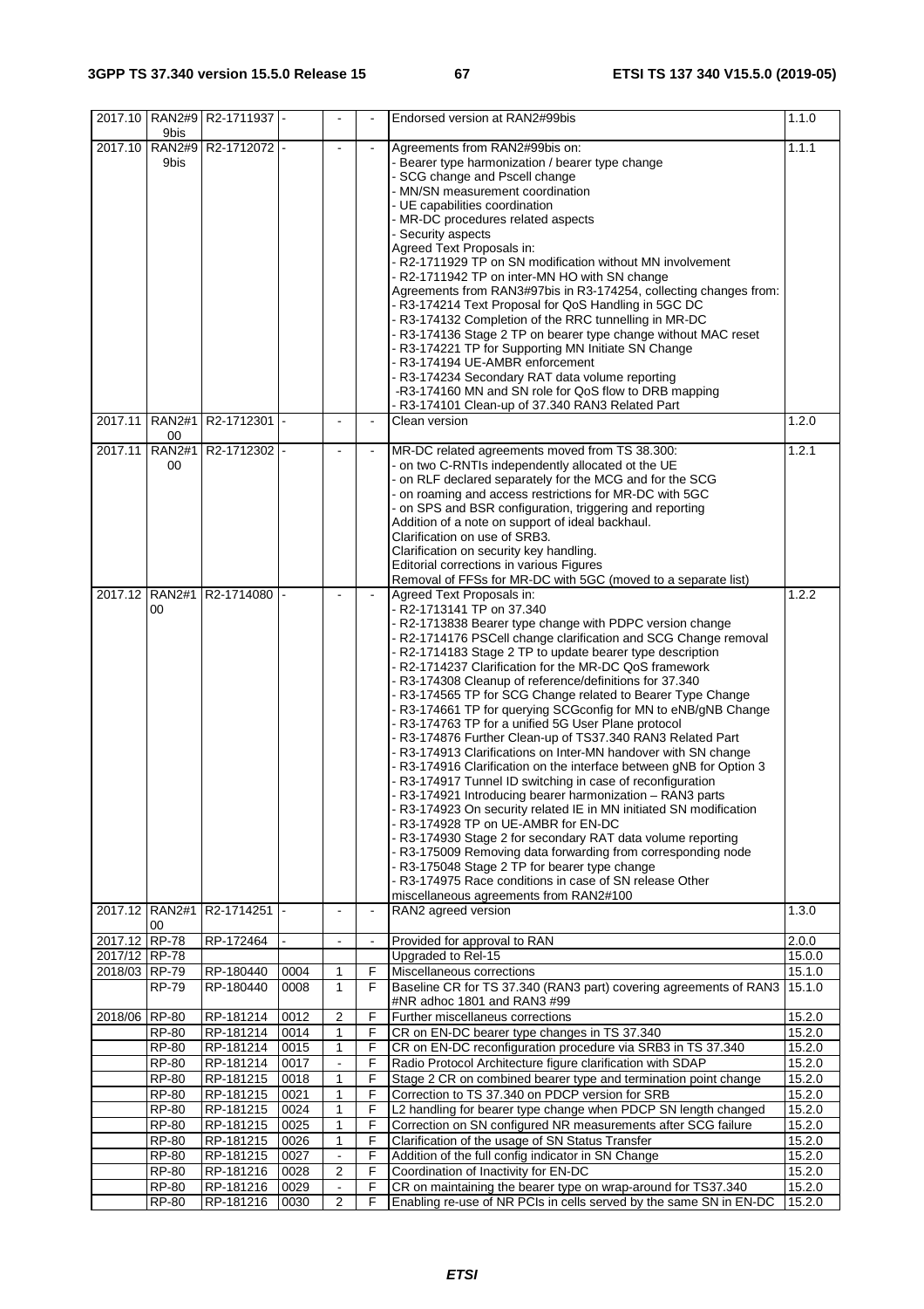| | | | | | | | |
|---|---|---|---|---|---|---|---|
| 2017.10 | RAN2#99bis | R2-1711937 | - | - | - | Endorsed version at RAN2#99bis | 1.1.0 |
| 2017.10 | RAN2#99bis | R2-1712072 | - | - | - | Agreements from RAN2#99bis on:<br>- Bearer type harmonization / bearer type change<br>- SCG change and Pscell change<br>- MN/SN measurement coordination<br>- UE capabilities coordination<br>- MR-DC procedures related aspects<br>- Security aspects<br>Agreed Text Proposals in:<br>- R2-1711929 TP on SN modification without MN involvement<br>- R2-1711942 TP on inter-MN HO with SN change<br>Agreements from RAN3#97bis in R3-174254, collecting changes from:<br>- R3-174214 Text Proposal for QoS Handling in 5GC DC<br>- R3-174132 Completion of the RRC tunnelling in MR-DC<br>- R3-174136 Stage 2 TP on bearer type change without MAC reset<br>- R3-174221 TP for Supporting MN Initiate SN Change<br>- R3-174194 UE-AMBR enforcement<br>- R3-174234 Secondary RAT data volume reporting<br>-R3-174160 MN and SN role for QoS flow to DRB mapping<br>- R3-174101 Clean-up of 37.340 RAN3 Related Part | 1.1.1 |
| 2017.11 | RAN2#100 | R2-1712301 | - | - | - | Clean version | 1.2.0 |
| 2017.11 | RAN2#100 | R2-1712302 | - | - | - | MR-DC related agreements moved from TS 38.300:<br>- on two C-RNTIs independently allocated ot the UE<br>- on RLF declared separately for the MCG and for the SCG<br>- on roaming and access restrictions for MR-DC with 5GC<br>- on SPS and BSR configuration, triggering and reporting<br>Addition of a note on support of ideal backhaul.<br>Clarification on use of SRB3.<br>Clarification on security key handling.<br>Editorial corrections in various Figures<br>Removal of FFSs for MR-DC with 5GC (moved to a separate list) | 1.2.1 |
| 2017.12 | RAN2#100 | R2-1714080 | - | - | - | Agreed Text Proposals in:<br>- R2-1713141 TP on 37.340<br>- R2-1713838 Bearer type change with PDPC version change<br>- R2-1714176 PSCell change clarification and SCG Change removal<br>- R2-1714183 Stage 2 TP to update bearer type description<br>- R2-1714237 Clarification for the MR-DC QoS framework<br>- R3-174308 Cleanup of reference/definitions for 37.340<br>- R3-174565 TP for SCG Change related to Bearer Type Change<br>- R3-174661 TP for querying SCGconfig for MN to eNB/gNB Change<br>- R3-174763 TP for a unified 5G User Plane protocol<br>- R3-174876 Further Clean-up of TS37.340 RAN3 Related Part<br>- R3-174913 Clarifications on Inter-MN handover with SN change<br>- R3-174916 Clarification on the interface between gNB for Option 3<br>- R3-174917 Tunnel ID switching in case of reconfiguration<br>- R3-174921 Introducing bearer harmonization – RAN3 parts<br>- R3-174923 On security related IE in MN initiated SN modification<br>- R3-174928 TP on UE-AMBR for EN-DC<br>- R3-174930 Stage 2 for secondary RAT data volume reporting<br>- R3-175009 Removing data forwarding from corresponding node<br>- R3-175048 Stage 2 TP for bearer type change<br>- R3-174975 Race conditions in case of SN release Other miscellaneous agreements from RAN2#100 | 1.2.2 |
| 2017.12 | RAN2#100 | R2-1714251 | - | - | - | RAN2 agreed version | 1.3.0 |
| 2017.12 | RP-78 | RP-172464 | - | - | - | Provided for approval to RAN | 2.0.0 |
| 2017/12 | RP-78 | | | | | Upgraded to Rel-15 | 15.0.0 |
| 2018/03 | RP-79 | RP-180440 | 0004 | 1 | F | Miscellaneous corrections | 15.1.0 |
| | RP-79 | RP-180440 | 0008 | 1 | F | Baseline CR for TS 37.340 (RAN3 part) covering agreements of RAN3 #NR adhoc 1801 and RAN3 #99 | 15.1.0 |
| 2018/06 | RP-80 | RP-181214 | 0012 | 2 | F | Further miscellaneus corrections | 15.2.0 |
| | RP-80 | RP-181214 | 0014 | 1 | F | CR on EN-DC bearer type changes in TS 37.340 | 15.2.0 |
| | RP-80 | RP-181214 | 0015 | 1 | F | CR on EN-DC reconfiguration procedure via SRB3 in TS 37.340 | 15.2.0 |
| | RP-80 | RP-181214 | 0017 | - | F | Radio Protocol Architecture figure clarification with SDAP | 15.2.0 |
| | RP-80 | RP-181215 | 0018 | 1 | F | Stage 2 CR on combined bearer type and termination point change | 15.2.0 |
| | RP-80 | RP-181215 | 0021 | 1 | F | Correction to TS 37.340 on PDCP version for SRB | 15.2.0 |
| | RP-80 | RP-181215 | 0024 | 1 | F | L2 handling for bearer type change when PDCP SN length changed | 15.2.0 |
| | RP-80 | RP-181215 | 0025 | 1 | F | Correction on SN configured NR measurements after SCG failure | 15.2.0 |
| | RP-80 | RP-181215 | 0026 | 1 | F | Clarification of the usage of SN Status Transfer | 15.2.0 |
| | RP-80 | RP-181215 | 0027 | - | F | Addition of the full config indicator in SN Change | 15.2.0 |
| | RP-80 | RP-181216 | 0028 | 2 | F | Coordination of Inactivity for EN-DC | 15.2.0 |
| | RP-80 | RP-181216 | 0029 | - | F | CR on maintaining the bearer type on wrap-around for TS37.340 | 15.2.0 |
| | RP-80 | RP-181216 | 0030 | 2 | F | Enabling re-use of NR PCIs in cells served by the same SN in EN-DC | 15.2.0 |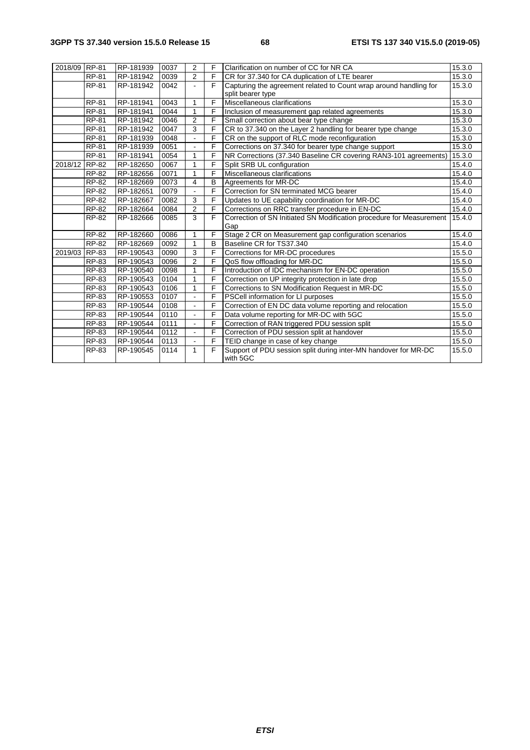| 2018/09 | RP-81 | RP-181939 | 0037 | 2 | F | Clarification on number of CC for NR CA | 15.3.0 |
|---|---|---|---|---|---|---|---|
| | RP-81 | RP-181942 | 0039 | 2 | F | CR for 37.340 for CA duplication of LTE bearer | 15.3.0 |
| | RP-81 | RP-181942 | 0042 | - | F | Capturing the agreement related to Count wrap around handling for split bearer type | 15.3.0 |
| | RP-81 | RP-181941 | 0043 | 1 | F | Miscellaneous clarifications | 15.3.0 |
| | RP-81 | RP-181941 | 0044 | 1 | F | Inclusion of measurement gap related agreements | 15.3.0 |
| | RP-81 | RP-181942 | 0046 | 2 | F | Small correction about bear type change | 15.3.0 |
| | RP-81 | RP-181942 | 0047 | 3 | F | CR to 37.340 on the Layer 2 handling for bearer type change | 15.3.0 |
| | RP-81 | RP-181939 | 0048 | - | F | CR on the support of RLC mode reconfiguration | 15.3.0 |
| | RP-81 | RP-181939 | 0051 | - | F | Corrections on 37.340 for bearer type change support | 15.3.0 |
| | RP-81 | RP-181941 | 0054 | 1 | F | NR Corrections (37.340 Baseline CR covering RAN3-101 agreements) | 15.3.0 |
| 2018/12 | RP-82 | RP-182650 | 0067 | 1 | F | Split SRB UL configuration | 15.4.0 |
| | RP-82 | RP-182656 | 0071 | 1 | F | Miscellaneous clarifications | 15.4.0 |
| | RP-82 | RP-182669 | 0073 | 4 | B | Agreements for MR-DC | 15.4.0 |
| | RP-82 | RP-182651 | 0079 | - | F | Correction for SN terminated MCG bearer | 15.4.0 |
| | RP-82 | RP-182667 | 0082 | 3 | F | Updates to UE capability coordination for MR-DC | 15.4.0 |
| | RP-82 | RP-182664 | 0084 | 2 | F | Corrections on RRC transfer procedure in EN-DC | 15.4.0 |
| | RP-82 | RP-182666 | 0085 | 3 | F | Correction of SN Initiated SN Modification procedure for Measurement Gap | 15.4.0 |
| | RP-82 | RP-182660 | 0086 | 1 | F | Stage 2 CR on Measurement gap configuration scenarios | 15.4.0 |
| | RP-82 | RP-182669 | 0092 | 1 | B | Baseline CR for TS37.340 | 15.4.0 |
| 2019/03 | RP-83 | RP-190543 | 0090 | 3 | F | Corrections for MR-DC procedures | 15.5.0 |
| | RP-83 | RP-190543 | 0096 | 2 | F | QoS flow offloading for MR-DC | 15.5.0 |
| | RP-83 | RP-190540 | 0098 | 1 | F | Introduction of IDC mechanism for EN-DC operation | 15.5.0 |
| | RP-83 | RP-190543 | 0104 | 1 | F | Correction on UP integrity protection in late drop | 15.5.0 |
| | RP-83 | RP-190543 | 0106 | 1 | F | Corrections to SN Modification Request in MR-DC | 15.5.0 |
| | RP-83 | RP-190553 | 0107 | - | F | PSCell information for LI purposes | 15.5.0 |
| | RP-83 | RP-190544 | 0108 | - | F | Correction of EN DC data volume reporting and relocation | 15.5.0 |
| | RP-83 | RP-190544 | 0110 | - | F | Data volume reporting for MR-DC with 5GC | 15.5.0 |
| | RP-83 | RP-190544 | 0111 | - | F | Correction of RAN triggered PDU session split | 15.5.0 |
| | RP-83 | RP-190544 | 0112 | - | F | Correction of PDU session split at handover | 15.5.0 |
| | RP-83 | RP-190544 | 0113 | - | F | TEID change in case of key change | 15.5.0 |
| | RP-83 | RP-190545 | 0114 | 1 | F | Support of PDU session split during inter-MN handover for MR-DC with 5GC | 15.5.0 |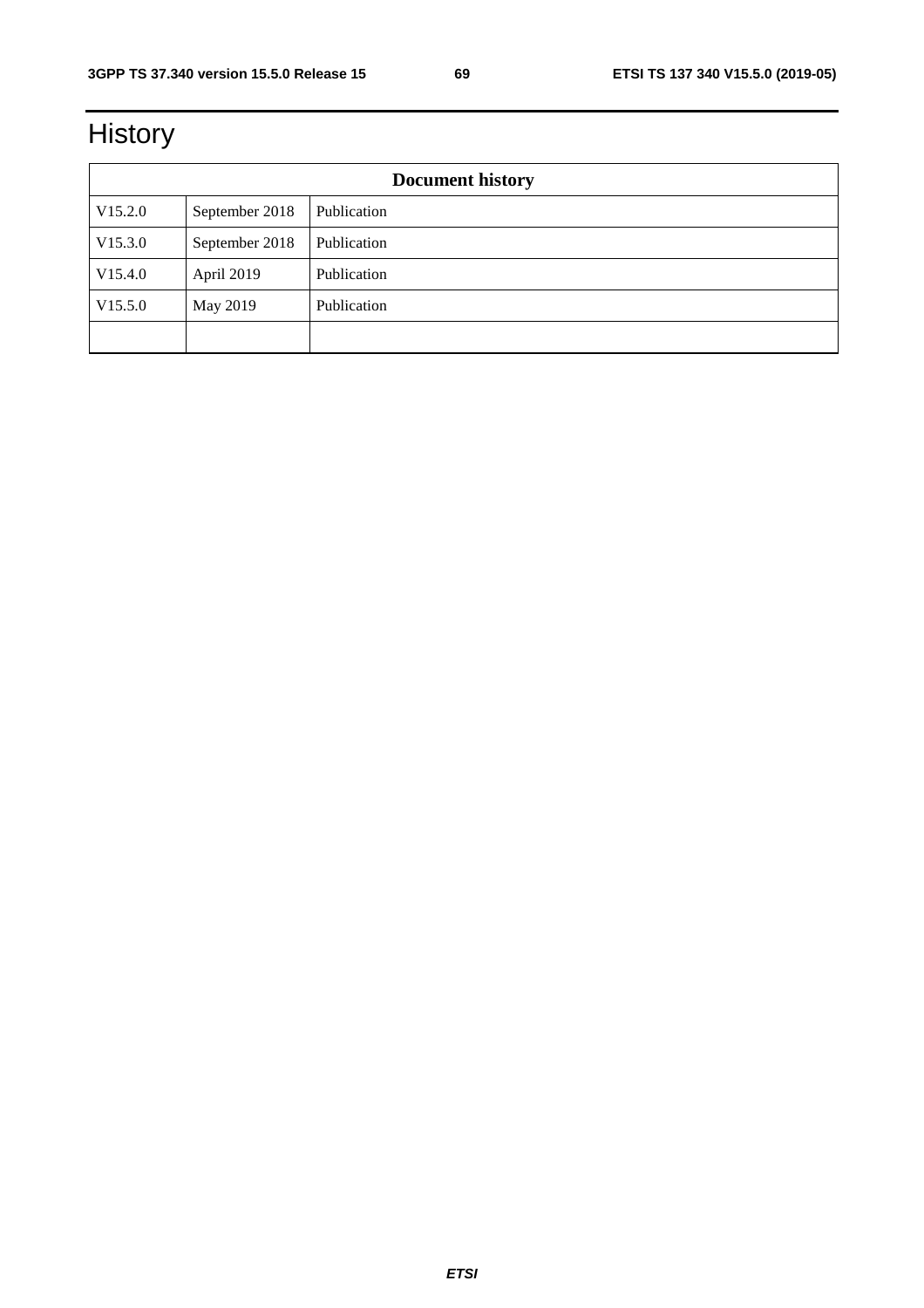# History

| Document history | | |
|---|---|---|
| V15.2.0 | September 2018 | Publication |
| V15.3.0 | September 2018 | Publication |
| V15.4.0 | April 2019 | Publication |
| V15.5.0 | May 2019 | Publication |
| | | |